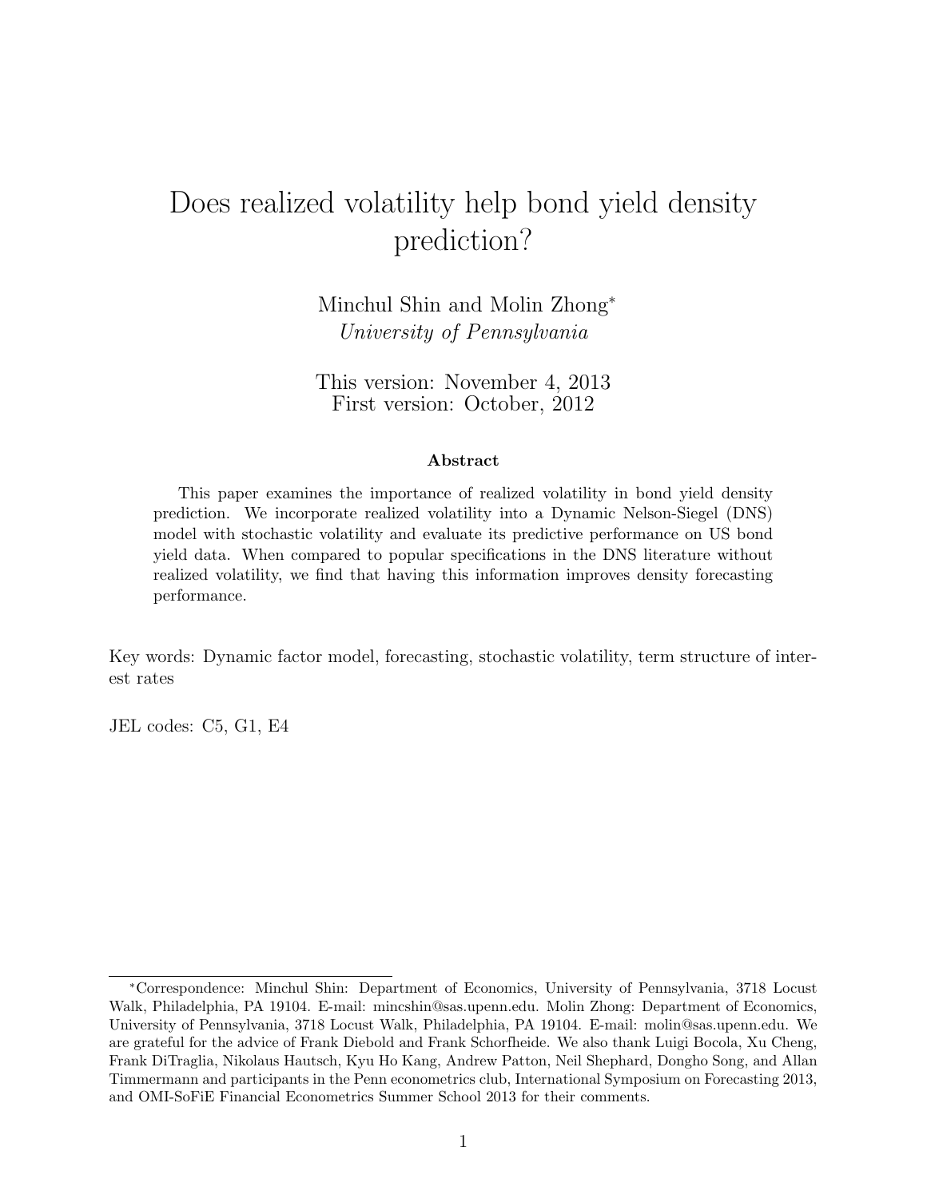# Does realized volatility help bond yield density prediction?

Minchul Shin and Molin Zhong*

*University of Pennsylvania*

This version: November 4, 2013
First version: October, 2012

### Abstract

This paper examines the importance of realized volatility in bond yield density prediction. We incorporate realized volatility into a Dynamic Nelson-Siegel (DNS) model with stochastic volatility and evaluate its predictive performance on US bond yield data. When compared to popular specifications in the DNS literature without realized volatility, we find that having this information improves density forecasting performance.

Key words: Dynamic factor model, forecasting, stochastic volatility, term structure of interest rates

JEL codes: C5, G1, E4

---

*Correspondence: Minchul Shin: Department of Economics, University of Pennsylvania, 3718 Locust Walk, Philadelphia, PA 19104. E-mail: mincshin@sas.upenn.edu. Molin Zhong: Department of Economics, University of Pennsylvania, 3718 Locust Walk, Philadelphia, PA 19104. E-mail: molin@sas.upenn.edu. We are grateful for the advice of Frank Diebold and Frank Schorfheide. We also thank Luigi Bocola, Xu Cheng, Frank DiTraglia, Nikolaus Hautsch, Kyu Ho Kang, Andrew Patton, Neil Shephard, Dongho Song, and Allan Timmermann and participants in the Penn econometrics club, International Symposium on Forecasting 2013, and OMI-SoFiE Financial Econometrics Summer School 2013 for their comments.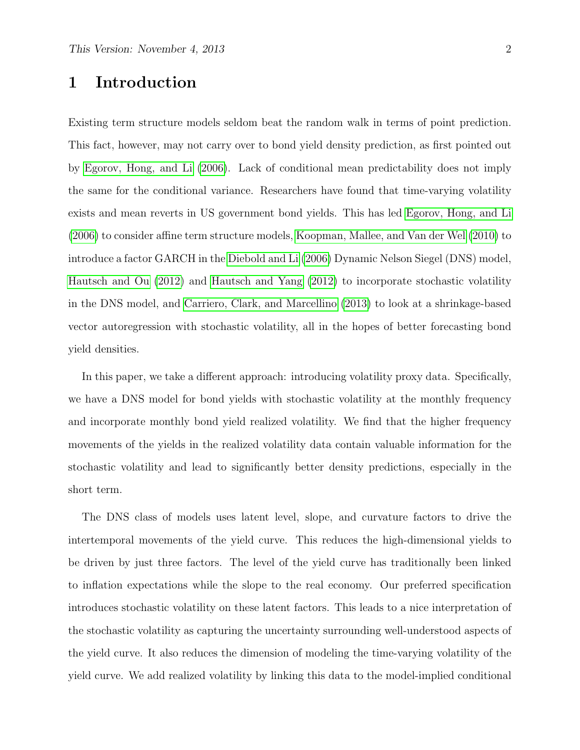# 1 Introduction

Existing term structure models seldom beat the random walk in terms of point prediction. This fact, however, may not carry over to bond yield density prediction, as first pointed out by Egorov, Hong, and Li (2006). Lack of conditional mean predictability does not imply the same for the conditional variance. Researchers have found that time-varying volatility exists and mean reverts in US government bond yields. This has led Egorov, Hong, and Li (2006) to consider affine term structure models, Koopman, Mallee, and Van der Wel (2010) to introduce a factor GARCH in the Diebold and Li (2006) Dynamic Nelson Siegel (DNS) model, Hautsch and Ou (2012) and Hautsch and Yang (2012) to incorporate stochastic volatility in the DNS model, and Carriero, Clark, and Marcellino (2013) to look at a shrinkage-based vector autoregression with stochastic volatility, all in the hopes of better forecasting bond yield densities.

In this paper, we take a different approach: introducing volatility proxy data. Specifically, we have a DNS model for bond yields with stochastic volatility at the monthly frequency and incorporate monthly bond yield realized volatility. We find that the higher frequency movements of the yields in the realized volatility data contain valuable information for the stochastic volatility and lead to significantly better density predictions, especially in the short term.

The DNS class of models uses latent level, slope, and curvature factors to drive the intertemporal movements of the yield curve. This reduces the high-dimensional yields to be driven by just three factors. The level of the yield curve has traditionally been linked to inflation expectations while the slope to the real economy. Our preferred specification introduces stochastic volatility on these latent factors. This leads to a nice interpretation of the stochastic volatility as capturing the uncertainty surrounding well-understood aspects of the yield curve. It also reduces the dimension of modeling the time-varying volatility of the yield curve. We add realized volatility by linking this data to the model-implied conditional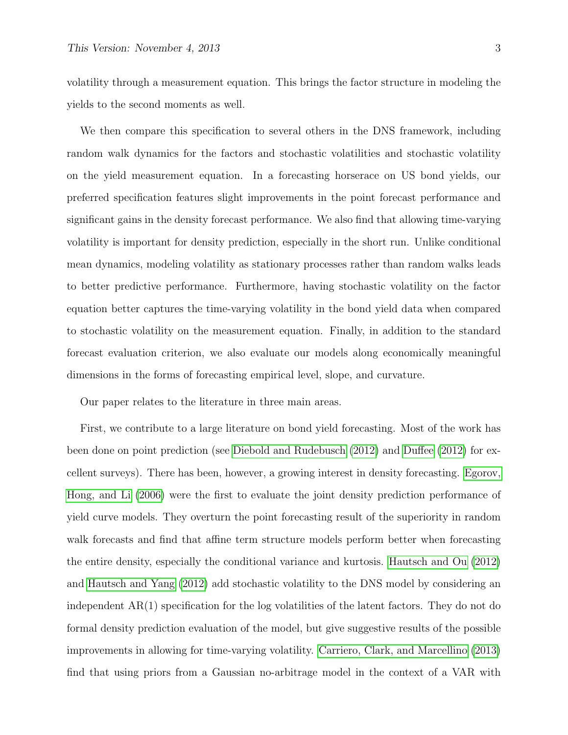volatility through a measurement equation. This brings the factor structure in modeling the yields to the second moments as well.

We then compare this specification to several others in the DNS framework, including random walk dynamics for the factors and stochastic volatilities and stochastic volatility on the yield measurement equation. In a forecasting horserace on US bond yields, our preferred specification features slight improvements in the point forecast performance and significant gains in the density forecast performance. We also find that allowing time-varying volatility is important for density prediction, especially in the short run. Unlike conditional mean dynamics, modeling volatility as stationary processes rather than random walks leads to better predictive performance. Furthermore, having stochastic volatility on the factor equation better captures the time-varying volatility in the bond yield data when compared to stochastic volatility on the measurement equation. Finally, in addition to the standard forecast evaluation criterion, we also evaluate our models along economically meaningful dimensions in the forms of forecasting empirical level, slope, and curvature.

Our paper relates to the literature in three main areas.

First, we contribute to a large literature on bond yield forecasting. Most of the work has been done on point prediction (see Diebold and Rudebusch (2012) and Duffee (2012) for excellent surveys). There has been, however, a growing interest in density forecasting. Egorov, Hong, and Li (2006) were the first to evaluate the joint density prediction performance of yield curve models. They overturn the point forecasting result of the superiority in random walk forecasts and find that affine term structure models perform better when forecasting the entire density, especially the conditional variance and kurtosis. Hautsch and Ou (2012) and Hautsch and Yang (2012) add stochastic volatility to the DNS model by considering an independent AR(1) specification for the log volatilities of the latent factors. They do not do formal density prediction evaluation of the model, but give suggestive results of the possible improvements in allowing for time-varying volatility. Carriero, Clark, and Marcellino (2013) find that using priors from a Gaussian no-arbitrage model in the context of a VAR with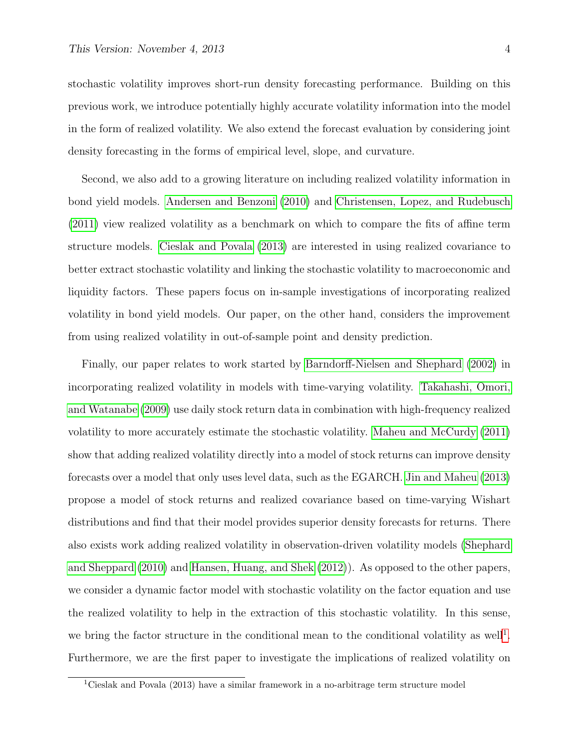stochastic volatility improves short-run density forecasting performance. Building on this previous work, we introduce potentially highly accurate volatility information into the model in the form of realized volatility. We also extend the forecast evaluation by considering joint density forecasting in the forms of empirical level, slope, and curvature.

Second, we also add to a growing literature on including realized volatility information in bond yield models. Andersen and Benzoni (2010) and Christensen, Lopez, and Rudebusch (2011) view realized volatility as a benchmark on which to compare the fits of affine term structure models. Cieslak and Povala (2013) are interested in using realized covariance to better extract stochastic volatility and linking the stochastic volatility to macroeconomic and liquidity factors. These papers focus on in-sample investigations of incorporating realized volatility in bond yield models. Our paper, on the other hand, considers the improvement from using realized volatility in out-of-sample point and density prediction.

Finally, our paper relates to work started by Barndorff-Nielsen and Shephard (2002) in incorporating realized volatility in models with time-varying volatility. Takahashi, Omori, and Watanabe (2009) use daily stock return data in combination with high-frequency realized volatility to more accurately estimate the stochastic volatility. Maheu and McCurdy (2011) show that adding realized volatility directly into a model of stock returns can improve density forecasts over a model that only uses level data, such as the EGARCH. Jin and Maheu (2013) propose a model of stock returns and realized covariance based on time-varying Wishart distributions and find that their model provides superior density forecasts for returns. There also exists work adding realized volatility in observation-driven volatility models (Shephard and Sheppard (2010) and Hansen, Huang, and Shek (2012)). As opposed to the other papers, we consider a dynamic factor model with stochastic volatility on the factor equation and use the realized volatility to help in the extraction of this stochastic volatility. In this sense, we bring the factor structure in the conditional mean to the conditional volatility as well[1]. Furthermore, we are the first paper to investigate the implications of realized volatility on

[1] Cieslak and Povala (2013) have a similar framework in a no-arbitrage term structure model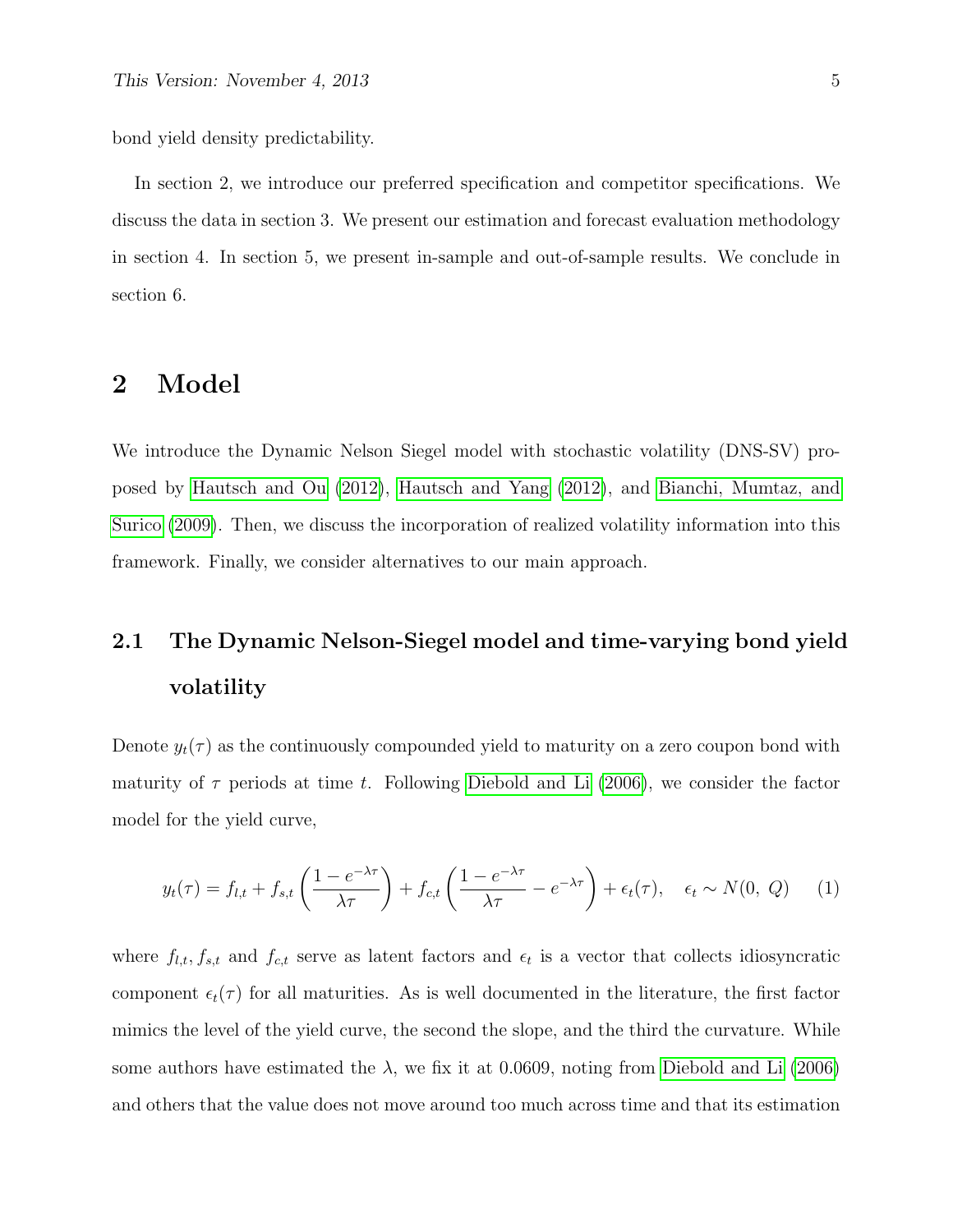bond yield density predictability.

In section 2, we introduce our preferred specification and competitor specifications. We discuss the data in section 3. We present our estimation and forecast evaluation methodology in section 4. In section 5, we present in-sample and out-of-sample results. We conclude in section 6.

# 2 Model

We introduce the Dynamic Nelson Siegel model with stochastic volatility (DNS-SV) proposed by Hautsch and Ou (2012), Hautsch and Yang (2012), and Bianchi, Mumtaz, and Surico (2009). Then, we discuss the incorporation of realized volatility information into this framework. Finally, we consider alternatives to our main approach.

## 2.1 The Dynamic Nelson-Siegel model and time-varying bond yield volatility

Denote $y_t(\tau)$ as the continuously compounded yield to maturity on a zero coupon bond with maturity of $\tau$ periods at time $t$. Following Diebold and Li (2006), we consider the factor model for the yield curve,

$$y_t(\tau) = f_{l,t} + f_{s,t}\left(\frac{1-e^{-\lambda\tau}}{\lambda\tau}\right) + f_{c,t}\left(\frac{1-e^{-\lambda\tau}}{\lambda\tau} - e^{-\lambda\tau}\right) + \epsilon_t(\tau), \quad \epsilon_t \sim N(0,\, Q) \qquad (1)$$

where $f_{l,t}, f_{s,t}$ and $f_{c,t}$ serve as latent factors and $\epsilon_t$ is a vector that collects idiosyncratic component $\epsilon_t(\tau)$ for all maturities. As is well documented in the literature, the first factor mimics the level of the yield curve, the second the slope, and the third the curvature. While some authors have estimated the $\lambda$, we fix it at 0.0609, noting from Diebold and Li (2006) and others that the value does not move around too much across time and that its estimation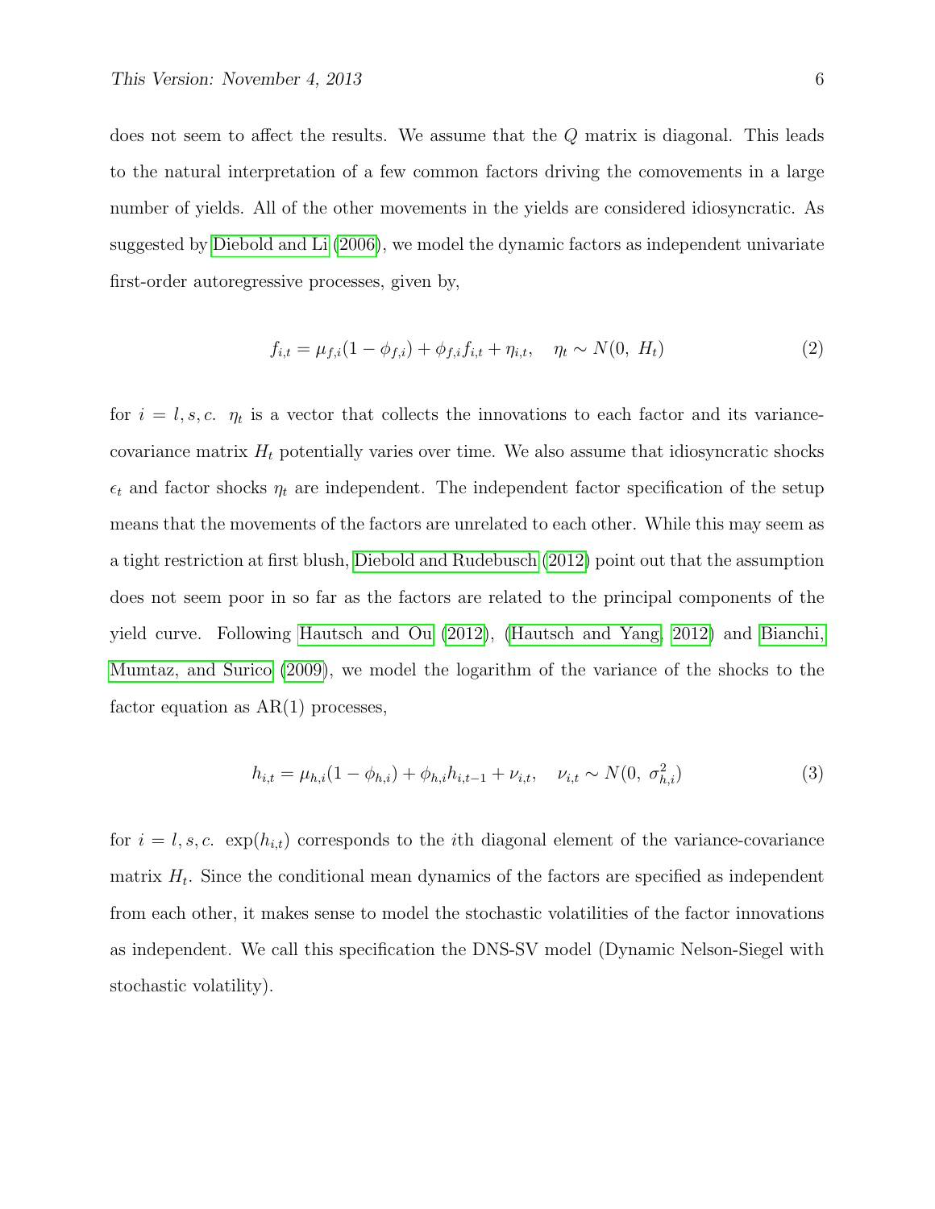does not seem to affect the results. We assume that the $Q$ matrix is diagonal. This leads to the natural interpretation of a few common factors driving the comovements in a large number of yields. All of the other movements in the yields are considered idiosyncratic. As suggested by Diebold and Li (2006), we model the dynamic factors as independent univariate first-order autoregressive processes, given by,

$$f_{i,t} = \mu_{f,i}(1 - \phi_{f,i}) + \phi_{f,i} f_{i,t} + \eta_{i,t}, \quad \eta_t \sim N(0,\ H_t) \tag{2}$$

for $i = l, s, c$. $\eta_t$ is a vector that collects the innovations to each factor and its variance-covariance matrix $H_t$ potentially varies over time. We also assume that idiosyncratic shocks $\epsilon_t$ and factor shocks $\eta_t$ are independent. The independent factor specification of the setup means that the movements of the factors are unrelated to each other. While this may seem as a tight restriction at first blush, Diebold and Rudebusch (2012) point out that the assumption does not seem poor in so far as the factors are related to the principal components of the yield curve. Following Hautsch and Ou (2012), (Hautsch and Yang, 2012) and Bianchi, Mumtaz, and Surico (2009), we model the logarithm of the variance of the shocks to the factor equation as AR(1) processes,

$$h_{i,t} = \mu_{h,i}(1 - \phi_{h,i}) + \phi_{h,i} h_{i,t-1} + \nu_{i,t}, \quad \nu_{i,t} \sim N(0,\ \sigma^2_{h,i}) \tag{3}$$

for $i = l, s, c$. $\exp(h_{i,t})$ corresponds to the $i$th diagonal element of the variance-covariance matrix $H_t$. Since the conditional mean dynamics of the factors are specified as independent from each other, it makes sense to model the stochastic volatilities of the factor innovations as independent. We call this specification the DNS-SV model (Dynamic Nelson-Siegel with stochastic volatility).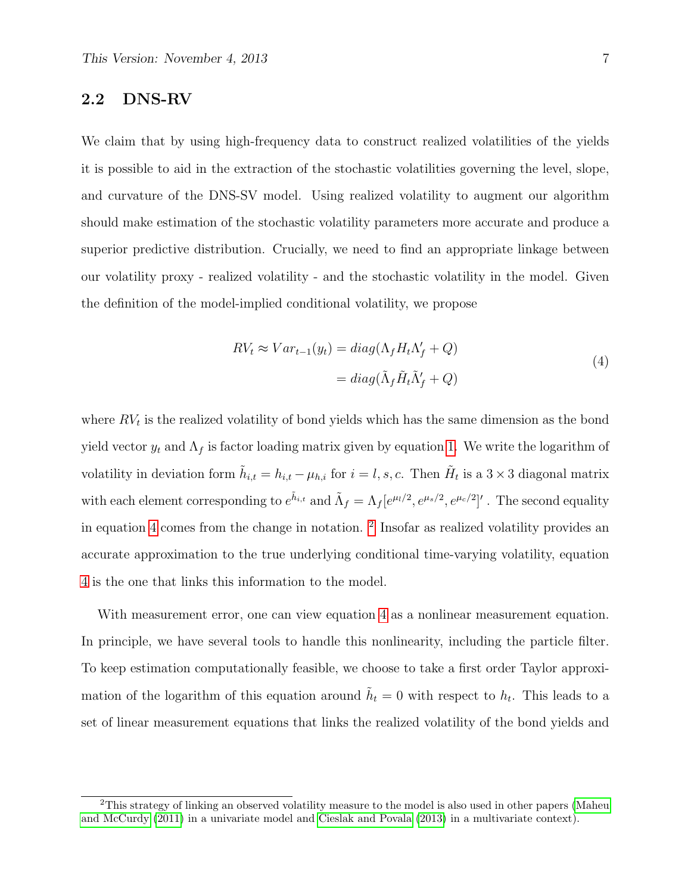## 2.2 DNS-RV

We claim that by using high-frequency data to construct realized volatilities of the yields it is possible to aid in the extraction of the stochastic volatilities governing the level, slope, and curvature of the DNS-SV model. Using realized volatility to augment our algorithm should make estimation of the stochastic volatility parameters more accurate and produce a superior predictive distribution. Crucially, we need to find an appropriate linkage between our volatility proxy - realized volatility - and the stochastic volatility in the model. Given the definition of the model-implied conditional volatility, we propose

$$
\begin{aligned}
RV_t \approx Var_{t-1}(y_t) &= diag(\Lambda_f H_t \Lambda_f' + Q) \\
&= diag(\tilde{\Lambda}_f \tilde{H}_t \tilde{\Lambda}_f' + Q)
\end{aligned}
\tag{4}
$$

where $RV_t$ is the realized volatility of bond yields which has the same dimension as the bond yield vector $y_t$ and $\Lambda_f$ is factor loading matrix given by equation 1. We write the logarithm of volatility in deviation form $\tilde{h}_{i,t} = h_{i,t} - \mu_{h,i}$ for $i = l, s, c$. Then $\tilde{H}_t$ is a $3 \times 3$ diagonal matrix with each element corresponding to $e^{\tilde{h}_{i,t}}$ and $\tilde{\Lambda}_f = \Lambda_f [e^{\mu_l/2}, e^{\mu_s/2}, e^{\mu_c/2}]'$ . The second equality in equation 4 comes from the change in notation. [2] Insofar as realized volatility provides an accurate approximation to the true underlying conditional time-varying volatility, equation 4 is the one that links this information to the model.

With measurement error, one can view equation 4 as a nonlinear measurement equation. In principle, we have several tools to handle this nonlinearity, including the particle filter. To keep estimation computationally feasible, we choose to take a first order Taylor approximation of the logarithm of this equation around $\tilde{h}_t = 0$ with respect to $h_t$. This leads to a set of linear measurement equations that links the realized volatility of the bond yields and

[2] This strategy of linking an observed volatility measure to the model is also used in other papers (Maheu and McCurdy (2011) in a univariate model and Cieslak and Povala (2013) in a multivariate context).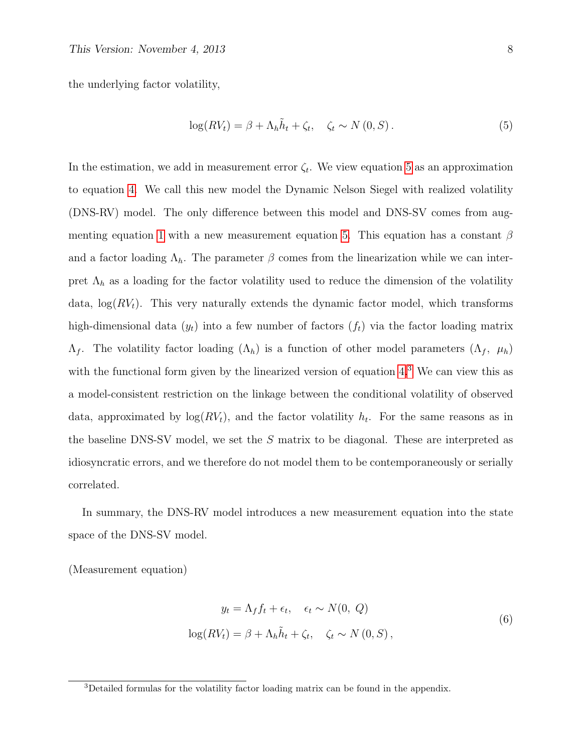the underlying factor volatility,

$$\log(RV_t) = \beta + \Lambda_h \tilde{h}_t + \zeta_t, \quad \zeta_t \sim N(0, S). \tag{5}$$

In the estimation, we add in measurement error $\zeta_t$. We view equation 5 as an approximation to equation 4. We call this new model the Dynamic Nelson Siegel with realized volatility (DNS-RV) model. The only difference between this model and DNS-SV comes from augmenting equation 1 with a new measurement equation 5. This equation has a constant $\beta$ and a factor loading $\Lambda_h$. The parameter $\beta$ comes from the linearization while we can interpret $\Lambda_h$ as a loading for the factor volatility used to reduce the dimension of the volatility data, $\log(RV_t)$. This very naturally extends the dynamic factor model, which transforms high-dimensional data ($y_t$) into a few number of factors ($f_t$) via the factor loading matrix $\Lambda_f$. The volatility factor loading ($\Lambda_h$) is a function of other model parameters ($\Lambda_f,\ \mu_h$) with the functional form given by the linearized version of equation 4.[3] We can view this as a model-consistent restriction on the linkage between the conditional volatility of observed data, approximated by $\log(RV_t)$, and the factor volatility $h_t$. For the same reasons as in the baseline DNS-SV model, we set the $S$ matrix to be diagonal. These are interpreted as idiosyncratic errors, and we therefore do not model them to be contemporaneously or serially correlated.

In summary, the DNS-RV model introduces a new measurement equation into the state space of the DNS-SV model.

(Measurement equation)

$$\begin{aligned} y_t &= \Lambda_f f_t + \epsilon_t, \quad \epsilon_t \sim N(0,\ Q) \\ \log(RV_t) &= \beta + \Lambda_h \tilde{h}_t + \zeta_t, \quad \zeta_t \sim N(0, S), \end{aligned} \tag{6}$$

[3] Detailed formulas for the volatility factor loading matrix can be found in the appendix.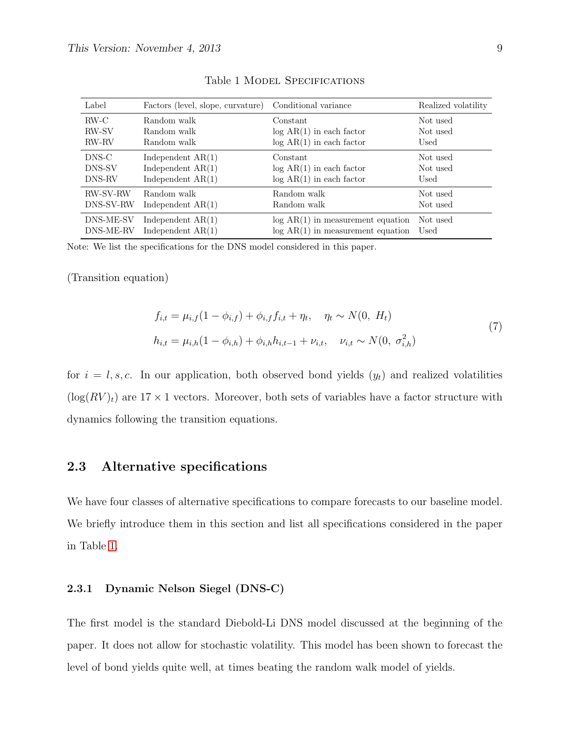Table 1 Model Specifications

| Label | Factors (level, slope, curvature) | Conditional variance | Realized volatility |
|---|---|---|---|
| RW-C | Random walk | Constant | Not used |
| RW-SV | Random walk | log AR(1) in each factor | Not used |
| RW-RV | Random walk | log AR(1) in each factor | Used |
| DNS-C | Independent AR(1) | Constant | Not used |
| DNS-SV | Independent AR(1) | log AR(1) in each factor | Not used |
| DNS-RV | Independent AR(1) | log AR(1) in each factor | Used |
| RW-SV-RW | Random walk | Random walk | Not used |
| DNS-SV-RW | Independent AR(1) | Random walk | Not used |
| DNS-ME-SV | Independent AR(1) | log AR(1) in measurement equation | Not used |
| DNS-ME-RV | Independent AR(1) | log AR(1) in measurement equation | Used |

Note: We list the specifications for the DNS model considered in this paper.

(Transition equation)

$$
\begin{aligned}
f_{i,t} &= \mu_{i,f}(1-\phi_{i,f}) + \phi_{i,f} f_{i,t} + \eta_t, \quad \eta_t \sim N(0,\ H_t) \\
h_{i,t} &= \mu_{i,h}(1-\phi_{i,h}) + \phi_{i,h} h_{i,t-1} + \nu_{i,t}, \quad \nu_{i,t} \sim N(0,\ \sigma_{i,h}^2)
\end{aligned}
\tag{7}
$$

for $i = l, s, c$. In our application, both observed bond yields ($y_t$) and realized volatilities ($\log(RV)_t$) are $17 \times 1$ vectors. Moreover, both sets of variables have a factor structure with dynamics following the transition equations.

## 2.3 Alternative specifications

We have four classes of alternative specifications to compare forecasts to our baseline model. We briefly introduce them in this section and list all specifications considered in the paper in Table 1.

### 2.3.1 Dynamic Nelson Siegel (DNS-C)

The first model is the standard Diebold-Li DNS model discussed at the beginning of the paper. It does not allow for stochastic volatility. This model has been shown to forecast the level of bond yields quite well, at times beating the random walk model of yields.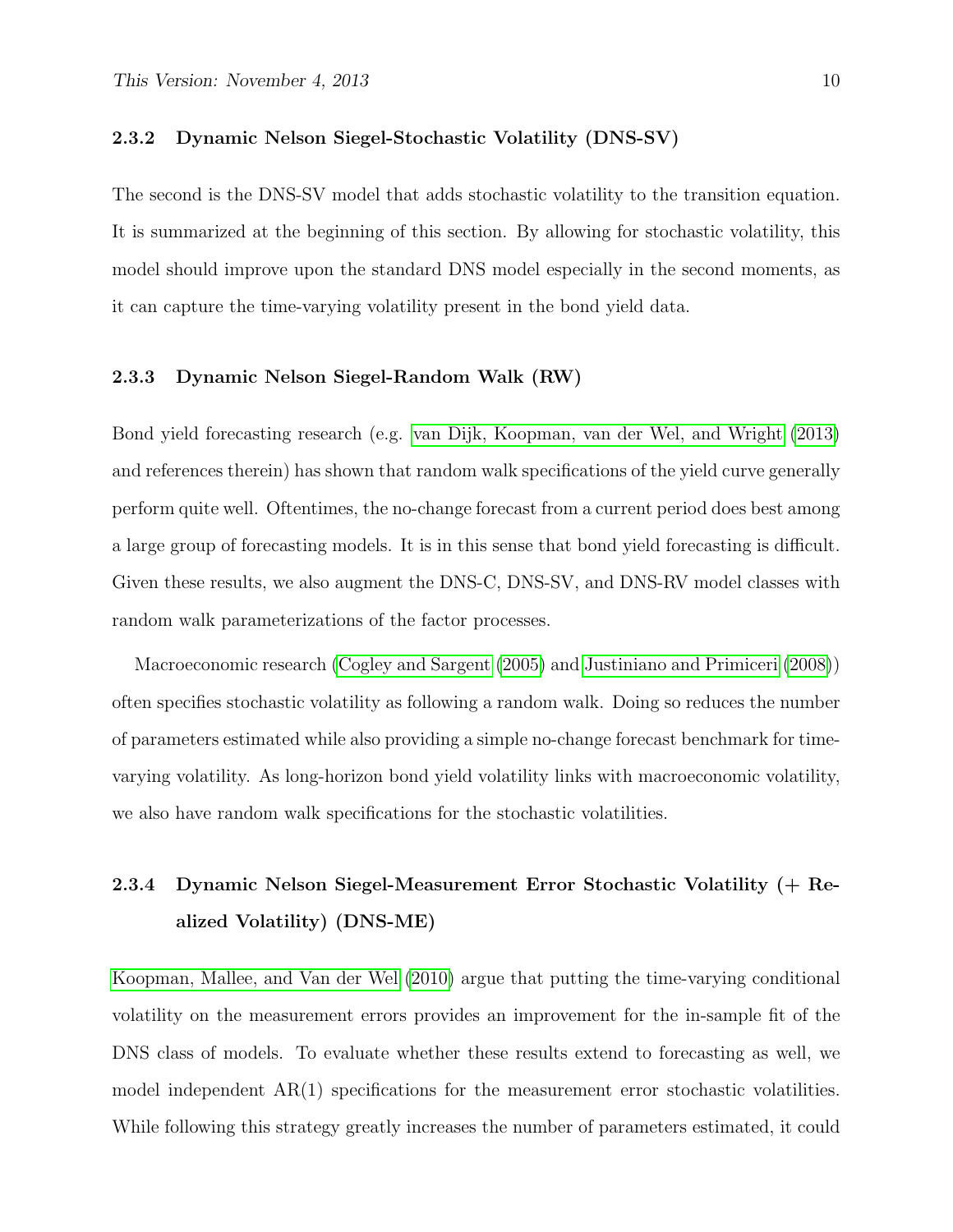### 2.3.2 Dynamic Nelson Siegel-Stochastic Volatility (DNS-SV)

The second is the DNS-SV model that adds stochastic volatility to the transition equation. It is summarized at the beginning of this section. By allowing for stochastic volatility, this model should improve upon the standard DNS model especially in the second moments, as it can capture the time-varying volatility present in the bond yield data.

### 2.3.3 Dynamic Nelson Siegel-Random Walk (RW)

Bond yield forecasting research (e.g. van Dijk, Koopman, van der Wel, and Wright (2013) and references therein) has shown that random walk specifications of the yield curve generally perform quite well. Oftentimes, the no-change forecast from a current period does best among a large group of forecasting models. It is in this sense that bond yield forecasting is difficult. Given these results, we also augment the DNS-C, DNS-SV, and DNS-RV model classes with random walk parameterizations of the factor processes.

Macroeconomic research (Cogley and Sargent (2005) and Justiniano and Primiceri (2008)) often specifies stochastic volatility as following a random walk. Doing so reduces the number of parameters estimated while also providing a simple no-change forecast benchmark for time-varying volatility. As long-horizon bond yield volatility links with macroeconomic volatility, we also have random walk specifications for the stochastic volatilities.

### 2.3.4 Dynamic Nelson Siegel-Measurement Error Stochastic Volatility (+ Realized Volatility) (DNS-ME)

Koopman, Mallee, and Van der Wel (2010) argue that putting the time-varying conditional volatility on the measurement errors provides an improvement for the in-sample fit of the DNS class of models. To evaluate whether these results extend to forecasting as well, we model independent AR(1) specifications for the measurement error stochastic volatilities. While following this strategy greatly increases the number of parameters estimated, it could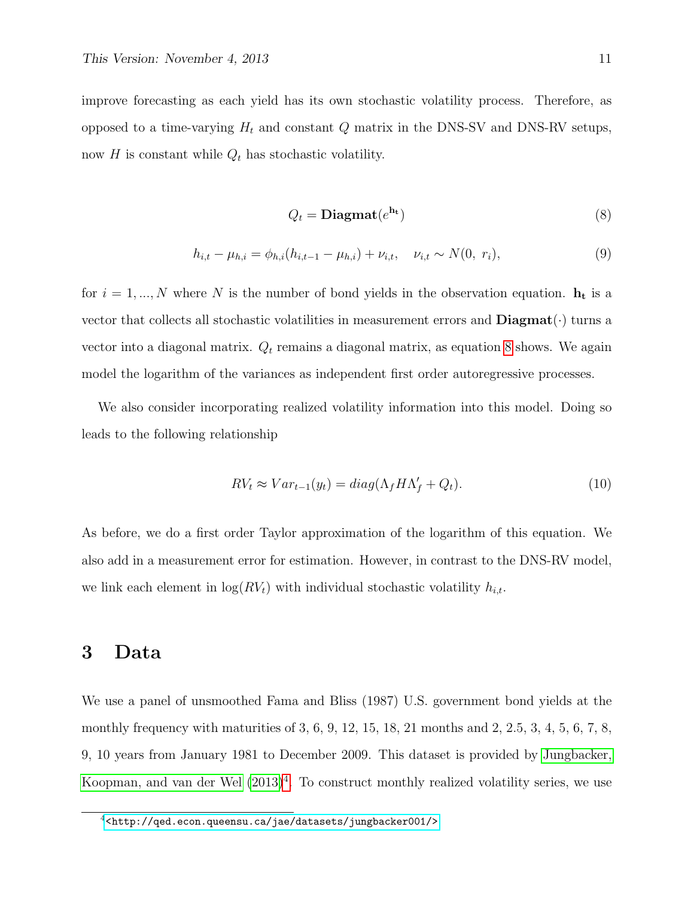improve forecasting as each yield has its own stochastic volatility process. Therefore, as opposed to a time-varying $H_t$ and constant $Q$ matrix in the DNS-SV and DNS-RV setups, now $H$ is constant while $Q_t$ has stochastic volatility.

$$Q_t = \mathbf{Diagmat}(e^{\mathbf{h_t}}) \tag{8}$$

$$h_{i,t} - \mu_{h,i} = \phi_{h,i}(h_{i,t-1} - \mu_{h,i}) + \nu_{i,t}, \quad \nu_{i,t} \sim N(0,\ r_i), \tag{9}$$

for $i = 1, ..., N$ where $N$ is the number of bond yields in the observation equation. $\mathbf{h_t}$ is a vector that collects all stochastic volatilities in measurement errors and $\mathbf{Diagmat}(\cdot)$ turns a vector into a diagonal matrix. $Q_t$ remains a diagonal matrix, as equation 8 shows. We again model the logarithm of the variances as independent first order autoregressive processes.

We also consider incorporating realized volatility information into this model. Doing so leads to the following relationship

$$RV_t \approx Var_{t-1}(y_t) = diag(\Lambda_f H \Lambda_f' + Q_t). \tag{10}$$

As before, we do a first order Taylor approximation of the logarithm of this equation. We also add in a measurement error for estimation. However, in contrast to the DNS-RV model, we link each element in $\log(RV_t)$ with individual stochastic volatility $h_{i,t}$.

# 3 Data

We use a panel of unsmoothed Fama and Bliss (1987) U.S. government bond yields at the monthly frequency with maturities of 3, 6, 9, 12, 15, 18, 21 months and 2, 2.5, 3, 4, 5, 6, 7, 8, 9, 10 years from January 1981 to December 2009. This dataset is provided by Jungbacker, Koopman, and van der Wel (2013)[4]. To construct monthly realized volatility series, we use

[4] <http://qed.econ.queensu.ca/jae/datasets/jungbacker001/>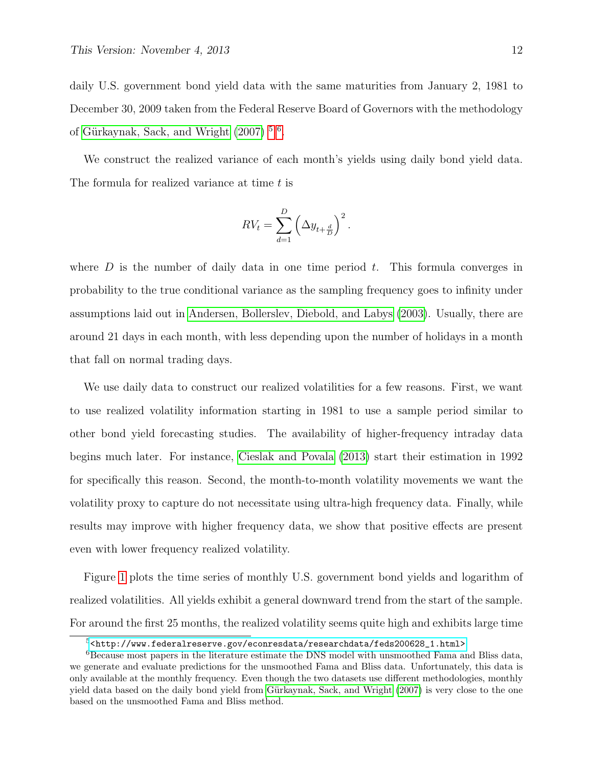daily U.S. government bond yield data with the same maturities from January 2, 1981 to December 30, 2009 taken from the Federal Reserve Board of Governors with the methodology of Gürkaynak, Sack, and Wright (2007) [5] [6].

We construct the realized variance of each month's yields using daily bond yield data. The formula for realized variance at time $t$ is

$$RV_t = \sum_{d=1}^{D} \left( \Delta y_{t+\frac{d}{D}} \right)^2 .$$

where $D$ is the number of daily data in one time period $t$. This formula converges in probability to the true conditional variance as the sampling frequency goes to infinity under assumptions laid out in Andersen, Bollerslev, Diebold, and Labys (2003). Usually, there are around 21 days in each month, with less depending upon the number of holidays in a month that fall on normal trading days.

We use daily data to construct our realized volatilities for a few reasons. First, we want to use realized volatility information starting in 1981 to use a sample period similar to other bond yield forecasting studies. The availability of higher-frequency intraday data begins much later. For instance, Cieslak and Povala (2013) start their estimation in 1992 for specifically this reason. Second, the month-to-month volatility movements we want the volatility proxy to capture do not necessitate using ultra-high frequency data. Finally, while results may improve with higher frequency data, we show that positive effects are present even with lower frequency realized volatility.

Figure 1 plots the time series of monthly U.S. government bond yields and logarithm of realized volatilities. All yields exhibit a general downward trend from the start of the sample. For around the first 25 months, the realized volatility seems quite high and exhibits large time

[5] <http://www.federalreserve.gov/econresdata/researchdata/feds200628_1.html>

[6] Because most papers in the literature estimate the DNS model with unsmoothed Fama and Bliss data, we generate and evaluate predictions for the unsmoothed Fama and Bliss data. Unfortunately, this data is only available at the monthly frequency. Even though the two datasets use different methodologies, monthly yield data based on the daily bond yield from Gürkaynak, Sack, and Wright (2007) is very close to the one based on the unsmoothed Fama and Bliss method.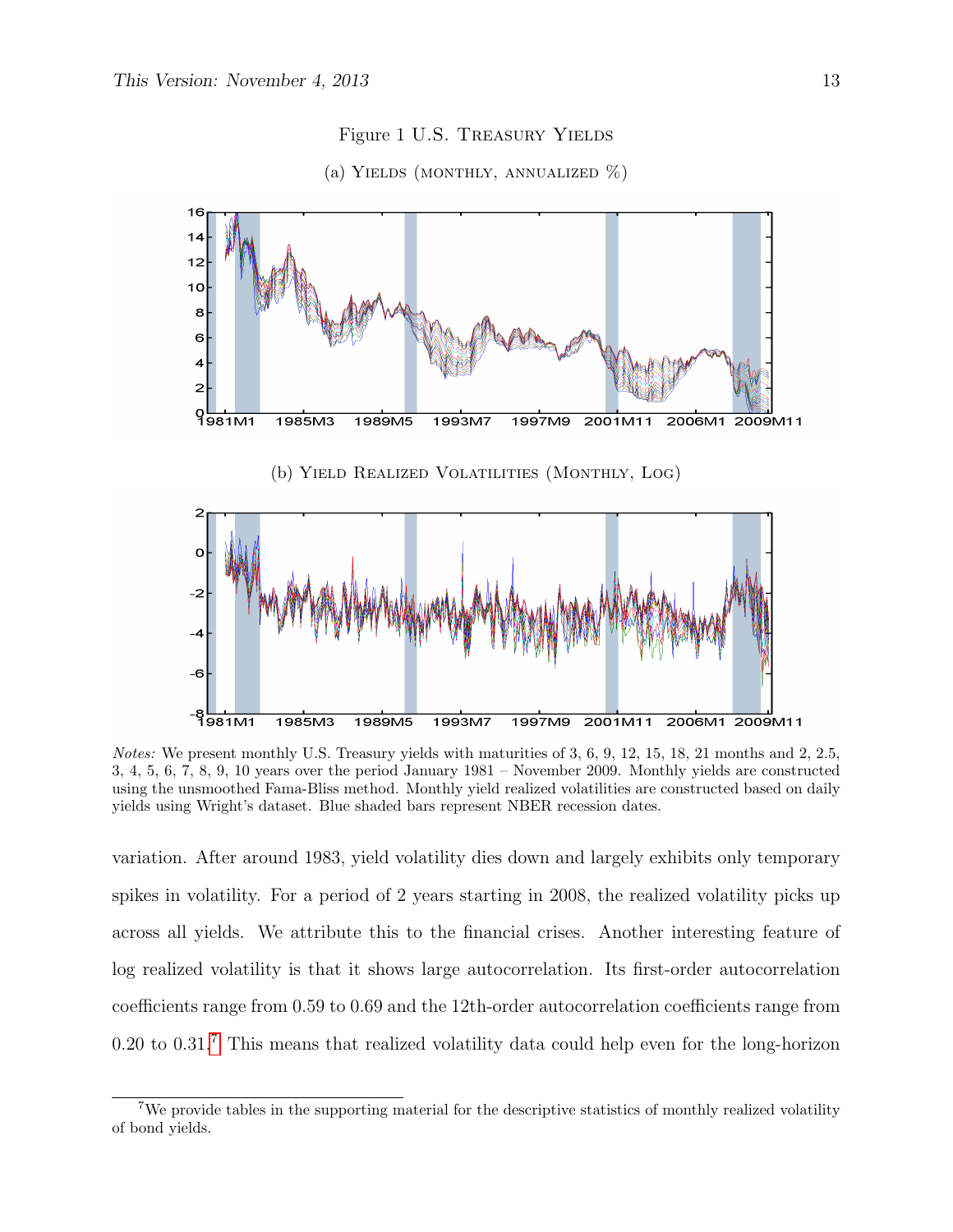Figure 1 U.S. Treasury Yields

(a) Yields (monthly, annualized %)

(b) Yield Realized Volatilities (Monthly, Log)

*Notes:* We present monthly U.S. Treasury yields with maturities of 3, 6, 9, 12, 15, 18, 21 months and 2, 2.5, 3, 4, 5, 6, 7, 8, 9, 10 years over the period January 1981 – November 2009. Monthly yields are constructed using the unsmoothed Fama-Bliss method. Monthly yield realized volatilities are constructed based on daily yields using Wright's dataset. Blue shaded bars represent NBER recession dates.

variation. After around 1983, yield volatility dies down and largely exhibits only temporary spikes in volatility. For a period of 2 years starting in 2008, the realized volatility picks up across all yields. We attribute this to the financial crises. Another interesting feature of log realized volatility is that it shows large autocorrelation. Its first-order autocorrelation coefficients range from 0.59 to 0.69 and the 12th-order autocorrelation coefficients range from 0.20 to 0.31.[7] This means that realized volatility data could help even for the long-horizon

[7]We provide tables in the supporting material for the descriptive statistics of monthly realized volatility of bond yields.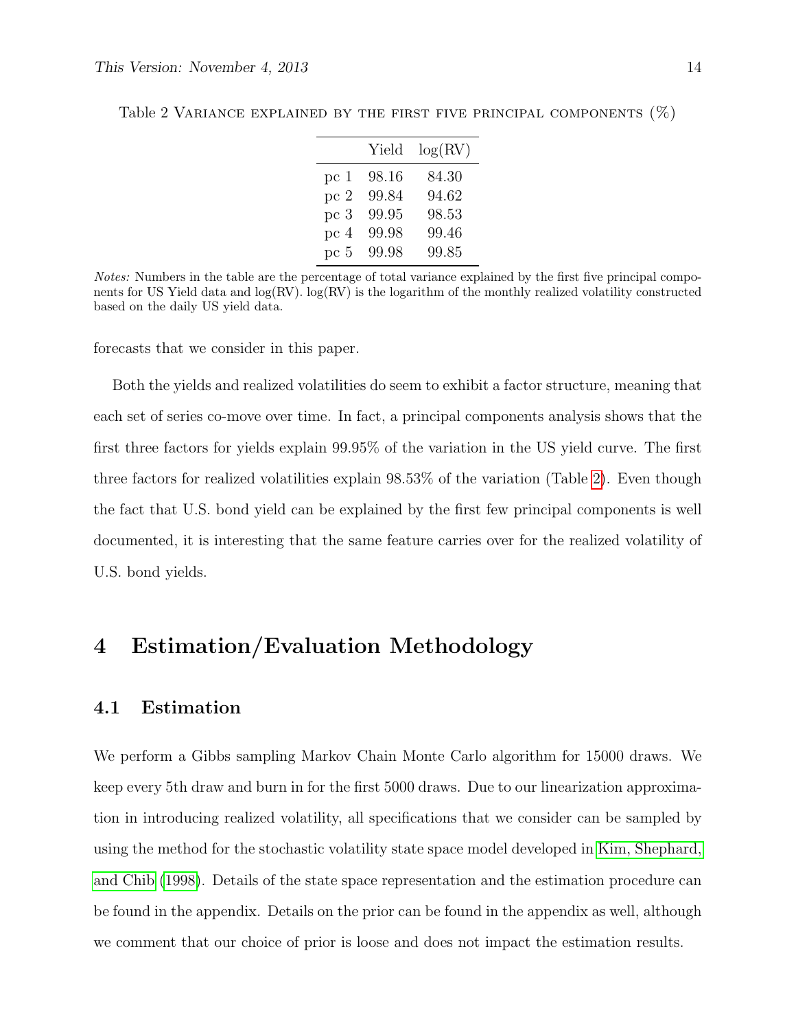Table 2 Variance explained by the first five principal components (%)

| | Yield | log(RV) |
|---|---|---|
| pc 1 | 98.16 | 84.30 |
| pc 2 | 99.84 | 94.62 |
| pc 3 | 99.95 | 98.53 |
| pc 4 | 99.98 | 99.46 |
| pc 5 | 99.98 | 99.85 |

*Notes:* Numbers in the table are the percentage of total variance explained by the first five principal components for US Yield data and log(RV). log(RV) is the logarithm of the monthly realized volatility constructed based on the daily US yield data.

forecasts that we consider in this paper.

Both the yields and realized volatilities do seem to exhibit a factor structure, meaning that each set of series co-move over time. In fact, a principal components analysis shows that the first three factors for yields explain 99.95% of the variation in the US yield curve. The first three factors for realized volatilities explain 98.53% of the variation (Table 2). Even though the fact that U.S. bond yield can be explained by the first few principal components is well documented, it is interesting that the same feature carries over for the realized volatility of U.S. bond yields.

# 4 Estimation/Evaluation Methodology

## 4.1 Estimation

We perform a Gibbs sampling Markov Chain Monte Carlo algorithm for 15000 draws. We keep every 5th draw and burn in for the first 5000 draws. Due to our linearization approximation in introducing realized volatility, all specifications that we consider can be sampled by using the method for the stochastic volatility state space model developed in Kim, Shephard, and Chib (1998). Details of the state space representation and the estimation procedure can be found in the appendix. Details on the prior can be found in the appendix as well, although we comment that our choice of prior is loose and does not impact the estimation results.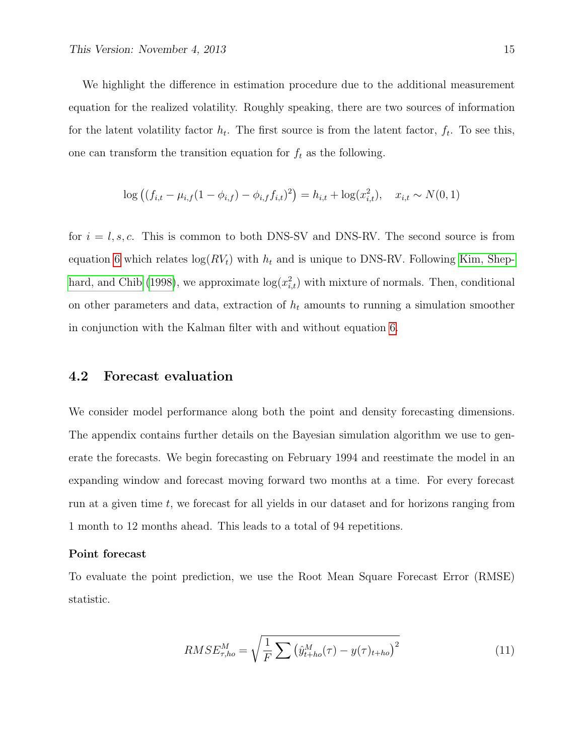We highlight the difference in estimation procedure due to the additional measurement equation for the realized volatility. Roughly speaking, there are two sources of information for the latent volatility factor $h_t$. The first source is from the latent factor, $f_t$. To see this, one can transform the transition equation for $f_t$ as the following.

$$\log\left((f_{i,t} - \mu_{i,f}(1-\phi_{i,f}) - \phi_{i,f} f_{i,t})^2\right) = h_{i,t} + \log(x_{i,t}^2), \quad x_{i,t} \sim N(0,1)$$

for $i = l, s, c$. This is common to both DNS-SV and DNS-RV. The second source is from equation 6 which relates $\log(RV_t)$ with $h_t$ and is unique to DNS-RV. Following Kim, Shephard, and Chib (1998), we approximate $\log(x_{i,t}^2)$ with mixture of normals. Then, conditional on other parameters and data, extraction of $h_t$ amounts to running a simulation smoother in conjunction with the Kalman filter with and without equation 6.

## 4.2 Forecast evaluation

We consider model performance along both the point and density forecasting dimensions. The appendix contains further details on the Bayesian simulation algorithm we use to generate the forecasts. We begin forecasting on February 1994 and reestimate the model in an expanding window and forecast moving forward two months at a time. For every forecast run at a given time $t$, we forecast for all yields in our dataset and for horizons ranging from 1 month to 12 months ahead. This leads to a total of 94 repetitions.

**Point forecast**

To evaluate the point prediction, we use the Root Mean Square Forecast Error (RMSE) statistic.

$$RMSE_{\tau,ho}^{M} = \sqrt{\frac{1}{F}\sum\left(\hat{y}_{t+ho}^{M}(\tau) - y(\tau)_{t+ho}\right)^2} \tag{11}$$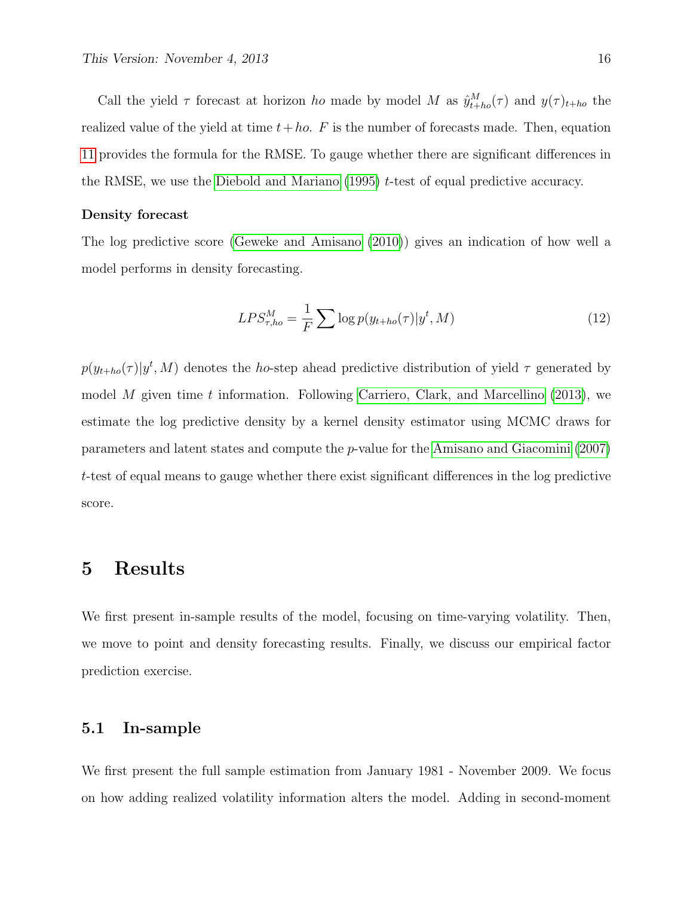Call the yield $\tau$ forecast at horizon $ho$ made by model $M$ as $\hat{y}^M_{t+ho}(\tau)$ and $y(\tau)_{t+ho}$ the realized value of the yield at time $t+ho$. $F$ is the number of forecasts made. Then, equation 11 provides the formula for the RMSE. To gauge whether there are significant differences in the RMSE, we use the Diebold and Mariano (1995) $t$-test of equal predictive accuracy.

**Density forecast**

The log predictive score (Geweke and Amisano (2010)) gives an indication of how well a model performs in density forecasting.

$$LPS^M_{\tau,ho} = \frac{1}{F} \sum \log p(y_{t+ho}(\tau)|y^t, M) \tag{12}$$

$p(y_{t+ho}(\tau)|y^t, M)$ denotes the $ho$-step ahead predictive distribution of yield $\tau$ generated by model $M$ given time $t$ information. Following Carriero, Clark, and Marcellino (2013), we estimate the log predictive density by a kernel density estimator using MCMC draws for parameters and latent states and compute the $p$-value for the Amisano and Giacomini (2007) $t$-test of equal means to gauge whether there exist significant differences in the log predictive score.

# 5 Results

We first present in-sample results of the model, focusing on time-varying volatility. Then, we move to point and density forecasting results. Finally, we discuss our empirical factor prediction exercise.

## 5.1 In-sample

We first present the full sample estimation from January 1981 - November 2009. We focus on how adding realized volatility information alters the model. Adding in second-moment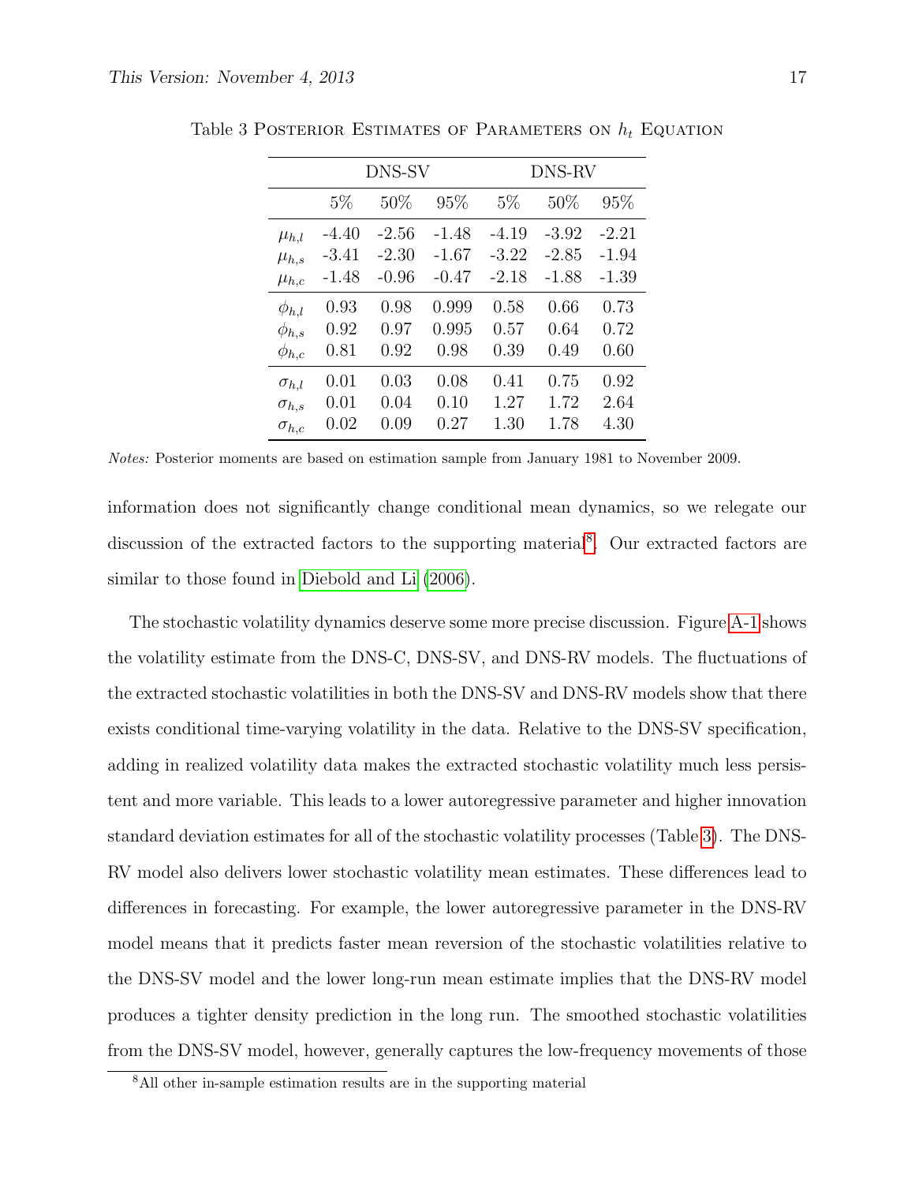Table 3 Posterior Estimates of Parameters on $h_t$ Equation

| | DNS-SV | | | DNS-RV | | |
|---|---|---|---|---|---|---|
| | 5% | 50% | 95% | 5% | 50% | 95% |
| $\mu_{h,l}$ | -4.40 | -2.56 | -1.48 | -4.19 | -3.92 | -2.21 |
| $\mu_{h,s}$ | -3.41 | -2.30 | -1.67 | -3.22 | -2.85 | -1.94 |
| $\mu_{h,c}$ | -1.48 | -0.96 | -0.47 | -2.18 | -1.88 | -1.39 |
| $\phi_{h,l}$ | 0.93 | 0.98 | 0.999 | 0.58 | 0.66 | 0.73 |
| $\phi_{h,s}$ | 0.92 | 0.97 | 0.995 | 0.57 | 0.64 | 0.72 |
| $\phi_{h,c}$ | 0.81 | 0.92 | 0.98 | 0.39 | 0.49 | 0.60 |
| $\sigma_{h,l}$ | 0.01 | 0.03 | 0.08 | 0.41 | 0.75 | 0.92 |
| $\sigma_{h,s}$ | 0.01 | 0.04 | 0.10 | 1.27 | 1.72 | 2.64 |
| $\sigma_{h,c}$ | 0.02 | 0.09 | 0.27 | 1.30 | 1.78 | 4.30 |

*Notes:* Posterior moments are based on estimation sample from January 1981 to November 2009.

information does not significantly change conditional mean dynamics, so we relegate our discussion of the extracted factors to the supporting material[8]. Our extracted factors are similar to those found in Diebold and Li (2006).

The stochastic volatility dynamics deserve some more precise discussion. Figure A-1 shows the volatility estimate from the DNS-C, DNS-SV, and DNS-RV models. The fluctuations of the extracted stochastic volatilities in both the DNS-SV and DNS-RV models show that there exists conditional time-varying volatility in the data. Relative to the DNS-SV specification, adding in realized volatility data makes the extracted stochastic volatility much less persistent and more variable. This leads to a lower autoregressive parameter and higher innovation standard deviation estimates for all of the stochastic volatility processes (Table 3). The DNS-RV model also delivers lower stochastic volatility mean estimates. These differences lead to differences in forecasting. For example, the lower autoregressive parameter in the DNS-RV model means that it predicts faster mean reversion of the stochastic volatilities relative to the DNS-SV model and the lower long-run mean estimate implies that the DNS-RV model produces a tighter density prediction in the long run. The smoothed stochastic volatilities from the DNS-SV model, however, generally captures the low-frequency movements of those

[8] All other in-sample estimation results are in the supporting material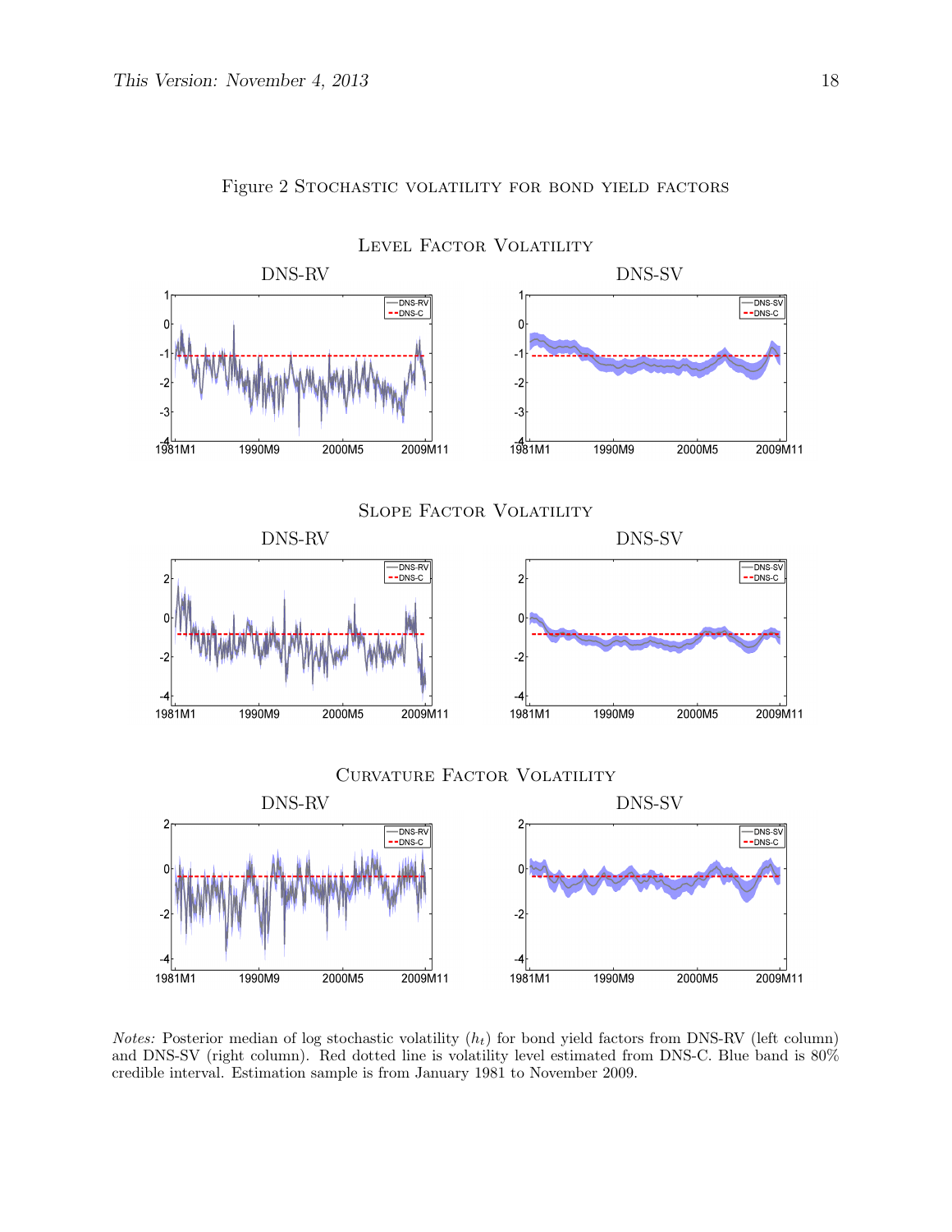Figure 2 Stochastic volatility for bond yield factors

Level Factor Volatility

Slope Factor Volatility

Curvature Factor Volatility

*Notes:* Posterior median of log stochastic volatility ($h_t$) for bond yield factors from DNS-RV (left column) and DNS-SV (right column). Red dotted line is volatility level estimated from DNS-C. Blue band is 80% credible interval. Estimation sample is from January 1981 to November 2009.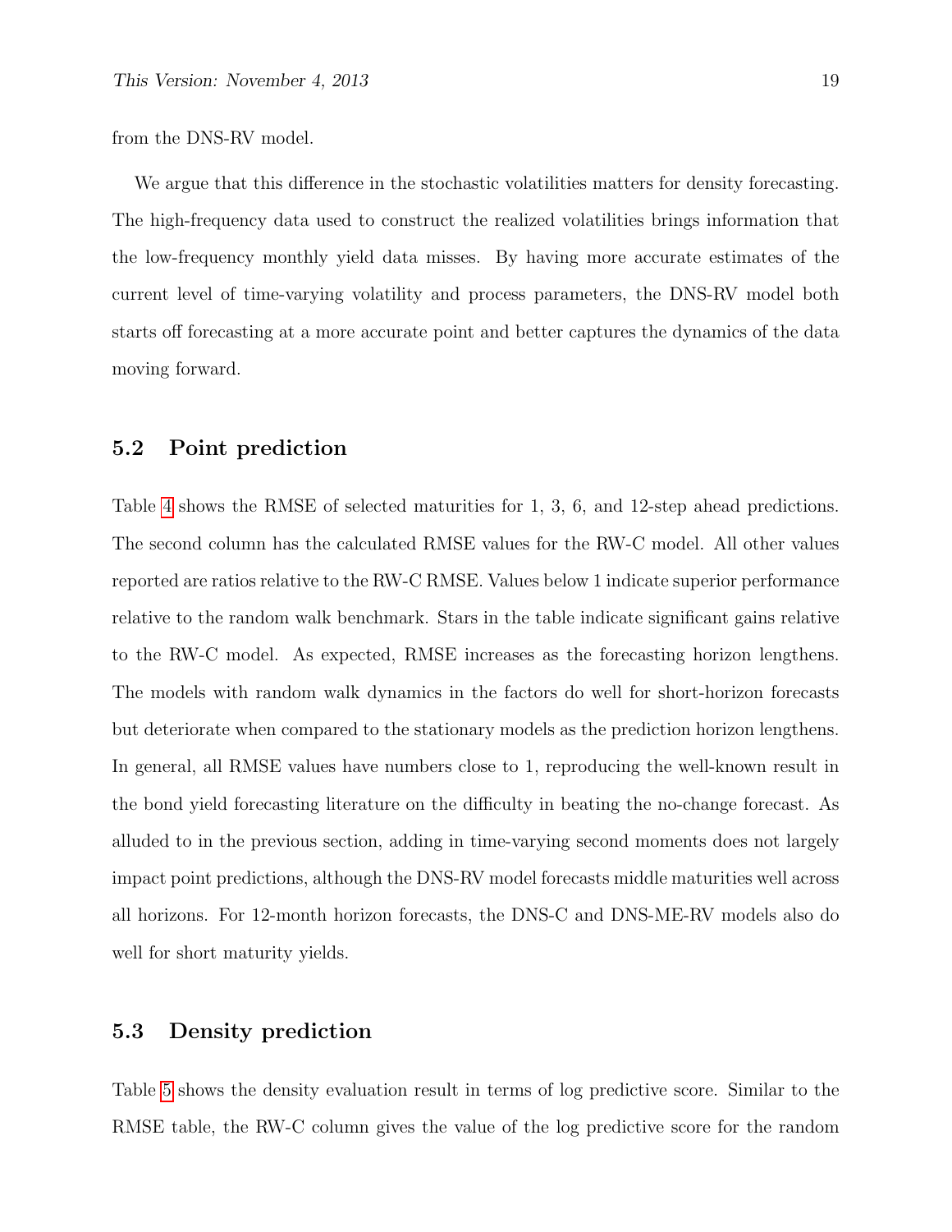from the DNS-RV model.

We argue that this difference in the stochastic volatilities matters for density forecasting. The high-frequency data used to construct the realized volatilities brings information that the low-frequency monthly yield data misses. By having more accurate estimates of the current level of time-varying volatility and process parameters, the DNS-RV model both starts off forecasting at a more accurate point and better captures the dynamics of the data moving forward.

### 5.2 Point prediction

Table 4 shows the RMSE of selected maturities for 1, 3, 6, and 12-step ahead predictions. The second column has the calculated RMSE values for the RW-C model. All other values reported are ratios relative to the RW-C RMSE. Values below 1 indicate superior performance relative to the random walk benchmark. Stars in the table indicate significant gains relative to the RW-C model. As expected, RMSE increases as the forecasting horizon lengthens. The models with random walk dynamics in the factors do well for short-horizon forecasts but deteriorate when compared to the stationary models as the prediction horizon lengthens. In general, all RMSE values have numbers close to 1, reproducing the well-known result in the bond yield forecasting literature on the difficulty in beating the no-change forecast. As alluded to in the previous section, adding in time-varying second moments does not largely impact point predictions, although the DNS-RV model forecasts middle maturities well across all horizons. For 12-month horizon forecasts, the DNS-C and DNS-ME-RV models also do well for short maturity yields.

### 5.3 Density prediction

Table 5 shows the density evaluation result in terms of log predictive score. Similar to the RMSE table, the RW-C column gives the value of the log predictive score for the random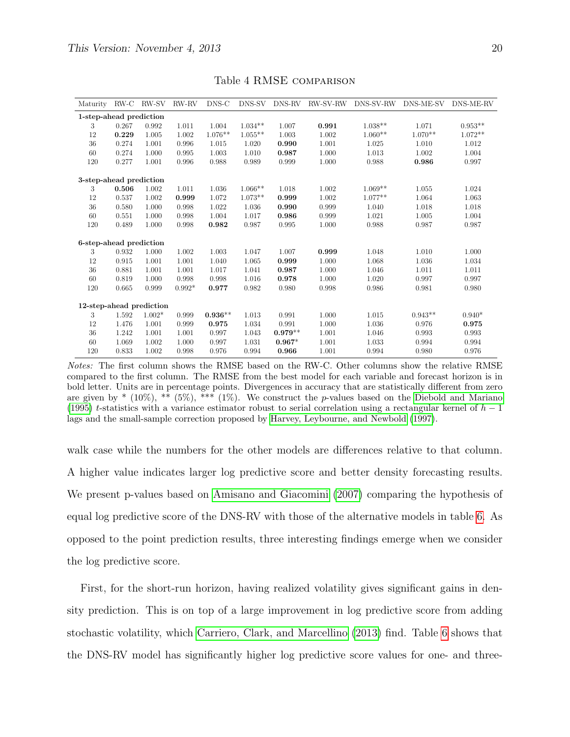Table 4 RMSE COMPARISON

| Maturity | RW-C | RW-SV | RW-RV | DNS-C | DNS-SV | DNS-RV | RW-SV-RW | DNS-SV-RW | DNS-ME-SV | DNS-ME-RV |
|---|---|---|---|---|---|---|---|---|---|---|
| **1-step-ahead prediction** | | | | | | | | | | |
| 3 | 0.267 | 0.992 | 1.011 | 1.004 | 1.034** | 1.007 | **0.991** | 1.038** | 1.071 | 0.953** |
| 12 | **0.229** | 1.005 | 1.002 | 1.076** | 1.055** | 1.003 | 1.002 | 1.060** | 1.070** | 1.072** |
| 36 | 0.274 | 1.001 | 0.996 | 1.015 | 1.020 | **0.990** | 1.001 | 1.025 | 1.010 | 1.012 |
| 60 | 0.274 | 1.000 | 0.995 | 1.003 | 1.010 | **0.987** | 1.000 | 1.013 | 1.002 | 1.004 |
| 120 | 0.277 | 1.001 | 0.996 | 0.988 | 0.989 | 0.999 | 1.000 | 0.988 | **0.986** | 0.997 |
| **3-step-ahead prediction** | | | | | | | | | | |
| 3 | **0.506** | 1.002 | 1.011 | 1.036 | 1.066** | 1.018 | 1.002 | 1.069** | 1.055 | 1.024 |
| 12 | 0.537 | 1.002 | **0.999** | 1.072 | 1.073** | **0.999** | 1.002 | 1.077** | 1.064 | 1.063 |
| 36 | 0.580 | 1.000 | 0.998 | 1.022 | 1.036 | **0.990** | 0.999 | 1.040 | 1.018 | 1.018 |
| 60 | 0.551 | 1.000 | 0.998 | 1.004 | 1.017 | **0.986** | 0.999 | 1.021 | 1.005 | 1.004 |
| 120 | 0.489 | 1.000 | 0.998 | **0.982** | 0.987 | 0.995 | 1.000 | 0.988 | 0.987 | 0.987 |
| **6-step-ahead prediction** | | | | | | | | | | |
| 3 | 0.932 | 1.000 | 1.002 | 1.003 | 1.047 | 1.007 | **0.999** | 1.048 | 1.010 | 1.000 |
| 12 | 0.915 | 1.001 | 1.001 | 1.040 | 1.065 | **0.999** | 1.000 | 1.068 | 1.036 | 1.034 |
| 36 | 0.881 | 1.001 | 1.001 | 1.017 | 1.041 | **0.987** | 1.000 | 1.046 | 1.011 | 1.011 |
| 60 | 0.819 | 1.000 | 0.998 | 0.998 | 1.016 | **0.978** | 1.000 | 1.020 | 0.997 | 0.997 |
| 120 | 0.665 | 0.999 | 0.992* | **0.977** | 0.982 | 0.980 | 0.998 | 0.986 | 0.981 | 0.980 |
| **12-step-ahead prediction** | | | | | | | | | | |
| 3 | 1.592 | 1.002* | 0.999 | **0.936**** | 1.013 | 0.991 | 1.000 | 1.015 | 0.943** | 0.940* |
| 12 | 1.476 | 1.001 | 0.999 | **0.975** | 1.034 | 0.991 | 1.000 | 1.036 | 0.976 | **0.975** |
| 36 | 1.242 | 1.001 | 1.001 | 0.997 | 1.043 | **0.979**** | 1.001 | 1.046 | 0.993 | 0.993 |
| 60 | 1.069 | 1.002 | 1.000 | 0.997 | 1.031 | **0.967*** | 1.001 | 1.033 | 0.994 | 0.994 |
| 120 | 0.833 | 1.002 | 0.998 | 0.976 | 0.994 | **0.966** | 1.001 | 0.994 | 0.980 | 0.976 |

*Notes:* The first column shows the RMSE based on the RW-C. Other columns show the relative RMSE compared to the first column. The RMSE from the best model for each variable and forecast horizon is in bold letter. Units are in percentage points. Divergences in accuracy that are statistically different from zero are given by * (10%), ** (5%), *** (1%). We construct the $p$-values based on the Diebold and Mariano (1995) $t$-statistics with a variance estimator robust to serial correlation using a rectangular kernel of $h-1$ lags and the small-sample correction proposed by Harvey, Leybourne, and Newbold (1997).

walk case while the numbers for the other models are differences relative to that column. A higher value indicates larger log predictive score and better density forecasting results. We present p-values based on Amisano and Giacomini (2007) comparing the hypothesis of equal log predictive score of the DNS-RV with those of the alternative models in table 6. As opposed to the point prediction results, three interesting findings emerge when we consider the log predictive score.

First, for the short-run horizon, having realized volatility gives significant gains in density prediction. This is on top of a large improvement in log predictive score from adding stochastic volatility, which Carriero, Clark, and Marcellino (2013) find. Table 6 shows that the DNS-RV model has significantly higher log predictive score values for one- and three-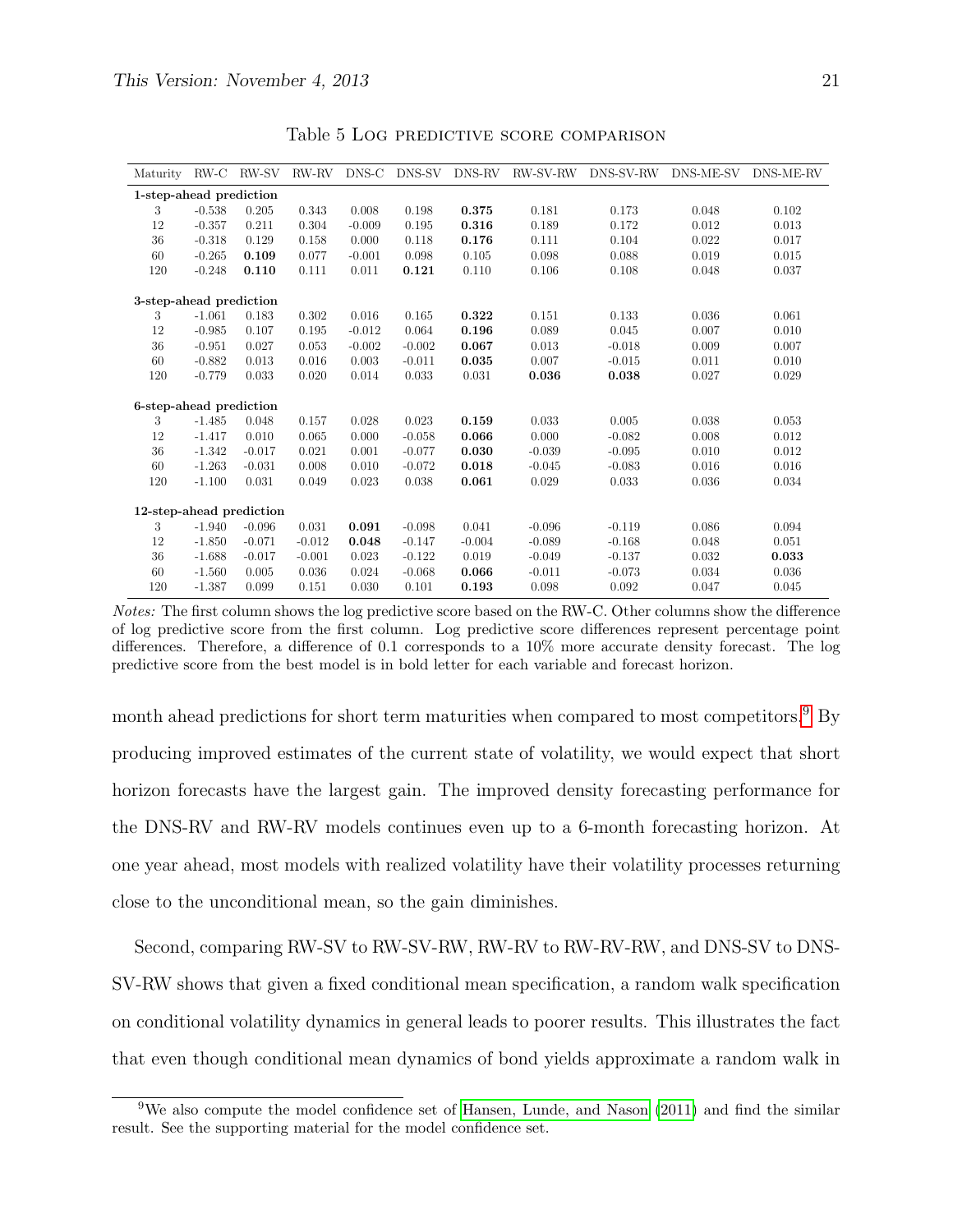Table 5 Log predictive score comparison

| Maturity | RW-C | RW-SV | RW-RV | DNS-C | DNS-SV | DNS-RV | RW-SV-RW | DNS-SV-RW | DNS-ME-SV | DNS-ME-RV |
|---|---|---|---|---|---|---|---|---|---|---|
| **1-step-ahead prediction** | | | | | | | | | | |
| 3 | -0.538 | 0.205 | 0.343 | 0.008 | 0.198 | **0.375** | 0.181 | 0.173 | 0.048 | 0.102 |
| 12 | -0.357 | 0.211 | 0.304 | -0.009 | 0.195 | **0.316** | 0.189 | 0.172 | 0.012 | 0.013 |
| 36 | -0.318 | 0.129 | 0.158 | 0.000 | 0.118 | **0.176** | 0.111 | 0.104 | 0.022 | 0.017 |
| 60 | -0.265 | **0.109** | 0.077 | -0.001 | 0.098 | 0.105 | 0.098 | 0.088 | 0.019 | 0.015 |
| 120 | -0.248 | **0.110** | 0.111 | 0.011 | **0.121** | 0.110 | 0.106 | 0.108 | 0.048 | 0.037 |
| **3-step-ahead prediction** | | | | | | | | | | |
| 3 | -1.061 | 0.183 | 0.302 | 0.016 | 0.165 | **0.322** | 0.151 | 0.133 | 0.036 | 0.061 |
| 12 | -0.985 | 0.107 | 0.195 | -0.012 | 0.064 | **0.196** | 0.089 | 0.045 | 0.007 | 0.010 |
| 36 | -0.951 | 0.027 | 0.053 | -0.002 | -0.002 | **0.067** | 0.013 | -0.018 | 0.009 | 0.007 |
| 60 | -0.882 | 0.013 | 0.016 | 0.003 | -0.011 | **0.035** | 0.007 | -0.015 | 0.011 | 0.010 |
| 120 | -0.779 | 0.033 | 0.020 | 0.014 | 0.033 | 0.031 | **0.036** | **0.038** | 0.027 | 0.029 |
| **6-step-ahead prediction** | | | | | | | | | | |
| 3 | -1.485 | 0.048 | 0.157 | 0.028 | 0.023 | **0.159** | 0.033 | 0.005 | 0.038 | 0.053 |
| 12 | -1.417 | 0.010 | 0.065 | 0.000 | -0.058 | **0.066** | 0.000 | -0.082 | 0.008 | 0.012 |
| 36 | -1.342 | -0.017 | 0.021 | 0.001 | -0.077 | **0.030** | -0.039 | -0.095 | 0.010 | 0.012 |
| 60 | -1.263 | -0.031 | 0.008 | 0.010 | -0.072 | **0.018** | -0.045 | -0.083 | 0.016 | 0.016 |
| 120 | -1.100 | 0.031 | 0.049 | 0.023 | 0.038 | **0.061** | 0.029 | 0.033 | 0.036 | 0.034 |
| **12-step-ahead prediction** | | | | | | | | | | |
| 3 | -1.940 | -0.096 | 0.031 | **0.091** | -0.098 | 0.041 | -0.096 | -0.119 | 0.086 | 0.094 |
| 12 | -1.850 | -0.071 | -0.012 | **0.048** | -0.147 | -0.004 | -0.089 | -0.168 | 0.048 | 0.051 |
| 36 | -1.688 | -0.017 | -0.001 | 0.023 | -0.122 | 0.019 | -0.049 | -0.137 | 0.032 | **0.033** |
| 60 | -1.560 | 0.005 | 0.036 | 0.024 | -0.068 | **0.066** | -0.011 | -0.073 | 0.034 | 0.036 |
| 120 | -1.387 | 0.099 | 0.151 | 0.030 | 0.101 | **0.193** | 0.098 | 0.092 | 0.047 | 0.045 |

*Notes:* The first column shows the log predictive score based on the RW-C. Other columns show the difference of log predictive score from the first column. Log predictive score differences represent percentage point differences. Therefore, a difference of 0.1 corresponds to a 10% more accurate density forecast. The log predictive score from the best model is in bold letter for each variable and forecast horizon.

month ahead predictions for short term maturities when compared to most competitors.[9] By producing improved estimates of the current state of volatility, we would expect that short horizon forecasts have the largest gain. The improved density forecasting performance for the DNS-RV and RW-RV models continues even up to a 6-month forecasting horizon. At one year ahead, most models with realized volatility have their volatility processes returning close to the unconditional mean, so the gain diminishes.

Second, comparing RW-SV to RW-SV-RW, RW-RV to RW-RV-RW, and DNS-SV to DNS-SV-RW shows that given a fixed conditional mean specification, a random walk specification on conditional volatility dynamics in general leads to poorer results. This illustrates the fact that even though conditional mean dynamics of bond yields approximate a random walk in

[9] We also compute the model confidence set of Hansen, Lunde, and Nason (2011) and find the similar result. See the supporting material for the model confidence set.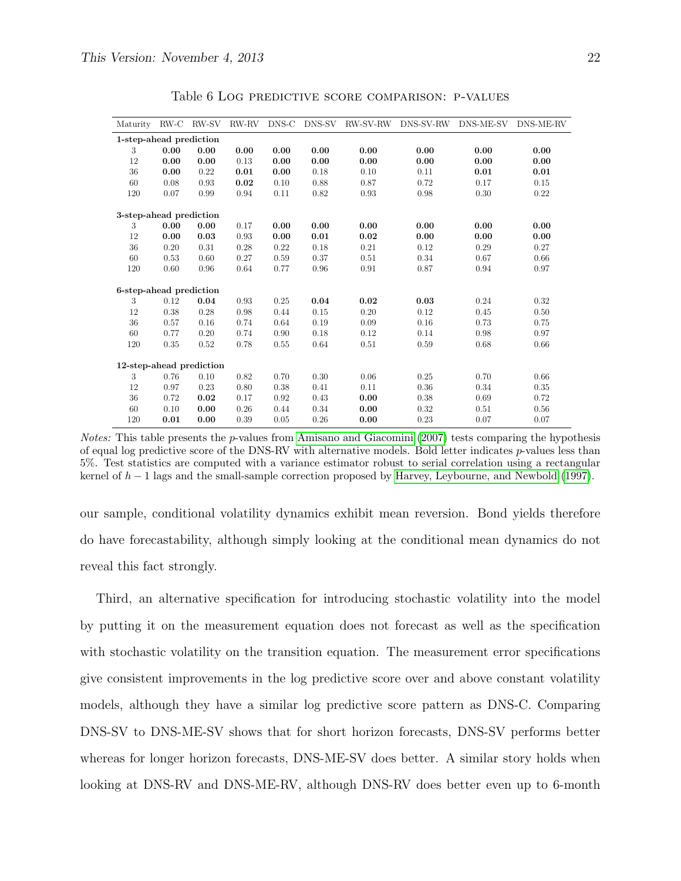Table 6 Log predictive score comparison: p-values

| Maturity | RW-C | RW-SV | RW-RV | DNS-C | DNS-SV | RW-SV-RW | DNS-SV-RW | DNS-ME-SV | DNS-ME-RV |
|---|---|---|---|---|---|---|---|---|---|
| **1-step-ahead prediction** | | | | | | | | | |
| 3 | **0.00** | **0.00** | **0.00** | **0.00** | **0.00** | **0.00** | **0.00** | **0.00** | **0.00** |
| 12 | **0.00** | **0.00** | 0.13 | **0.00** | **0.00** | **0.00** | **0.00** | **0.00** | **0.00** |
| 36 | **0.00** | 0.22 | **0.01** | **0.00** | 0.18 | 0.10 | 0.11 | **0.01** | **0.01** |
| 60 | 0.08 | 0.93 | **0.02** | 0.10 | 0.88 | 0.87 | 0.72 | 0.17 | 0.15 |
| 120 | 0.07 | 0.99 | 0.94 | 0.11 | 0.82 | 0.93 | 0.98 | 0.30 | 0.22 |
| **3-step-ahead prediction** | | | | | | | | | |
| 3 | **0.00** | **0.00** | 0.17 | **0.00** | **0.00** | **0.00** | **0.00** | **0.00** | **0.00** |
| 12 | **0.00** | **0.03** | 0.93 | **0.00** | **0.01** | **0.02** | **0.00** | **0.00** | **0.00** |
| 36 | 0.20 | 0.31 | 0.28 | 0.22 | 0.18 | 0.21 | 0.12 | 0.29 | 0.27 |
| 60 | 0.53 | 0.60 | 0.27 | 0.59 | 0.37 | 0.51 | 0.34 | 0.67 | 0.66 |
| 120 | 0.60 | 0.96 | 0.64 | 0.77 | 0.96 | 0.91 | 0.87 | 0.94 | 0.97 |
| **6-step-ahead prediction** | | | | | | | | | |
| 3 | 0.12 | **0.04** | 0.93 | 0.25 | **0.04** | **0.02** | **0.03** | 0.24 | 0.32 |
| 12 | 0.38 | 0.28 | 0.98 | 0.44 | 0.15 | 0.20 | 0.12 | 0.45 | 0.50 |
| 36 | 0.57 | 0.16 | 0.74 | 0.64 | 0.19 | 0.09 | 0.16 | 0.73 | 0.75 |
| 60 | 0.77 | 0.20 | 0.74 | 0.90 | 0.18 | 0.12 | 0.14 | 0.98 | 0.97 |
| 120 | 0.35 | 0.52 | 0.78 | 0.55 | 0.64 | 0.51 | 0.59 | 0.68 | 0.66 |
| **12-step-ahead prediction** | | | | | | | | | |
| 3 | 0.76 | 0.10 | 0.82 | 0.70 | 0.30 | 0.06 | 0.25 | 0.70 | 0.66 |
| 12 | 0.97 | 0.23 | 0.80 | 0.38 | 0.41 | 0.11 | 0.36 | 0.34 | 0.35 |
| 36 | 0.72 | **0.02** | 0.17 | 0.92 | 0.43 | **0.00** | 0.38 | 0.69 | 0.72 |
| 60 | 0.10 | **0.00** | 0.26 | 0.44 | 0.34 | **0.00** | 0.32 | 0.51 | 0.56 |
| 120 | **0.01** | **0.00** | 0.39 | 0.05 | 0.26 | **0.00** | 0.23 | 0.07 | 0.07 |

*Notes:* This table presents the $p$-values from Amisano and Giacomini (2007) tests comparing the hypothesis of equal log predictive score of the DNS-RV with alternative models. Bold letter indicates $p$-values less than 5%. Test statistics are computed with a variance estimator robust to serial correlation using a rectangular kernel of $h-1$ lags and the small-sample correction proposed by Harvey, Leybourne, and Newbold (1997).

our sample, conditional volatility dynamics exhibit mean reversion. Bond yields therefore do have forecastability, although simply looking at the conditional mean dynamics do not reveal this fact strongly.

Third, an alternative specification for introducing stochastic volatility into the model by putting it on the measurement equation does not forecast as well as the specification with stochastic volatility on the transition equation. The measurement error specifications give consistent improvements in the log predictive score over and above constant volatility models, although they have a similar log predictive score pattern as DNS-C. Comparing DNS-SV to DNS-ME-SV shows that for short horizon forecasts, DNS-SV performs better whereas for longer horizon forecasts, DNS-ME-SV does better. A similar story holds when looking at DNS-RV and DNS-ME-RV, although DNS-RV does better even up to 6-month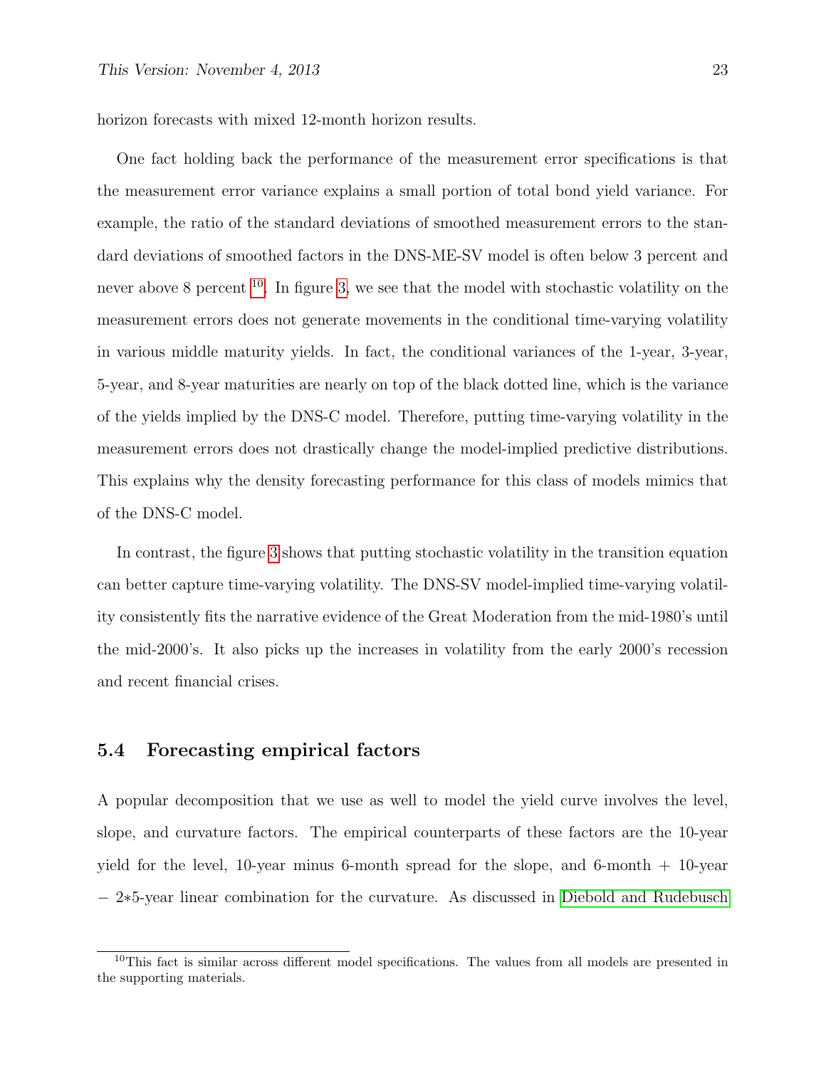horizon forecasts with mixed 12-month horizon results.

One fact holding back the performance of the measurement error specifications is that the measurement error variance explains a small portion of total bond yield variance. For example, the ratio of the standard deviations of smoothed measurement errors to the standard deviations of smoothed factors in the DNS-ME-SV model is often below 3 percent and never above 8 percent [10]. In figure 3, we see that the model with stochastic volatility on the measurement errors does not generate movements in the conditional time-varying volatility in various middle maturity yields. In fact, the conditional variances of the 1-year, 3-year, 5-year, and 8-year maturities are nearly on top of the black dotted line, which is the variance of the yields implied by the DNS-C model. Therefore, putting time-varying volatility in the measurement errors does not drastically change the model-implied predictive distributions. This explains why the density forecasting performance for this class of models mimics that of the DNS-C model.

In contrast, the figure 3 shows that putting stochastic volatility in the transition equation can better capture time-varying volatility. The DNS-SV model-implied time-varying volatility consistently fits the narrative evidence of the Great Moderation from the mid-1980's until the mid-2000's. It also picks up the increases in volatility from the early 2000's recession and recent financial crises.

## 5.4 Forecasting empirical factors

A popular decomposition that we use as well to model the yield curve involves the level, slope, and curvature factors. The empirical counterparts of these factors are the 10-year yield for the level, 10-year minus 6-month spread for the slope, and 6-month + 10-year − 2∗5-year linear combination for the curvature. As discussed in Diebold and Rudebusch

[10] This fact is similar across different model specifications. The values from all models are presented in the supporting materials.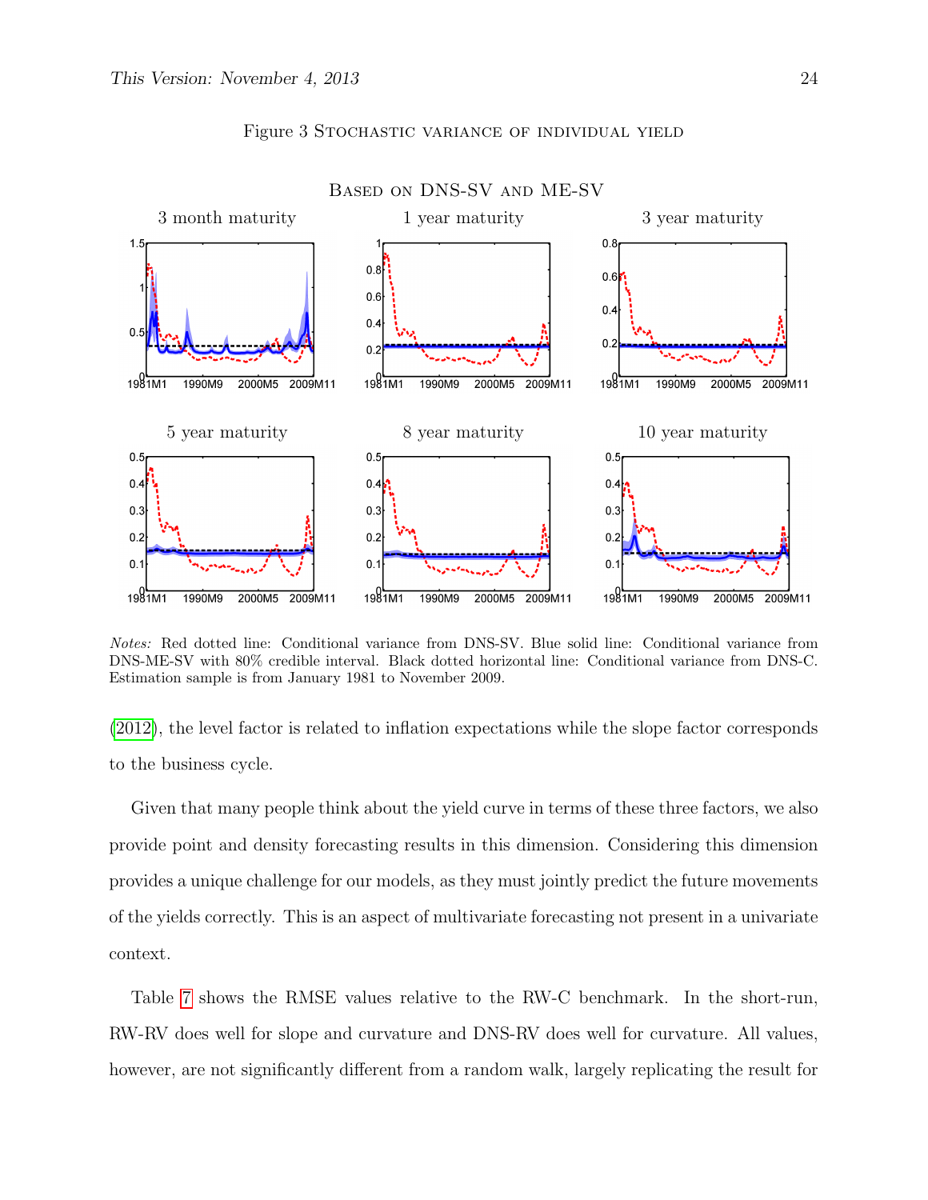Figure 3 Stochastic variance of individual yield

Based on DNS-SV and ME-SV

*Notes:* Red dotted line: Conditional variance from DNS-SV. Blue solid line: Conditional variance from DNS-ME-SV with 80% credible interval. Black dotted horizontal line: Conditional variance from DNS-C. Estimation sample is from January 1981 to November 2009.

(2012), the level factor is related to inflation expectations while the slope factor corresponds to the business cycle.

Given that many people think about the yield curve in terms of these three factors, we also provide point and density forecasting results in this dimension. Considering this dimension provides a unique challenge for our models, as they must jointly predict the future movements of the yields correctly. This is an aspect of multivariate forecasting not present in a univariate context.

Table 7 shows the RMSE values relative to the RW-C benchmark. In the short-run, RW-RV does well for slope and curvature and DNS-RV does well for curvature. All values, however, are not significantly different from a random walk, largely replicating the result for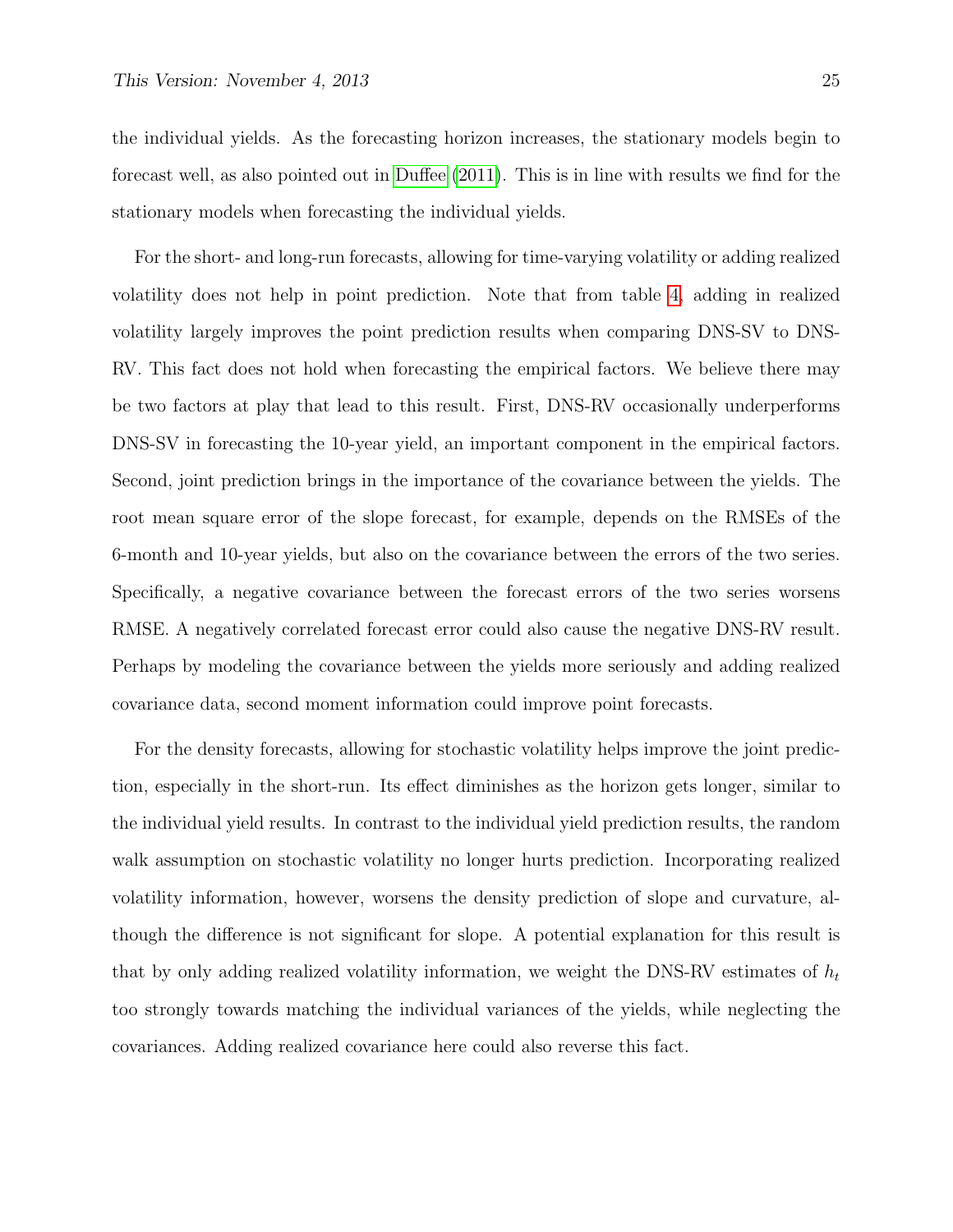the individual yields. As the forecasting horizon increases, the stationary models begin to forecast well, as also pointed out in Duffee (2011). This is in line with results we find for the stationary models when forecasting the individual yields.

For the short- and long-run forecasts, allowing for time-varying volatility or adding realized volatility does not help in point prediction. Note that from table 4, adding in realized volatility largely improves the point prediction results when comparing DNS-SV to DNS-RV. This fact does not hold when forecasting the empirical factors. We believe there may be two factors at play that lead to this result. First, DNS-RV occasionally underperforms DNS-SV in forecasting the 10-year yield, an important component in the empirical factors. Second, joint prediction brings in the importance of the covariance between the yields. The root mean square error of the slope forecast, for example, depends on the RMSEs of the 6-month and 10-year yields, but also on the covariance between the errors of the two series. Specifically, a negative covariance between the forecast errors of the two series worsens RMSE. A negatively correlated forecast error could also cause the negative DNS-RV result. Perhaps by modeling the covariance between the yields more seriously and adding realized covariance data, second moment information could improve point forecasts.

For the density forecasts, allowing for stochastic volatility helps improve the joint prediction, especially in the short-run. Its effect diminishes as the horizon gets longer, similar to the individual yield results. In contrast to the individual yield prediction results, the random walk assumption on stochastic volatility no longer hurts prediction. Incorporating realized volatility information, however, worsens the density prediction of slope and curvature, although the difference is not significant for slope. A potential explanation for this result is that by only adding realized volatility information, we weight the DNS-RV estimates of $h_t$ too strongly towards matching the individual variances of the yields, while neglecting the covariances. Adding realized covariance here could also reverse this fact.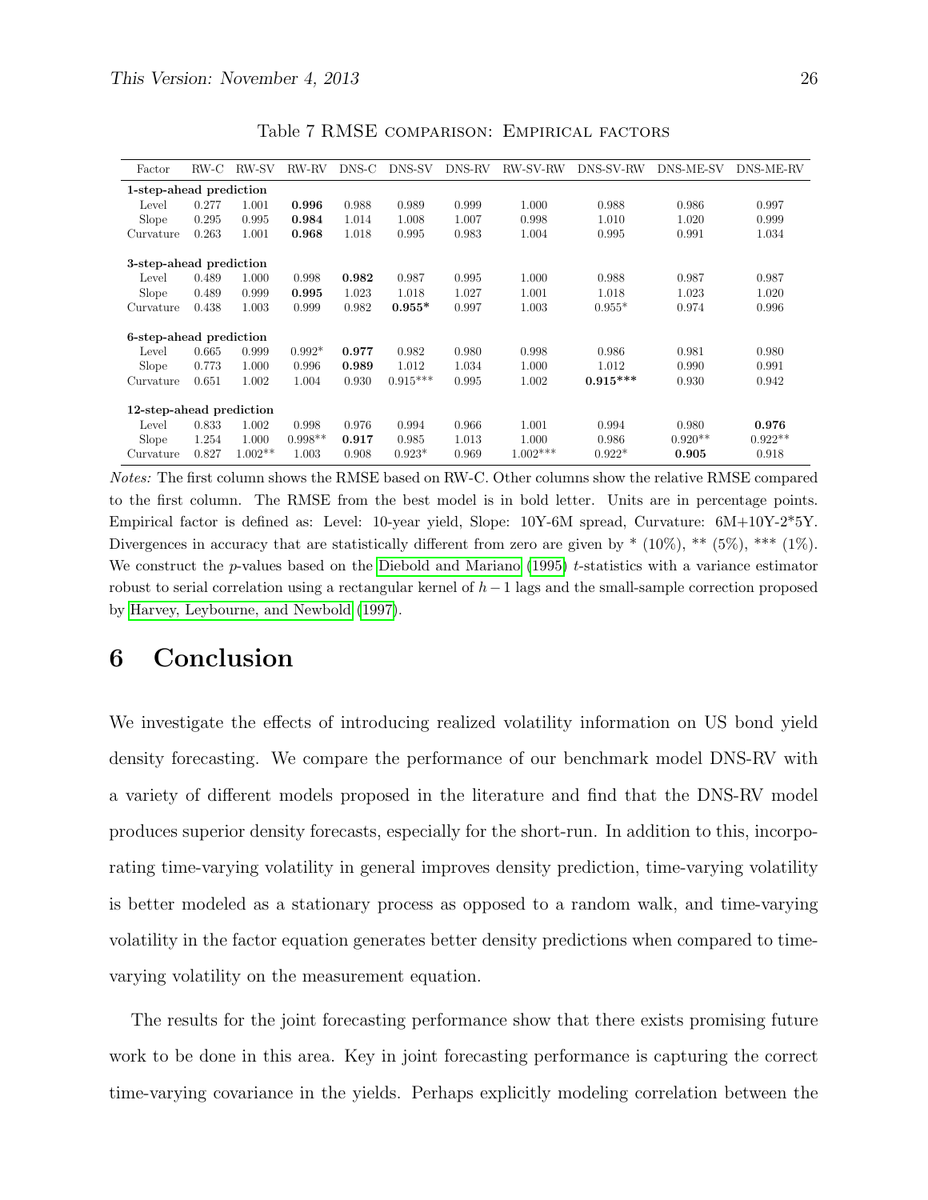Table 7 RMSE comparison: Empirical factors

| Factor | RW-C | RW-SV | RW-RV | DNS-C | DNS-SV | DNS-RV | RW-SV-RW | DNS-SV-RW | DNS-ME-SV | DNS-ME-RV |
|---|---|---|---|---|---|---|---|---|---|---|
| **1-step-ahead prediction** | | | | | | | | | | |
| Level | 0.277 | 1.001 | **0.996** | 0.988 | 0.989 | 0.999 | 1.000 | 0.988 | 0.986 | 0.997 |
| Slope | 0.295 | 0.995 | **0.984** | 1.014 | 1.008 | 1.007 | 0.998 | 1.010 | 1.020 | 0.999 |
| Curvature | 0.263 | 1.001 | **0.968** | 1.018 | 0.995 | 0.983 | 1.004 | 0.995 | 0.991 | 1.034 |
| **3-step-ahead prediction** | | | | | | | | | | |
| Level | 0.489 | 1.000 | 0.998 | **0.982** | 0.987 | 0.995 | 1.000 | 0.988 | 0.987 | 0.987 |
| Slope | 0.489 | 0.999 | **0.995** | 1.023 | 1.018 | 1.027 | 1.001 | 1.018 | 1.023 | 1.020 |
| Curvature | 0.438 | 1.003 | 0.999 | 0.982 | **0.955*** | 0.997 | 1.003 | 0.955* | 0.974 | 0.996 |
| **6-step-ahead prediction** | | | | | | | | | | |
| Level | 0.665 | 0.999 | 0.992* | **0.977** | 0.982 | 0.980 | 0.998 | 0.986 | 0.981 | 0.980 |
| Slope | 0.773 | 1.000 | 0.996 | **0.989** | 1.012 | 1.034 | 1.000 | 1.012 | 0.990 | 0.991 |
| Curvature | 0.651 | 1.002 | 1.004 | 0.930 | 0.915*** | 0.995 | 1.002 | **0.915***** | 0.930 | 0.942 |
| **12-step-ahead prediction** | | | | | | | | | | |
| Level | 0.833 | 1.002 | 0.998 | 0.976 | 0.994 | 0.966 | 1.001 | 0.994 | 0.980 | **0.976** |
| Slope | 1.254 | 1.000 | 0.998** | **0.917** | 0.985 | 1.013 | 1.000 | 0.986 | 0.920** | 0.922** |
| Curvature | 0.827 | 1.002** | 1.003 | 0.908 | 0.923* | 0.969 | 1.002*** | 0.922* | **0.905** | 0.918 |

*Notes:* The first column shows the RMSE based on RW-C. Other columns show the relative RMSE compared to the first column. The RMSE from the best model is in bold letter. Units are in percentage points. Empirical factor is defined as: Level: 10-year yield, Slope: 10Y-6M spread, Curvature: 6M+10Y-2*5Y. Divergences in accuracy that are statistically different from zero are given by * (10%), ** (5%), *** (1%). We construct the $p$-values based on the Diebold and Mariano (1995) $t$-statistics with a variance estimator robust to serial correlation using a rectangular kernel of $h-1$ lags and the small-sample correction proposed by Harvey, Leybourne, and Newbold (1997).

# 6 Conclusion

We investigate the effects of introducing realized volatility information on US bond yield density forecasting. We compare the performance of our benchmark model DNS-RV with a variety of different models proposed in the literature and find that the DNS-RV model produces superior density forecasts, especially for the short-run. In addition to this, incorporating time-varying volatility in general improves density prediction, time-varying volatility is better modeled as a stationary process as opposed to a random walk, and time-varying volatility in the factor equation generates better density predictions when compared to time-varying volatility on the measurement equation.

The results for the joint forecasting performance show that there exists promising future work to be done in this area. Key in joint forecasting performance is capturing the correct time-varying covariance in the yields. Perhaps explicitly modeling correlation between the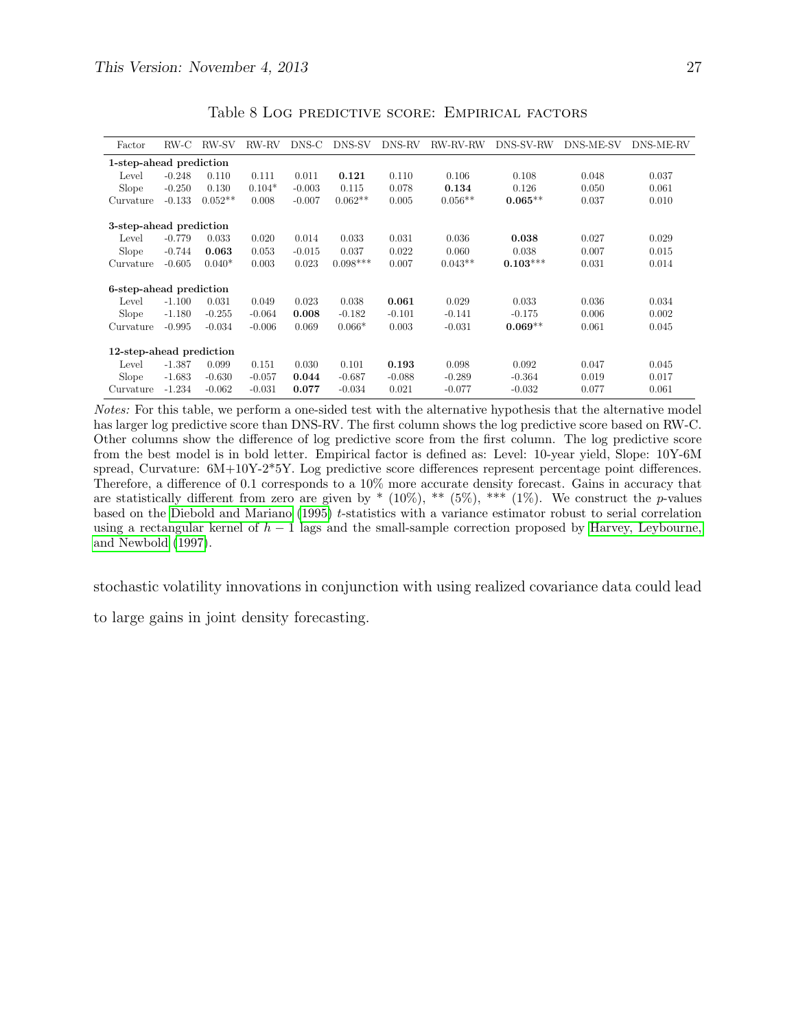Table 8 Log predictive score: Empirical factors

| Factor | RW-C | RW-SV | RW-RV | DNS-C | DNS-SV | DNS-RV | RW-RV-RW | DNS-SV-RW | DNS-ME-SV | DNS-ME-RV |
|---|---|---|---|---|---|---|---|---|---|---|
| **1-step-ahead prediction** | | | | | | | | | | |
| Level | -0.248 | 0.110 | 0.111 | 0.011 | **0.121** | 0.110 | 0.106 | 0.108 | 0.048 | 0.037 |
| Slope | -0.250 | 0.130 | 0.104* | -0.003 | 0.115 | 0.078 | **0.134** | 0.126 | 0.050 | 0.061 |
| Curvature | -0.133 | 0.052** | 0.008 | -0.007 | 0.062** | 0.005 | 0.056** | **0.065**** | 0.037 | 0.010 |
| **3-step-ahead prediction** | | | | | | | | | | |
| Level | -0.779 | 0.033 | 0.020 | 0.014 | 0.033 | 0.031 | 0.036 | **0.038** | 0.027 | 0.029 |
| Slope | -0.744 | **0.063** | 0.053 | -0.015 | 0.037 | 0.022 | 0.060 | 0.038 | 0.007 | 0.015 |
| Curvature | -0.605 | 0.040* | 0.003 | 0.023 | 0.098*** | 0.007 | 0.043** | **0.103***** | 0.031 | 0.014 |
| **6-step-ahead prediction** | | | | | | | | | | |
| Level | -1.100 | 0.031 | 0.049 | 0.023 | 0.038 | **0.061** | 0.029 | 0.033 | 0.036 | 0.034 |
| Slope | -1.180 | -0.255 | -0.064 | **0.008** | -0.182 | -0.101 | -0.141 | -0.175 | 0.006 | 0.002 |
| Curvature | -0.995 | -0.034 | -0.006 | 0.069 | 0.066* | 0.003 | -0.031 | **0.069**** | 0.061 | 0.045 |
| **12-step-ahead prediction** | | | | | | | | | | |
| Level | -1.387 | 0.099 | 0.151 | 0.030 | 0.101 | **0.193** | 0.098 | 0.092 | 0.047 | 0.045 |
| Slope | -1.683 | -0.630 | -0.057 | **0.044** | -0.687 | -0.088 | -0.289 | -0.364 | 0.019 | 0.017 |
| Curvature | -1.234 | -0.062 | -0.031 | **0.077** | -0.034 | 0.021 | -0.077 | -0.032 | 0.077 | 0.061 |

*Notes:* For this table, we perform a one-sided test with the alternative hypothesis that the alternative model has larger log predictive score than DNS-RV. The first column shows the log predictive score based on RW-C. Other columns show the difference of log predictive score from the first column. The log predictive score from the best model is in bold letter. Empirical factor is defined as: Level: 10-year yield, Slope: 10Y-6M spread, Curvature: 6M+10Y-2*5Y. Log predictive score differences represent percentage point differences. Therefore, a difference of 0.1 corresponds to a 10% more accurate density forecast. Gains in accuracy that are statistically different from zero are given by * (10%), ** (5%), *** (1%). We construct the $p$-values based on the Diebold and Mariano (1995) $t$-statistics with a variance estimator robust to serial correlation using a rectangular kernel of $h-1$ lags and the small-sample correction proposed by Harvey, Leybourne, and Newbold (1997).

stochastic volatility innovations in conjunction with using realized covariance data could lead to large gains in joint density forecasting.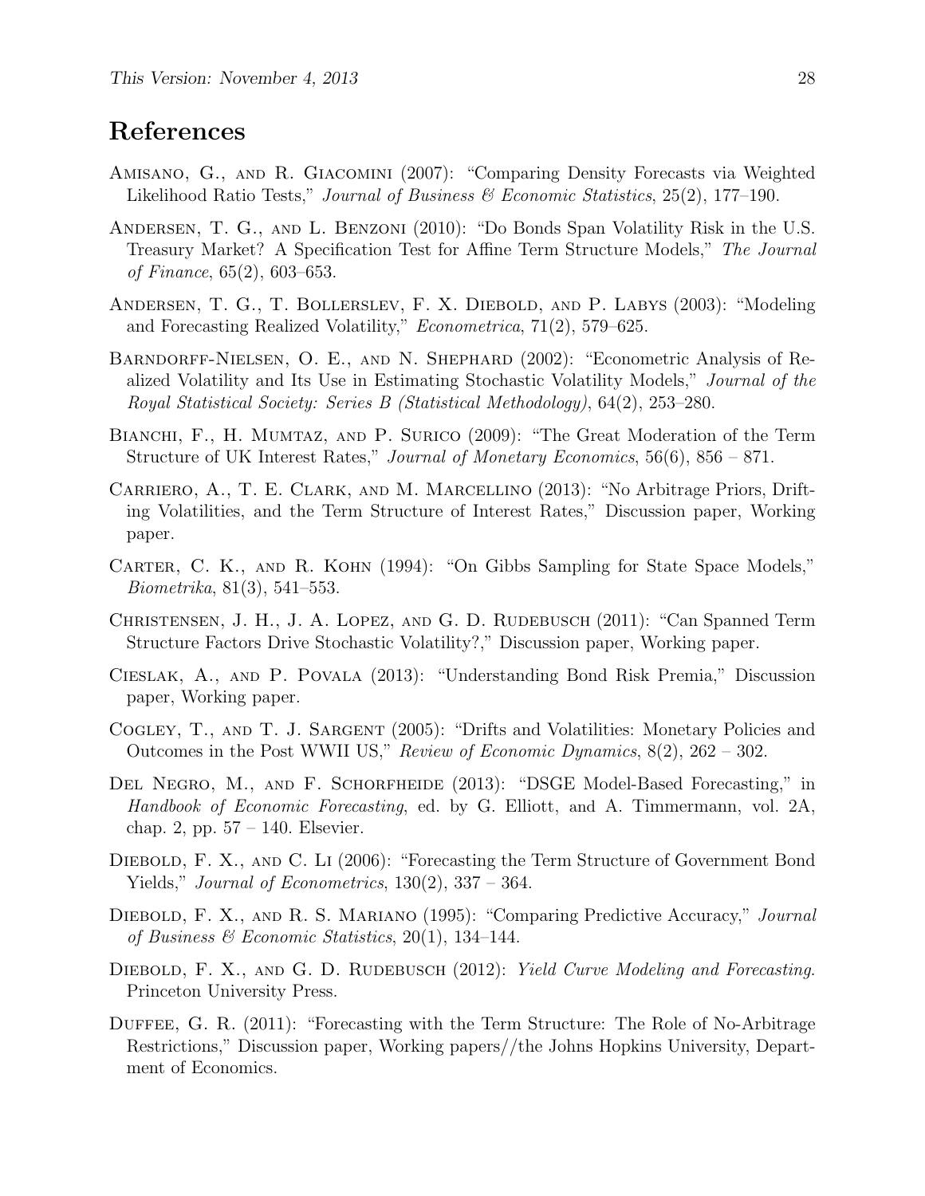# References

Amisano, G., and R. Giacomini (2007): "Comparing Density Forecasts via Weighted Likelihood Ratio Tests," *Journal of Business & Economic Statistics*, 25(2), 177–190.

Andersen, T. G., and L. Benzoni (2010): "Do Bonds Span Volatility Risk in the U.S. Treasury Market? A Specification Test for Affine Term Structure Models," *The Journal of Finance*, 65(2), 603–653.

Andersen, T. G., T. Bollerslev, F. X. Diebold, and P. Labys (2003): "Modeling and Forecasting Realized Volatility," *Econometrica*, 71(2), 579–625.

Barndorff-Nielsen, O. E., and N. Shephard (2002): "Econometric Analysis of Realized Volatility and Its Use in Estimating Stochastic Volatility Models," *Journal of the Royal Statistical Society: Series B (Statistical Methodology)*, 64(2), 253–280.

Bianchi, F., H. Mumtaz, and P. Surico (2009): "The Great Moderation of the Term Structure of UK Interest Rates," *Journal of Monetary Economics*, 56(6), 856 – 871.

Carriero, A., T. E. Clark, and M. Marcellino (2013): "No Arbitrage Priors, Drifting Volatilities, and the Term Structure of Interest Rates," Discussion paper, Working paper.

Carter, C. K., and R. Kohn (1994): "On Gibbs Sampling for State Space Models," *Biometrika*, 81(3), 541–553.

Christensen, J. H., J. A. Lopez, and G. D. Rudebusch (2011): "Can Spanned Term Structure Factors Drive Stochastic Volatility?," Discussion paper, Working paper.

Cieslak, A., and P. Povala (2013): "Understanding Bond Risk Premia," Discussion paper, Working paper.

Cogley, T., and T. J. Sargent (2005): "Drifts and Volatilities: Monetary Policies and Outcomes in the Post WWII US," *Review of Economic Dynamics*, 8(2), 262 – 302.

Del Negro, M., and F. Schorfheide (2013): "DSGE Model-Based Forecasting," in *Handbook of Economic Forecasting*, ed. by G. Elliott, and A. Timmermann, vol. 2A, chap. 2, pp. 57 – 140. Elsevier.

Diebold, F. X., and C. Li (2006): "Forecasting the Term Structure of Government Bond Yields," *Journal of Econometrics*, 130(2), 337 – 364.

Diebold, F. X., and R. S. Mariano (1995): "Comparing Predictive Accuracy," *Journal of Business & Economic Statistics*, 20(1), 134–144.

Diebold, F. X., and G. D. Rudebusch (2012): *Yield Curve Modeling and Forecasting*. Princeton University Press.

Duffee, G. R. (2011): "Forecasting with the Term Structure: The Role of No-Arbitrage Restrictions," Discussion paper, Working papers//the Johns Hopkins University, Department of Economics.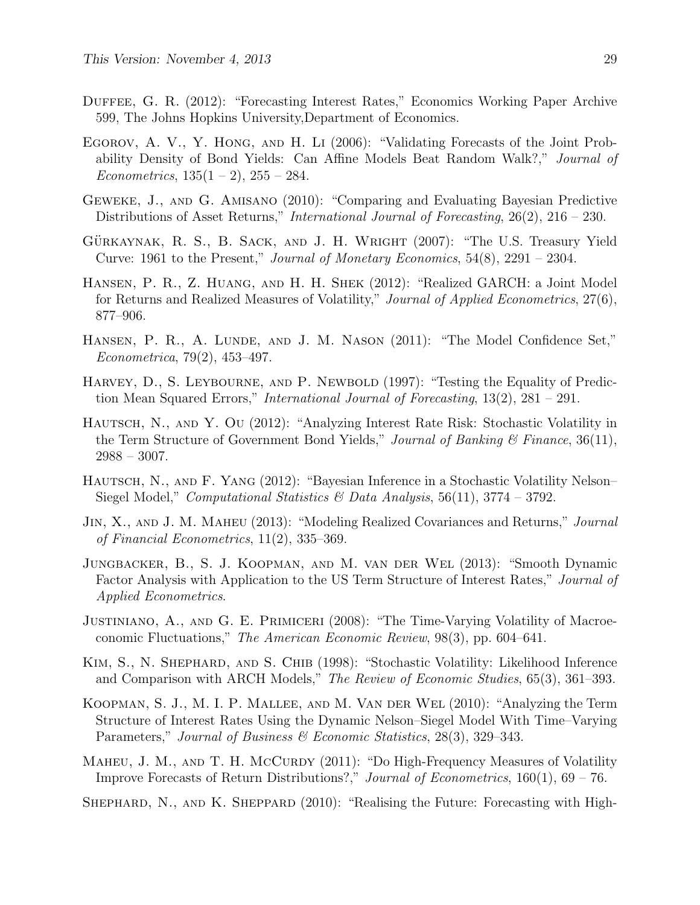Duffee, G. R. (2012): "Forecasting Interest Rates," Economics Working Paper Archive 599, The Johns Hopkins University,Department of Economics.

Egorov, A. V., Y. Hong, and H. Li (2006): "Validating Forecasts of the Joint Probability Density of Bond Yields: Can Affine Models Beat Random Walk?," *Journal of Econometrics*, 135(1 – 2), 255 – 284.

Geweke, J., and G. Amisano (2010): "Comparing and Evaluating Bayesian Predictive Distributions of Asset Returns," *International Journal of Forecasting*, 26(2), 216 – 230.

Gürkaynak, R. S., B. Sack, and J. H. Wright (2007): "The U.S. Treasury Yield Curve: 1961 to the Present," *Journal of Monetary Economics*, 54(8), 2291 – 2304.

Hansen, P. R., Z. Huang, and H. H. Shek (2012): "Realized GARCH: a Joint Model for Returns and Realized Measures of Volatility," *Journal of Applied Econometrics*, 27(6), 877–906.

Hansen, P. R., A. Lunde, and J. M. Nason (2011): "The Model Confidence Set," *Econometrica*, 79(2), 453–497.

Harvey, D., S. Leybourne, and P. Newbold (1997): "Testing the Equality of Prediction Mean Squared Errors," *International Journal of Forecasting*, 13(2), 281 – 291.

Hautsch, N., and Y. Ou (2012): "Analyzing Interest Rate Risk: Stochastic Volatility in the Term Structure of Government Bond Yields," *Journal of Banking & Finance*, 36(11), 2988 – 3007.

Hautsch, N., and F. Yang (2012): "Bayesian Inference in a Stochastic Volatility Nelson–Siegel Model," *Computational Statistics & Data Analysis*, 56(11), 3774 – 3792.

Jin, X., and J. M. Maheu (2013): "Modeling Realized Covariances and Returns," *Journal of Financial Econometrics*, 11(2), 335–369.

Jungbacker, B., S. J. Koopman, and M. van der Wel (2013): "Smooth Dynamic Factor Analysis with Application to the US Term Structure of Interest Rates," *Journal of Applied Econometrics*.

Justiniano, A., and G. E. Primiceri (2008): "The Time-Varying Volatility of Macroeconomic Fluctuations," *The American Economic Review*, 98(3), pp. 604–641.

Kim, S., N. Shephard, and S. Chib (1998): "Stochastic Volatility: Likelihood Inference and Comparison with ARCH Models," *The Review of Economic Studies*, 65(3), 361–393.

Koopman, S. J., M. I. P. Mallee, and M. Van der Wel (2010): "Analyzing the Term Structure of Interest Rates Using the Dynamic Nelson–Siegel Model With Time–Varying Parameters," *Journal of Business & Economic Statistics*, 28(3), 329–343.

Maheu, J. M., and T. H. McCurdy (2011): "Do High-Frequency Measures of Volatility Improve Forecasts of Return Distributions?," *Journal of Econometrics*, 160(1), 69 – 76.

Shephard, N., and K. Sheppard (2010): "Realising the Future: Forecasting with High-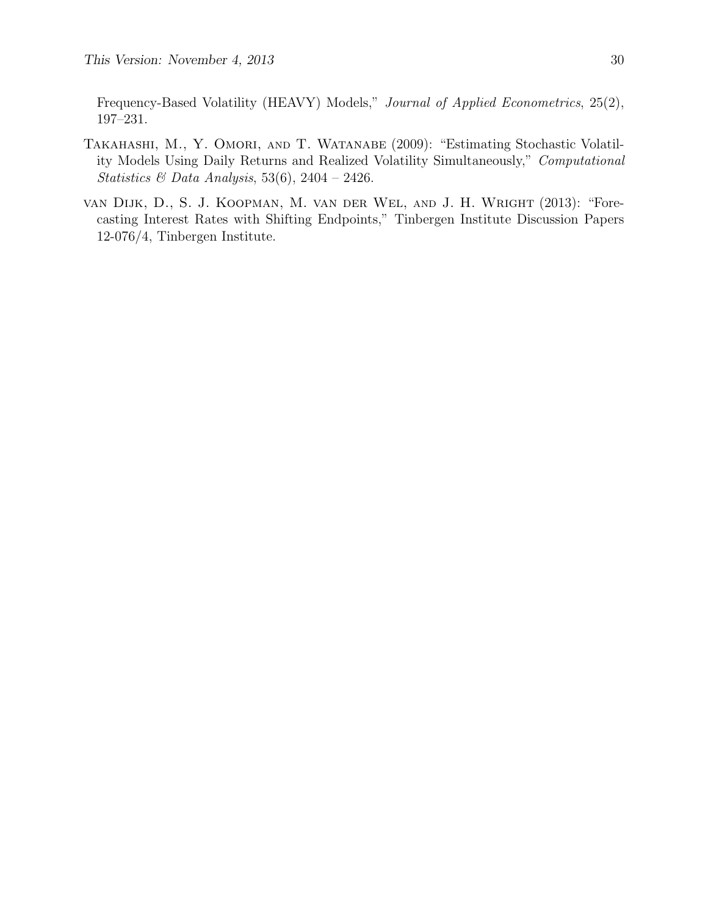Frequency-Based Volatility (HEAVY) Models," *Journal of Applied Econometrics*, 25(2), 197–231.

Takahashi, M., Y. Omori, and T. Watanabe (2009): "Estimating Stochastic Volatility Models Using Daily Returns and Realized Volatility Simultaneously," *Computational Statistics & Data Analysis*, 53(6), 2404 – 2426.

van Dijk, D., S. J. Koopman, M. van der Wel, and J. H. Wright (2013): "Forecasting Interest Rates with Shifting Endpoints," Tinbergen Institute Discussion Papers 12-076/4, Tinbergen Institute.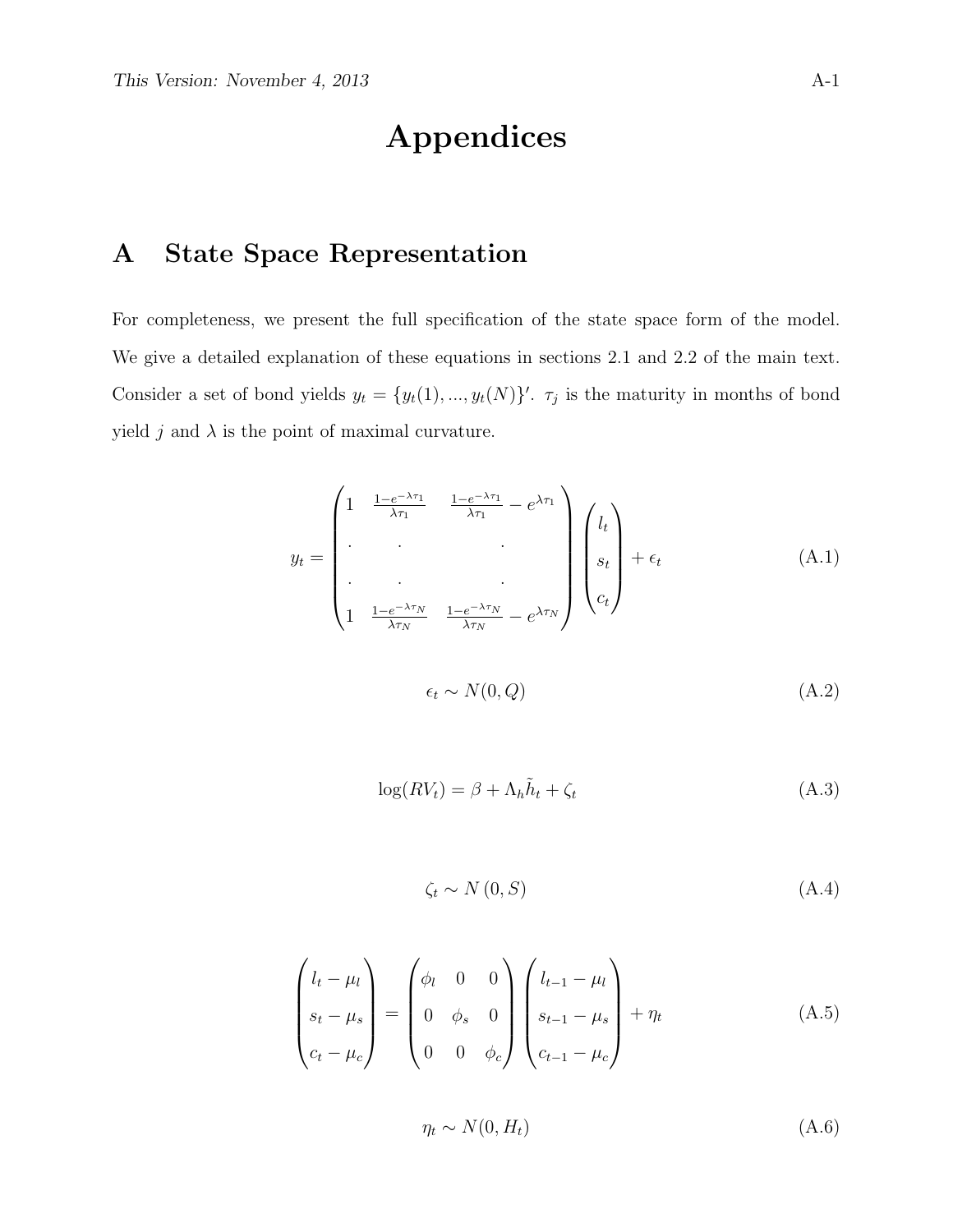# Appendices

## A State Space Representation

For completeness, we present the full specification of the state space form of the model. We give a detailed explanation of these equations in sections 2.1 and 2.2 of the main text. Consider a set of bond yields $y_t = \{y_t(1), ..., y_t(N)\}'$. $\tau_j$ is the maturity in months of bond yield $j$ and $\lambda$ is the point of maximal curvature.

$$
y_t = \begin{pmatrix} 1 & \frac{1-e^{-\lambda \tau_1}}{\lambda \tau_1} & \frac{1-e^{-\lambda \tau_1}}{\lambda \tau_1} - e^{\lambda \tau_1} \\ . & . & . \\ . & . & . \\ 1 & \frac{1-e^{-\lambda \tau_N}}{\lambda \tau_N} & \frac{1-e^{-\lambda \tau_N}}{\lambda \tau_N} - e^{\lambda \tau_N} \end{pmatrix} \begin{pmatrix} l_t \\ s_t \\ c_t \end{pmatrix} + \epsilon_t \tag{A.1}
$$

$$
\epsilon_t \sim N(0, Q) \tag{A.2}
$$

$$
\log(RV_t) = \beta + \Lambda_h \tilde{h}_t + \zeta_t \tag{A.3}
$$

$$
\zeta_t \sim N(0, S) \tag{A.4}
$$

$$
\begin{pmatrix} l_t - \mu_l \\ s_t - \mu_s \\ c_t - \mu_c \end{pmatrix} = \begin{pmatrix} \phi_l & 0 & 0 \\ 0 & \phi_s & 0 \\ 0 & 0 & \phi_c \end{pmatrix} \begin{pmatrix} l_{t-1} - \mu_l \\ s_{t-1} - \mu_s \\ c_{t-1} - \mu_c \end{pmatrix} + \eta_t \tag{A.5}
$$

$$
\eta_t \sim N(0, H_t) \tag{A.6}
$$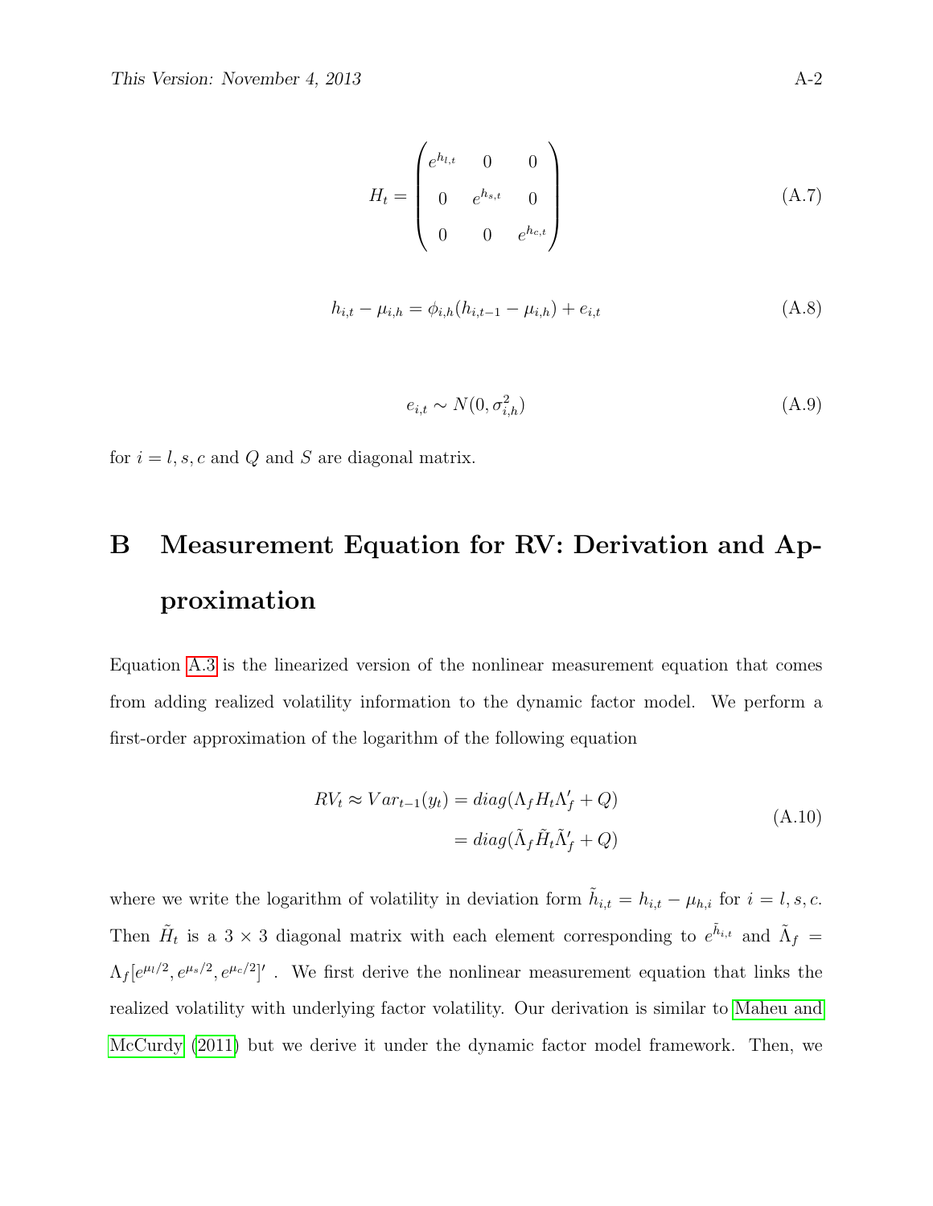$$H_t = \begin{pmatrix} e^{h_{l,t}} & 0 & 0 \\ 0 & e^{h_{s,t}} & 0 \\ 0 & 0 & e^{h_{c,t}} \end{pmatrix} \tag{A.7}$$

$$h_{i,t} - \mu_{i,h} = \phi_{i,h}(h_{i,t-1} - \mu_{i,h}) + e_{i,t} \tag{A.8}$$

$$e_{i,t} \sim N(0, \sigma^2_{i,h}) \tag{A.9}$$

for $i = l, s, c$ and $Q$ and $S$ are diagonal matrix.

# B Measurement Equation for RV: Derivation and Approximation

Equation A.3 is the linearized version of the nonlinear measurement equation that comes from adding realized volatility information to the dynamic factor model. We perform a first-order approximation of the logarithm of the following equation

$$\begin{aligned} RV_t \approx Var_{t-1}(y_t) &= diag(\Lambda_f H_t \Lambda_f' + Q) \\ &= diag(\tilde{\Lambda}_f \tilde{H}_t \tilde{\Lambda}_f' + Q) \end{aligned} \tag{A.10}$$

where we write the logarithm of volatility in deviation form $\tilde{h}_{i,t} = h_{i,t} - \mu_{h,i}$ for $i = l, s, c$. Then $\tilde{H}_t$ is a $3 \times 3$ diagonal matrix with each element corresponding to $e^{\tilde{h}_{i,t}}$ and $\tilde{\Lambda}_f = \Lambda_f [e^{\mu_l/2}, e^{\mu_s/2}, e^{\mu_c/2}]'$ . We first derive the nonlinear measurement equation that links the realized volatility with underlying factor volatility. Our derivation is similar to Maheu and McCurdy (2011) but we derive it under the dynamic factor model framework. Then, we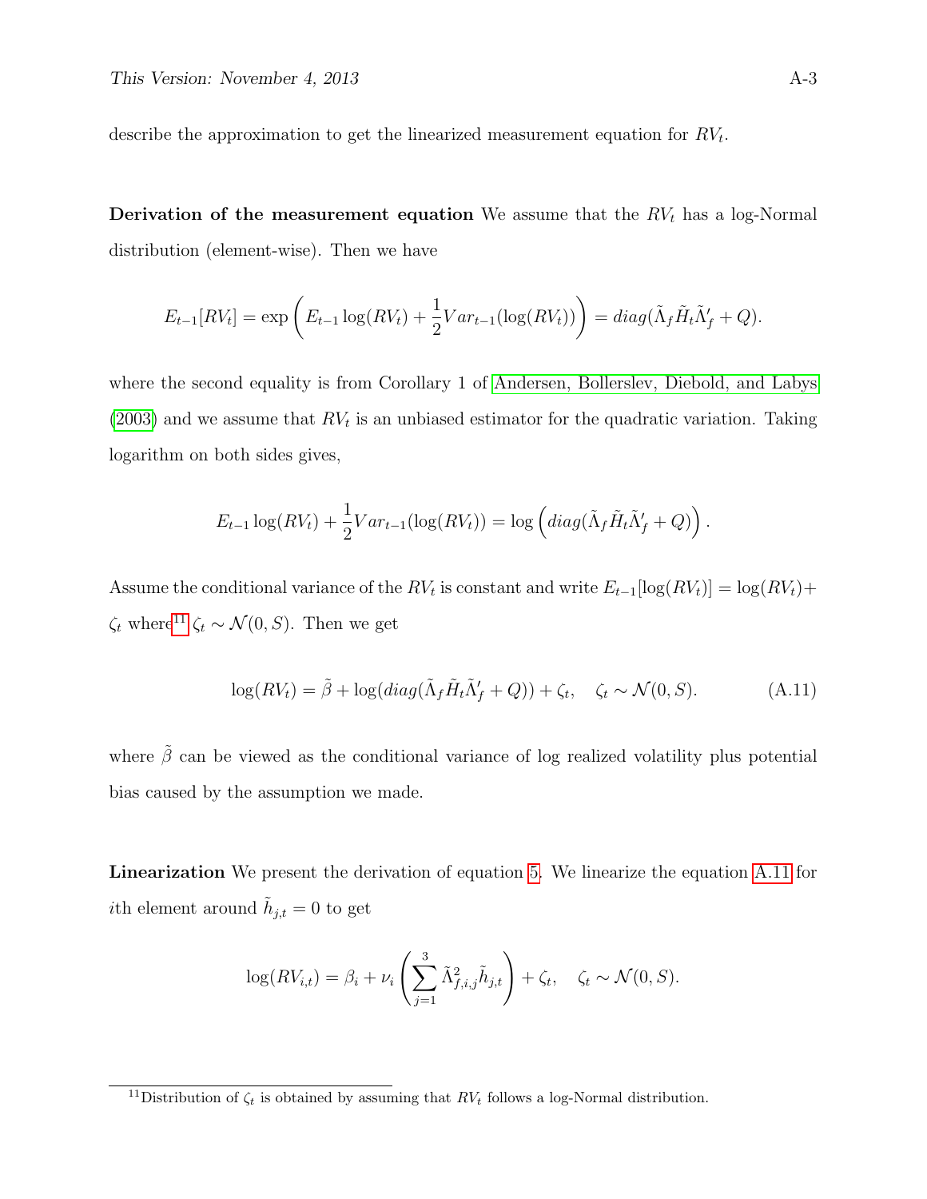describe the approximation to get the linearized measurement equation for $RV_t$.

**Derivation of the measurement equation** We assume that the $RV_t$ has a log-Normal distribution (element-wise). Then we have

$$E_{t-1}[RV_t] = \exp\left(E_{t-1}\log(RV_t) + \frac{1}{2}Var_{t-1}(\log(RV_t))\right) = diag(\tilde{\Lambda}_f \tilde{H}_t \tilde{\Lambda}_f' + Q).$$

where the second equality is from Corollary 1 of Andersen, Bollerslev, Diebold, and Labys (2003) and we assume that $RV_t$ is an unbiased estimator for the quadratic variation. Taking logarithm on both sides gives,

$$E_{t-1}\log(RV_t) + \frac{1}{2}Var_{t-1}(\log(RV_t)) = \log\left(diag(\tilde{\Lambda}_f \tilde{H}_t \tilde{\Lambda}_f' + Q)\right).$$

Assume the conditional variance of the $RV_t$ is constant and write $E_{t-1}[\log(RV_t)] = \log(RV_t) + \zeta_t$ where[11] $\zeta_t \sim \mathcal{N}(0, S)$. Then we get

$$\log(RV_t) = \tilde{\beta} + \log(diag(\tilde{\Lambda}_f \tilde{H}_t \tilde{\Lambda}_f' + Q)) + \zeta_t, \quad \zeta_t \sim \mathcal{N}(0, S). \tag{A.11}$$

where $\tilde{\beta}$ can be viewed as the conditional variance of log realized volatility plus potential bias caused by the assumption we made.

**Linearization** We present the derivation of equation 5. We linearize the equation A.11 for $i$th element around $\tilde{h}_{j,t} = 0$ to get

$$\log(RV_{i,t}) = \beta_i + \nu_i\left(\sum_{j=1}^{3}\tilde{\Lambda}_{f,i,j}^2 \tilde{h}_{j,t}\right) + \zeta_t, \quad \zeta_t \sim \mathcal{N}(0, S).$$

[11] Distribution of $\zeta_t$ is obtained by assuming that $RV_t$ follows a log-Normal distribution.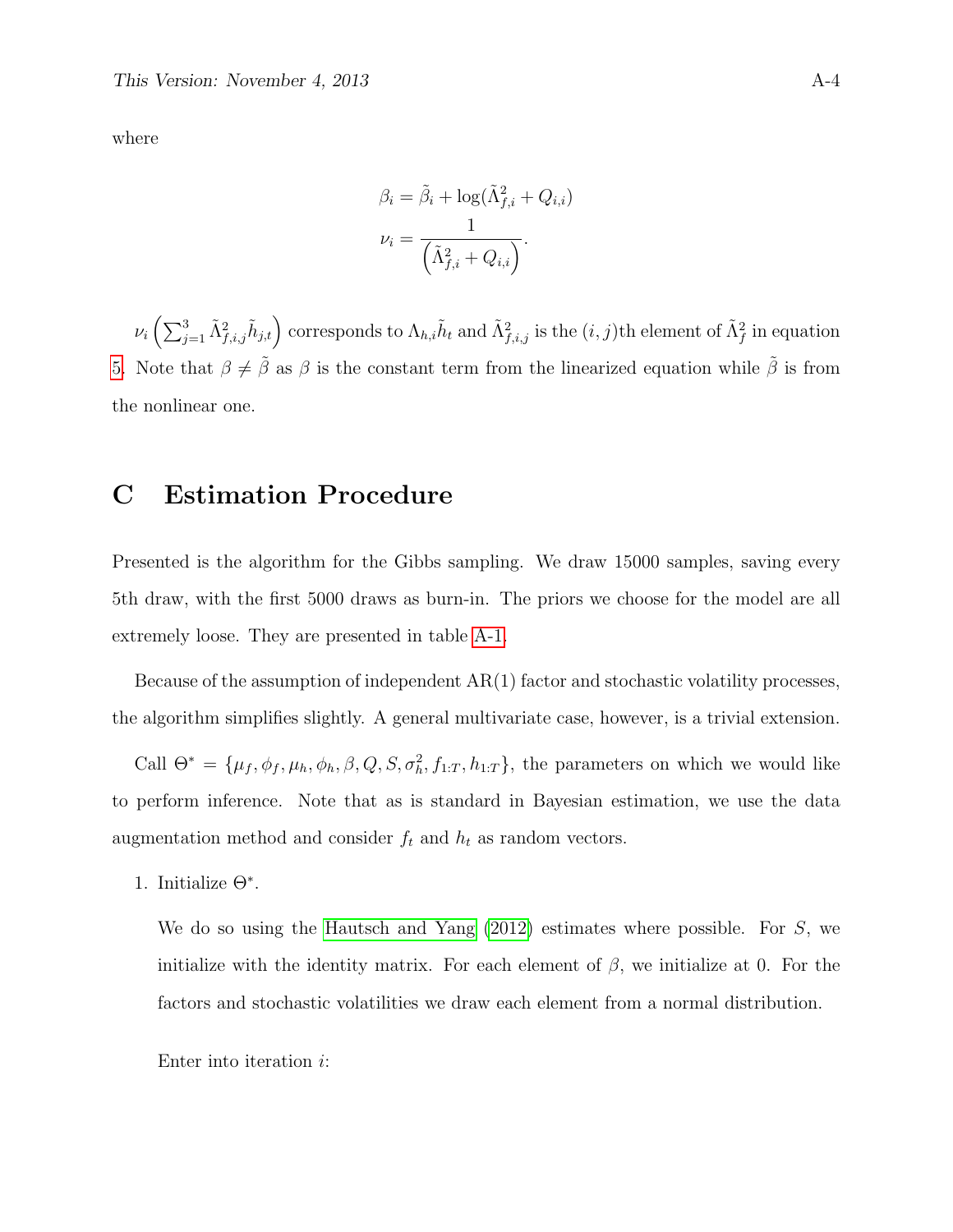where

$$
\begin{aligned}
\beta_i &= \tilde{\beta}_i + \log(\tilde{\Lambda}_{f,i}^2 + Q_{i,i}) \\
\nu_i &= \frac{1}{\left(\tilde{\Lambda}_{f,i}^2 + Q_{i,i}\right)}.
\end{aligned}
$$

$\nu_i \left(\sum_{j=1}^{3} \tilde{\Lambda}_{f,i,j}^2 \tilde{h}_{j,t}\right)$ corresponds to $\Lambda_{h,i}\tilde{h}_t$ and $\tilde{\Lambda}_{f,i,j}^2$ is the $(i,j)$th element of $\tilde{\Lambda}_f^2$ in equation 5. Note that $\beta \neq \tilde{\beta}$ as $\beta$ is the constant term from the linearized equation while $\tilde{\beta}$ is from the nonlinear one.

# C Estimation Procedure

Presented is the algorithm for the Gibbs sampling. We draw 15000 samples, saving every 5th draw, with the first 5000 draws as burn-in. The priors we choose for the model are all extremely loose. They are presented in table A-1.

Because of the assumption of independent AR(1) factor and stochastic volatility processes, the algorithm simplifies slightly. A general multivariate case, however, is a trivial extension.

Call $\Theta^* = \{\mu_f, \phi_f, \mu_h, \phi_h, \beta, Q, S, \sigma_h^2, f_{1:T}, h_{1:T}\}$, the parameters on which we would like to perform inference. Note that as is standard in Bayesian estimation, we use the data augmentation method and consider $f_t$ and $h_t$ as random vectors.

1. Initialize $\Theta^*$.

   We do so using the Hautsch and Yang (2012) estimates where possible. For $S$, we initialize with the identity matrix. For each element of $\beta$, we initialize at 0. For the factors and stochastic volatilities we draw each element from a normal distribution.

   Enter into iteration $i$: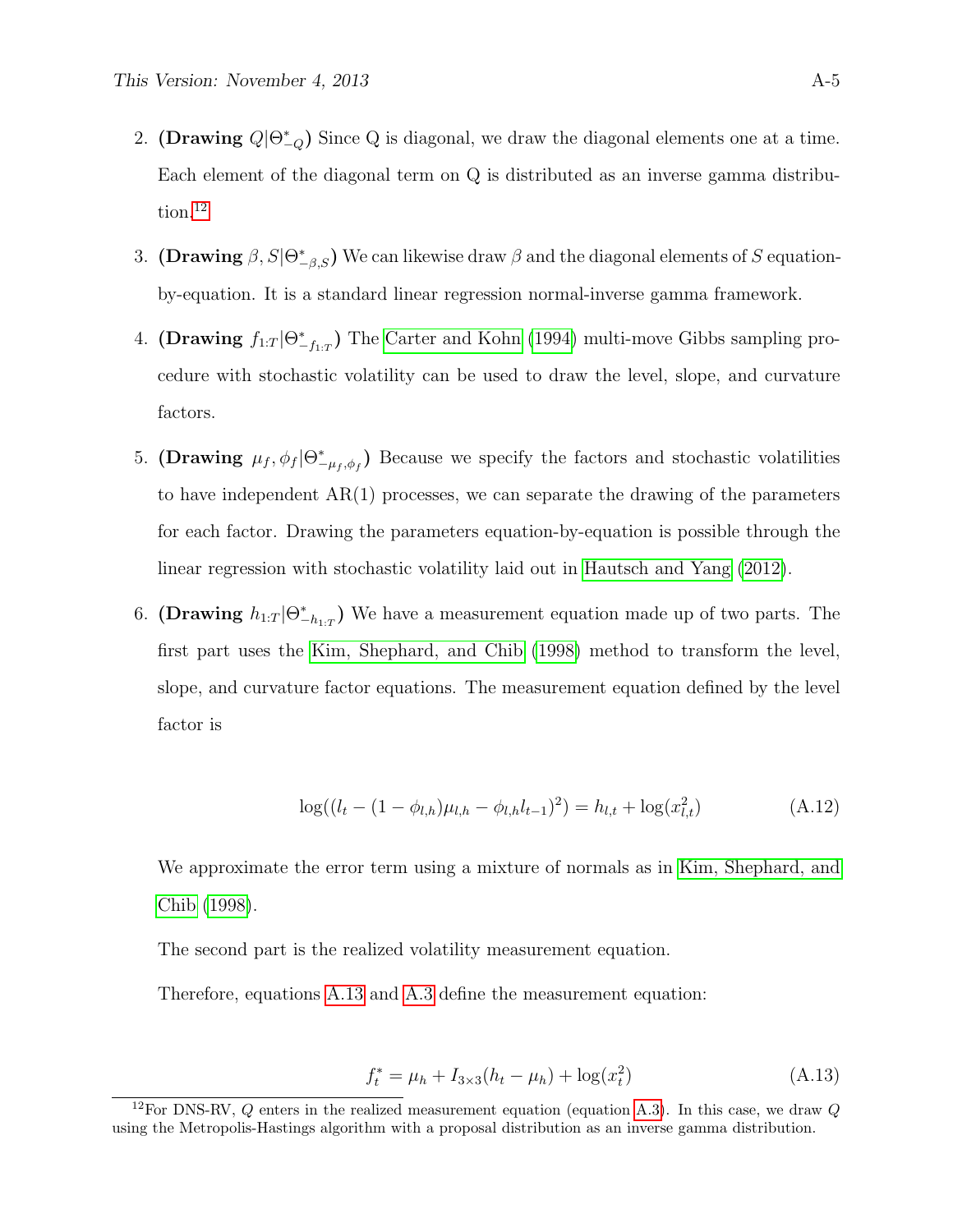2. **(Drawing $Q|\Theta^*_{-Q}$)** Since Q is diagonal, we draw the diagonal elements one at a time. Each element of the diagonal term on Q is distributed as an inverse gamma distribution.[12]

3. **(Drawing $\beta, S|\Theta^*_{-\beta,S}$)** We can likewise draw $\beta$ and the diagonal elements of $S$ equation-by-equation. It is a standard linear regression normal-inverse gamma framework.

4. **(Drawing $f_{1:T}|\Theta^*_{-f_{1:T}}$)** The Carter and Kohn (1994) multi-move Gibbs sampling procedure with stochastic volatility can be used to draw the level, slope, and curvature factors.

5. **(Drawing $\mu_f, \phi_f|\Theta^*_{-\mu_f,\phi_f}$)** Because we specify the factors and stochastic volatilities to have independent AR(1) processes, we can separate the drawing of the parameters for each factor. Drawing the parameters equation-by-equation is possible through the linear regression with stochastic volatility laid out in Hautsch and Yang (2012).

6. **(Drawing $h_{1:T}|\Theta^*_{-h_{1:T}}$)** We have a measurement equation made up of two parts. The first part uses the Kim, Shephard, and Chib (1998) method to transform the level, slope, and curvature factor equations. The measurement equation defined by the level factor is

$$\log((l_t - (1-\phi_{l,h})\mu_{l,h} - \phi_{l,h} l_{t-1})^2) = h_{l,t} + \log(x_{l,t}^2) \tag{A.12}$$

We approximate the error term using a mixture of normals as in Kim, Shephard, and Chib (1998).

The second part is the realized volatility measurement equation.

Therefore, equations A.13 and A.3 define the measurement equation:

$$f_t^* = \mu_h + I_{3\times 3}(h_t - \mu_h) + \log(x_t^2) \tag{A.13}$$

[12] For DNS-RV, $Q$ enters in the realized measurement equation (equation A.3). In this case, we draw $Q$ using the Metropolis-Hastings algorithm with a proposal distribution as an inverse gamma distribution.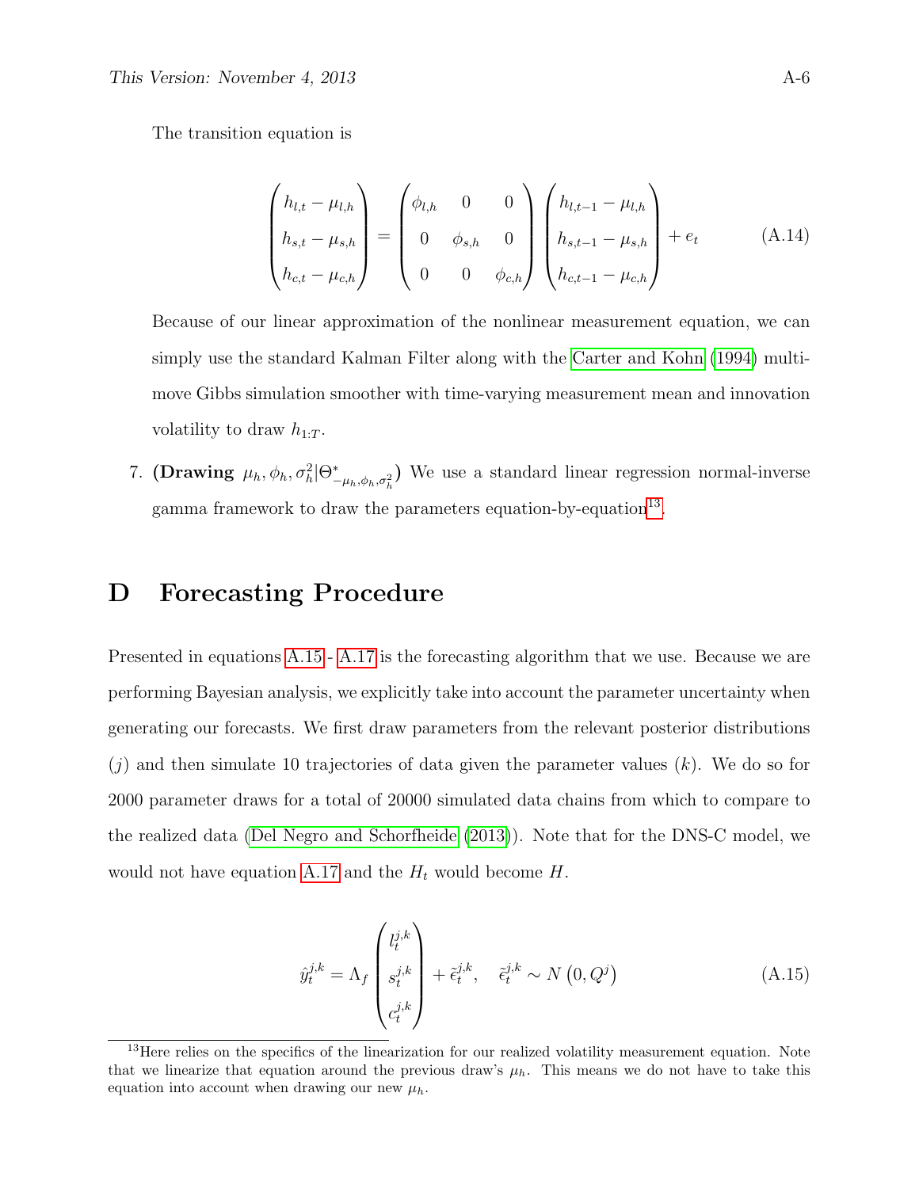The transition equation is

$$\begin{pmatrix} h_{l,t} - \mu_{l,h} \\ h_{s,t} - \mu_{s,h} \\ h_{c,t} - \mu_{c,h} \end{pmatrix} = \begin{pmatrix} \phi_{l,h} & 0 & 0 \\ 0 & \phi_{s,h} & 0 \\ 0 & 0 & \phi_{c,h} \end{pmatrix} \begin{pmatrix} h_{l,t-1} - \mu_{l,h} \\ h_{s,t-1} - \mu_{s,h} \\ h_{c,t-1} - \mu_{c,h} \end{pmatrix} + e_t \tag{A.14}$$

Because of our linear approximation of the nonlinear measurement equation, we can simply use the standard Kalman Filter along with the Carter and Kohn (1994) multi-move Gibbs simulation smoother with time-varying measurement mean and innovation volatility to draw $h_{1:T}$.

7. **(Drawing** $\mu_h, \phi_h, \sigma_h^2 | \Theta^*_{-\mu_h, \phi_h, \sigma_h^2}$**)** We use a standard linear regression normal-inverse gamma framework to draw the parameters equation-by-equation[13].

# D Forecasting Procedure

Presented in equations A.15 - A.17 is the forecasting algorithm that we use. Because we are performing Bayesian analysis, we explicitly take into account the parameter uncertainty when generating our forecasts. We first draw parameters from the relevant posterior distributions $(j)$ and then simulate 10 trajectories of data given the parameter values $(k)$. We do so for 2000 parameter draws for a total of 20000 simulated data chains from which to compare to the realized data (Del Negro and Schorfheide (2013)). Note that for the DNS-C model, we would not have equation A.17 and the $H_t$ would become $H$.

$$\hat{y}_t^{j,k} = \Lambda_f \begin{pmatrix} l_t^{j,k} \\ s_t^{j,k} \\ c_t^{j,k} \end{pmatrix} + \tilde{\epsilon}_t^{j,k}, \quad \tilde{\epsilon}_t^{j,k} \sim N\left(0, Q^j\right) \tag{A.15}$$

[13] Here relies on the specifics of the linearization for our realized volatility measurement equation. Note that we linearize that equation around the previous draw's $\mu_h$. This means we do not have to take this equation into account when drawing our new $\mu_h$.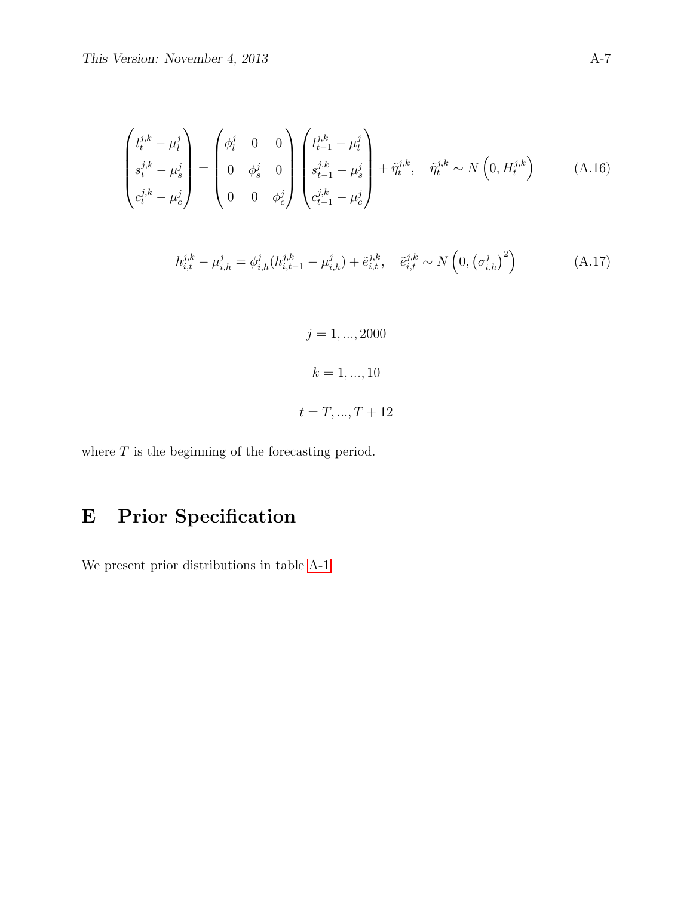$$
\begin{pmatrix} l_t^{j,k} - \mu_l^j \\ s_t^{j,k} - \mu_s^j \\ c_t^{j,k} - \mu_c^j \end{pmatrix} = \begin{pmatrix} \phi_l^j & 0 & 0 \\ 0 & \phi_s^j & 0 \\ 0 & 0 & \phi_c^j \end{pmatrix} \begin{pmatrix} l_{t-1}^{j,k} - \mu_l^j \\ s_{t-1}^{j,k} - \mu_s^j \\ c_{t-1}^{j,k} - \mu_c^j \end{pmatrix} + \tilde{\eta}_t^{j,k}, \quad \tilde{\eta}_t^{j,k} \sim N\left(0, H_t^{j,k}\right) \tag{A.16}
$$

$$
h_{i,t}^{j,k} - \mu_{i,h}^j = \phi_{i,h}^j (h_{i,t-1}^{j,k} - \mu_{i,h}^j) + \tilde{e}_{i,t}^{j,k}, \quad \tilde{e}_{i,t}^{j,k} \sim N\left(0, \left(\sigma_{i,h}^j\right)^2\right) \tag{A.17}
$$

$$
j = 1, ..., 2000
$$

$$
k = 1, ..., 10
$$

$$
t = T, ..., T + 12
$$

where $T$ is the beginning of the forecasting period.

# E Prior Specification

We present prior distributions in table A-1.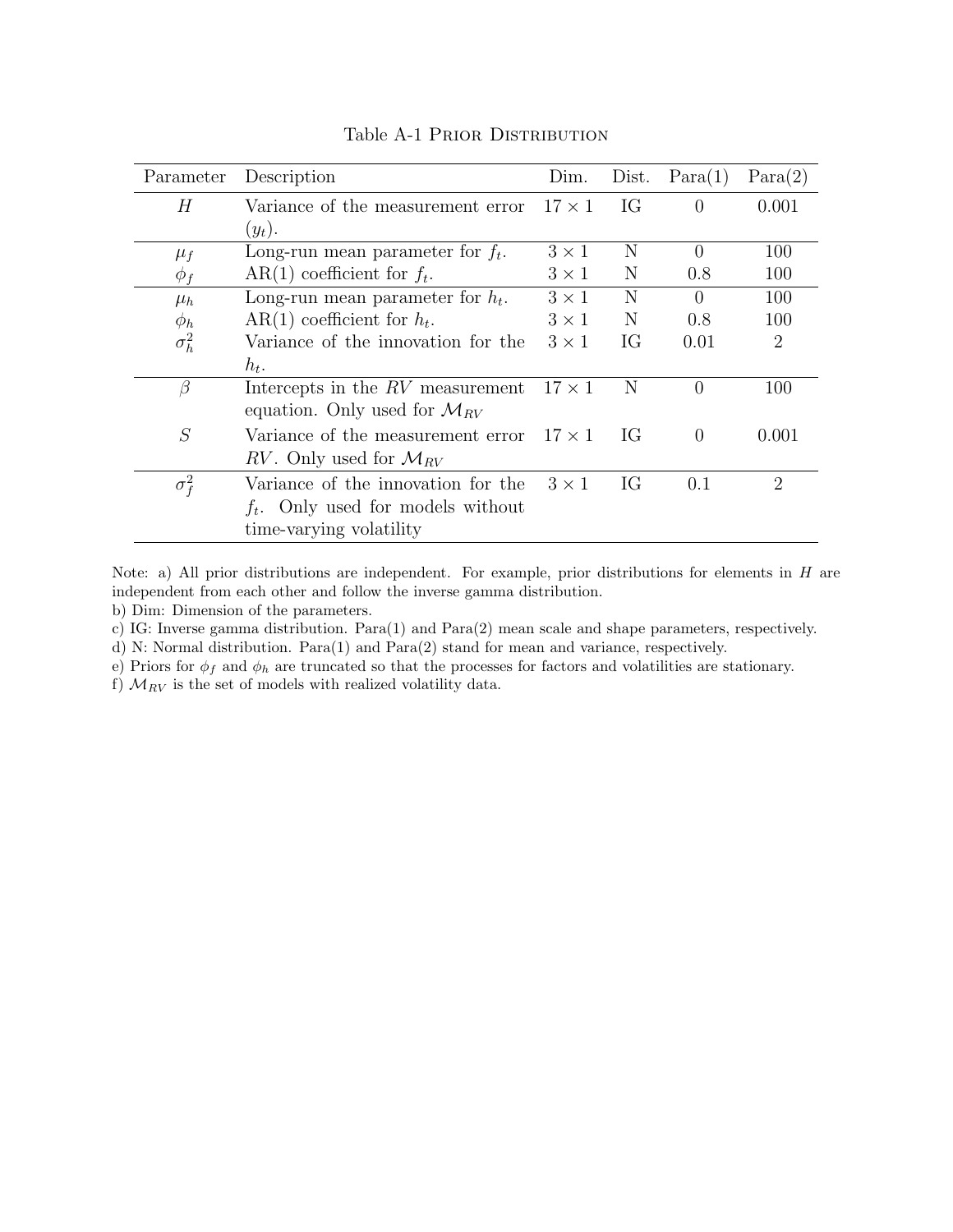Table A-1 Prior Distribution

| Parameter | Description | Dim. | Dist. | Para(1) | Para(2) |
|---|---|---|---|---|---|
| $H$ | Variance of the measurement error ($y_t$). | $17 \times 1$ | IG | 0 | 0.001 |
| $\mu_f$ | Long-run mean parameter for $f_t$. | $3 \times 1$ | N | 0 | 100 |
| $\phi_f$ | AR(1) coefficient for $f_t$. | $3 \times 1$ | N | 0.8 | 100 |
| $\mu_h$ | Long-run mean parameter for $h_t$. | $3 \times 1$ | N | 0 | 100 |
| $\phi_h$ | AR(1) coefficient for $h_t$. | $3 \times 1$ | N | 0.8 | 100 |
| $\sigma_h^2$ | Variance of the innovation for the $h_t$. | $3 \times 1$ | IG | 0.01 | 2 |
| $\beta$ | Intercepts in the $RV$ measurement equation. Only used for $\mathcal{M}_{RV}$ | $17 \times 1$ | N | 0 | 100 |
| $S$ | Variance of the measurement error $RV$. Only used for $\mathcal{M}_{RV}$ | $17 \times 1$ | IG | 0 | 0.001 |
| $\sigma_f^2$ | Variance of the innovation for the $f_t$. Only used for models without time-varying volatility | $3 \times 1$ | IG | 0.1 | 2 |

Note: a) All prior distributions are independent. For example, prior distributions for elements in $H$ are independent from each other and follow the inverse gamma distribution.
b) Dim: Dimension of the parameters.
c) IG: Inverse gamma distribution. Para(1) and Para(2) mean scale and shape parameters, respectively.
d) N: Normal distribution. Para(1) and Para(2) stand for mean and variance, respectively.
e) Priors for $\phi_f$ and $\phi_h$ are truncated so that the processes for factors and volatilities are stationary.
f) $\mathcal{M}_{RV}$ is the set of models with realized volatility data.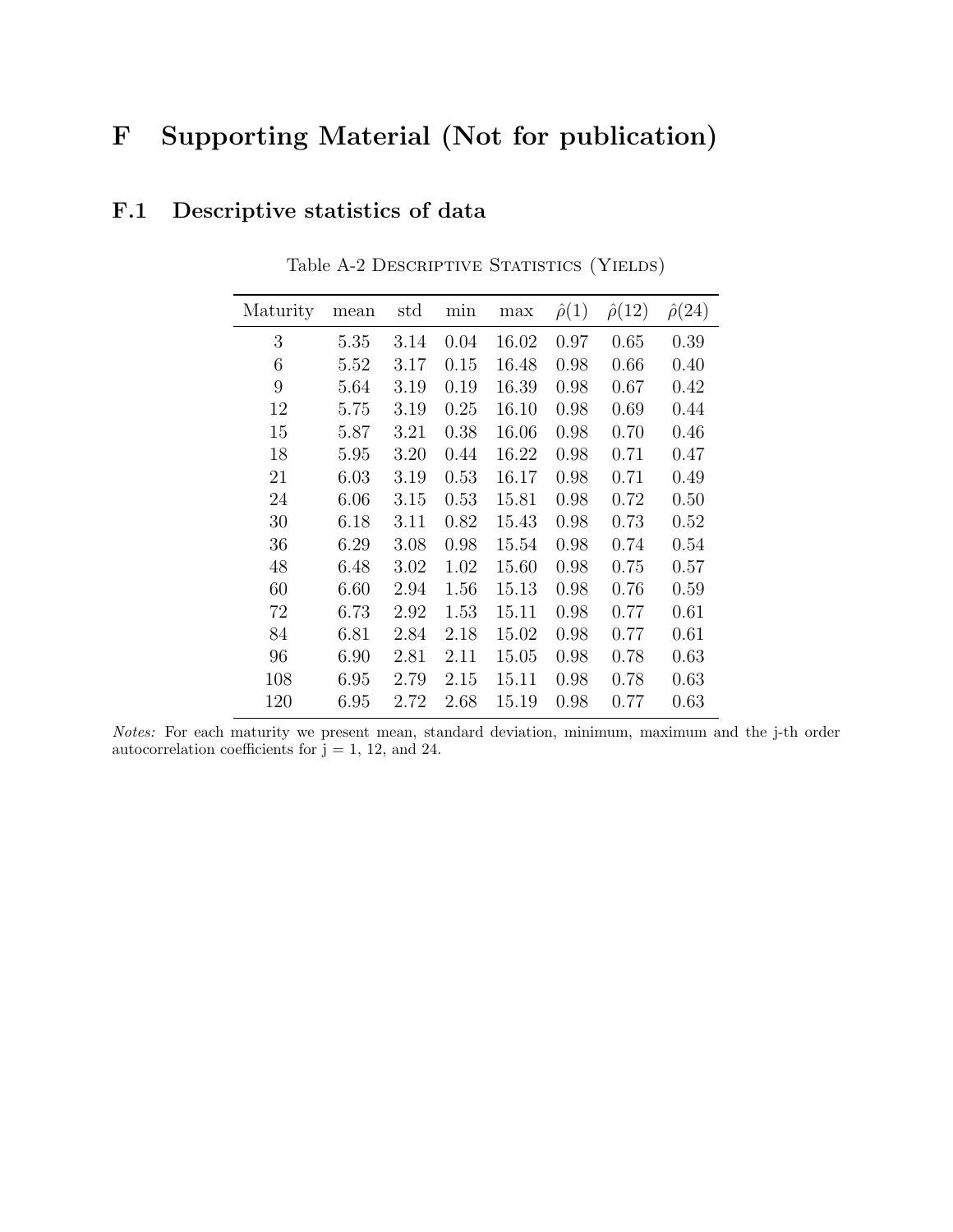# F Supporting Material (Not for publication)

## F.1 Descriptive statistics of data

Table A-2 Descriptive Statistics (Yields)

| Maturity | mean | std | min | max | $\hat{\rho}(1)$ | $\hat{\rho}(12)$ | $\hat{\rho}(24)$ |
|---|---|---|---|---|---|---|---|
| 3 | 5.35 | 3.14 | 0.04 | 16.02 | 0.97 | 0.65 | 0.39 |
| 6 | 5.52 | 3.17 | 0.15 | 16.48 | 0.98 | 0.66 | 0.40 |
| 9 | 5.64 | 3.19 | 0.19 | 16.39 | 0.98 | 0.67 | 0.42 |
| 12 | 5.75 | 3.19 | 0.25 | 16.10 | 0.98 | 0.69 | 0.44 |
| 15 | 5.87 | 3.21 | 0.38 | 16.06 | 0.98 | 0.70 | 0.46 |
| 18 | 5.95 | 3.20 | 0.44 | 16.22 | 0.98 | 0.71 | 0.47 |
| 21 | 6.03 | 3.19 | 0.53 | 16.17 | 0.98 | 0.71 | 0.49 |
| 24 | 6.06 | 3.15 | 0.53 | 15.81 | 0.98 | 0.72 | 0.50 |
| 30 | 6.18 | 3.11 | 0.82 | 15.43 | 0.98 | 0.73 | 0.52 |
| 36 | 6.29 | 3.08 | 0.98 | 15.54 | 0.98 | 0.74 | 0.54 |
| 48 | 6.48 | 3.02 | 1.02 | 15.60 | 0.98 | 0.75 | 0.57 |
| 60 | 6.60 | 2.94 | 1.56 | 15.13 | 0.98 | 0.76 | 0.59 |
| 72 | 6.73 | 2.92 | 1.53 | 15.11 | 0.98 | 0.77 | 0.61 |
| 84 | 6.81 | 2.84 | 2.18 | 15.02 | 0.98 | 0.77 | 0.61 |
| 96 | 6.90 | 2.81 | 2.11 | 15.05 | 0.98 | 0.78 | 0.63 |
| 108 | 6.95 | 2.79 | 2.15 | 15.11 | 0.98 | 0.78 | 0.63 |
| 120 | 6.95 | 2.72 | 2.68 | 15.19 | 0.98 | 0.77 | 0.63 |

*Notes:* For each maturity we present mean, standard deviation, minimum, maximum and the j-th order autocorrelation coefficients for j = 1, 12, and 24.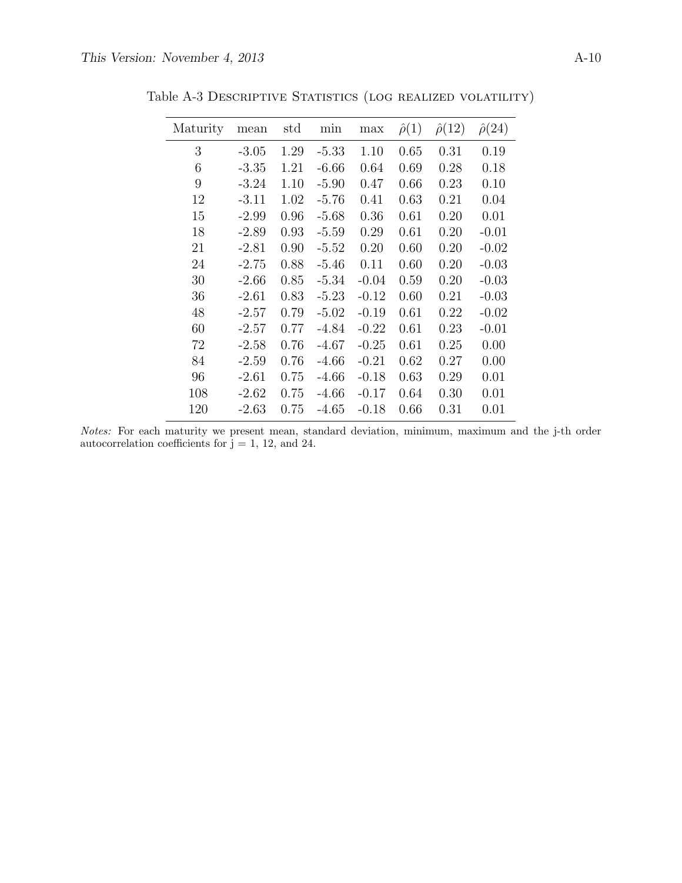Table A-3 Descriptive Statistics (log realized volatility)

| Maturity | mean | std | min | max | $\hat{\rho}(1)$ | $\hat{\rho}(12)$ | $\hat{\rho}(24)$ |
|---|---|---|---|---|---|---|---|
| 3 | -3.05 | 1.29 | -5.33 | 1.10 | 0.65 | 0.31 | 0.19 |
| 6 | -3.35 | 1.21 | -6.66 | 0.64 | 0.69 | 0.28 | 0.18 |
| 9 | -3.24 | 1.10 | -5.90 | 0.47 | 0.66 | 0.23 | 0.10 |
| 12 | -3.11 | 1.02 | -5.76 | 0.41 | 0.63 | 0.21 | 0.04 |
| 15 | -2.99 | 0.96 | -5.68 | 0.36 | 0.61 | 0.20 | 0.01 |
| 18 | -2.89 | 0.93 | -5.59 | 0.29 | 0.61 | 0.20 | -0.01 |
| 21 | -2.81 | 0.90 | -5.52 | 0.20 | 0.60 | 0.20 | -0.02 |
| 24 | -2.75 | 0.88 | -5.46 | 0.11 | 0.60 | 0.20 | -0.03 |
| 30 | -2.66 | 0.85 | -5.34 | -0.04 | 0.59 | 0.20 | -0.03 |
| 36 | -2.61 | 0.83 | -5.23 | -0.12 | 0.60 | 0.21 | -0.03 |
| 48 | -2.57 | 0.79 | -5.02 | -0.19 | 0.61 | 0.22 | -0.02 |
| 60 | -2.57 | 0.77 | -4.84 | -0.22 | 0.61 | 0.23 | -0.01 |
| 72 | -2.58 | 0.76 | -4.67 | -0.25 | 0.61 | 0.25 | 0.00 |
| 84 | -2.59 | 0.76 | -4.66 | -0.21 | 0.62 | 0.27 | 0.00 |
| 96 | -2.61 | 0.75 | -4.66 | -0.18 | 0.63 | 0.29 | 0.01 |
| 108 | -2.62 | 0.75 | -4.66 | -0.17 | 0.64 | 0.30 | 0.01 |
| 120 | -2.63 | 0.75 | -4.65 | -0.18 | 0.66 | 0.31 | 0.01 |

*Notes:* For each maturity we present mean, standard deviation, minimum, maximum and the j-th order autocorrelation coefficients for j = 1, 12, and 24.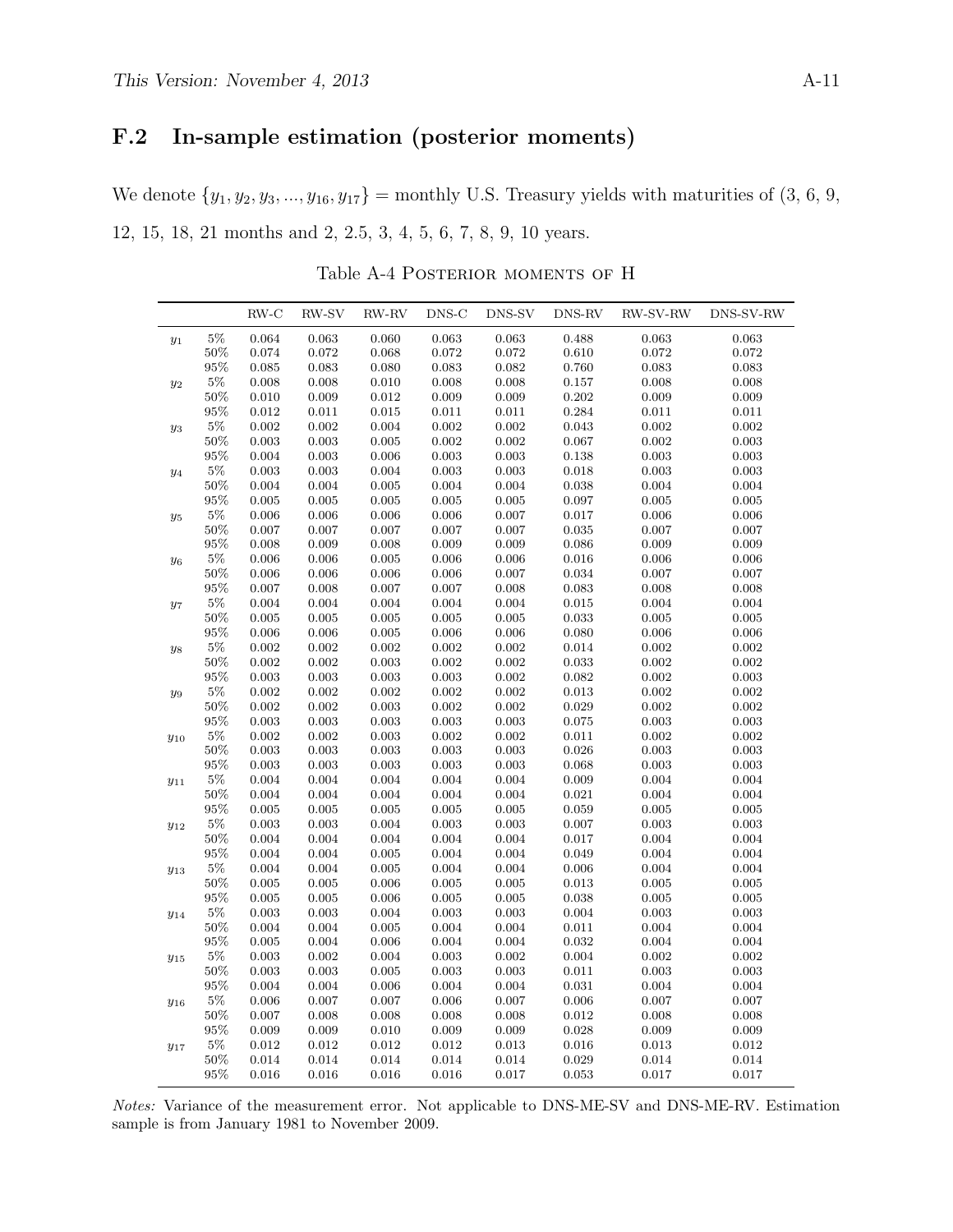## F.2 In-sample estimation (posterior moments)

We denote $\{y_1, y_2, y_3, ..., y_{16}, y_{17}\}$ = monthly U.S. Treasury yields with maturities of (3, 6, 9, 12, 15, 18, 21 months and 2, 2.5, 3, 4, 5, 6, 7, 8, 9, 10 years.

Table A-4 Posterior moments of H

| | | RW-C | RW-SV | RW-RV | DNS-C | DNS-SV | DNS-RV | RW-SV-RW | DNS-SV-RW |
|---|---|---|---|---|---|---|---|---|---|
| $y_1$ | 5% | 0.064 | 0.063 | 0.060 | 0.063 | 0.063 | 0.488 | 0.063 | 0.063 |
| | 50% | 0.074 | 0.072 | 0.068 | 0.072 | 0.072 | 0.610 | 0.072 | 0.072 |
| | 95% | 0.085 | 0.083 | 0.080 | 0.083 | 0.082 | 0.760 | 0.083 | 0.083 |
| $y_2$ | 5% | 0.008 | 0.008 | 0.010 | 0.008 | 0.008 | 0.157 | 0.008 | 0.008 |
| | 50% | 0.010 | 0.009 | 0.012 | 0.009 | 0.009 | 0.202 | 0.009 | 0.009 |
| | 95% | 0.012 | 0.011 | 0.015 | 0.011 | 0.011 | 0.284 | 0.011 | 0.011 |
| $y_3$ | 5% | 0.002 | 0.002 | 0.004 | 0.002 | 0.002 | 0.043 | 0.002 | 0.002 |
| | 50% | 0.003 | 0.003 | 0.005 | 0.002 | 0.002 | 0.067 | 0.002 | 0.003 |
| | 95% | 0.004 | 0.003 | 0.006 | 0.003 | 0.003 | 0.138 | 0.003 | 0.003 |
| $y_4$ | 5% | 0.003 | 0.003 | 0.004 | 0.003 | 0.003 | 0.018 | 0.003 | 0.003 |
| | 50% | 0.004 | 0.004 | 0.005 | 0.004 | 0.004 | 0.038 | 0.004 | 0.004 |
| | 95% | 0.005 | 0.005 | 0.005 | 0.005 | 0.005 | 0.097 | 0.005 | 0.005 |
| $y_5$ | 5% | 0.006 | 0.006 | 0.006 | 0.006 | 0.007 | 0.017 | 0.006 | 0.006 |
| | 50% | 0.007 | 0.007 | 0.007 | 0.007 | 0.007 | 0.035 | 0.007 | 0.007 |
| | 95% | 0.008 | 0.009 | 0.008 | 0.009 | 0.009 | 0.086 | 0.009 | 0.009 |
| $y_6$ | 5% | 0.006 | 0.006 | 0.005 | 0.006 | 0.006 | 0.016 | 0.006 | 0.006 |
| | 50% | 0.006 | 0.006 | 0.006 | 0.006 | 0.007 | 0.034 | 0.007 | 0.007 |
| | 95% | 0.007 | 0.008 | 0.007 | 0.007 | 0.008 | 0.083 | 0.008 | 0.008 |
| $y_7$ | 5% | 0.004 | 0.004 | 0.004 | 0.004 | 0.004 | 0.015 | 0.004 | 0.004 |
| | 50% | 0.005 | 0.005 | 0.005 | 0.005 | 0.005 | 0.033 | 0.005 | 0.005 |
| | 95% | 0.006 | 0.006 | 0.005 | 0.006 | 0.006 | 0.080 | 0.006 | 0.006 |
| $y_8$ | 5% | 0.002 | 0.002 | 0.002 | 0.002 | 0.002 | 0.014 | 0.002 | 0.002 |
| | 50% | 0.002 | 0.002 | 0.003 | 0.002 | 0.002 | 0.033 | 0.002 | 0.002 |
| | 95% | 0.003 | 0.003 | 0.003 | 0.003 | 0.002 | 0.082 | 0.002 | 0.003 |
| $y_9$ | 5% | 0.002 | 0.002 | 0.002 | 0.002 | 0.002 | 0.013 | 0.002 | 0.002 |
| | 50% | 0.002 | 0.002 | 0.003 | 0.002 | 0.002 | 0.029 | 0.002 | 0.002 |
| | 95% | 0.003 | 0.003 | 0.003 | 0.003 | 0.003 | 0.075 | 0.003 | 0.003 |
| $y_{10}$ | 5% | 0.002 | 0.002 | 0.003 | 0.002 | 0.002 | 0.011 | 0.002 | 0.002 |
| | 50% | 0.003 | 0.003 | 0.003 | 0.003 | 0.003 | 0.026 | 0.003 | 0.003 |
| | 95% | 0.003 | 0.003 | 0.003 | 0.003 | 0.003 | 0.068 | 0.003 | 0.003 |
| $y_{11}$ | 5% | 0.004 | 0.004 | 0.004 | 0.004 | 0.004 | 0.009 | 0.004 | 0.004 |
| | 50% | 0.004 | 0.004 | 0.004 | 0.004 | 0.004 | 0.021 | 0.004 | 0.004 |
| | 95% | 0.005 | 0.005 | 0.005 | 0.005 | 0.005 | 0.059 | 0.005 | 0.005 |
| $y_{12}$ | 5% | 0.003 | 0.003 | 0.004 | 0.003 | 0.003 | 0.007 | 0.003 | 0.003 |
| | 50% | 0.004 | 0.004 | 0.004 | 0.004 | 0.004 | 0.017 | 0.004 | 0.004 |
| | 95% | 0.004 | 0.004 | 0.005 | 0.004 | 0.004 | 0.049 | 0.004 | 0.004 |
| $y_{13}$ | 5% | 0.004 | 0.004 | 0.005 | 0.004 | 0.004 | 0.006 | 0.004 | 0.004 |
| | 50% | 0.005 | 0.005 | 0.006 | 0.005 | 0.005 | 0.013 | 0.005 | 0.005 |
| | 95% | 0.005 | 0.005 | 0.006 | 0.005 | 0.005 | 0.038 | 0.005 | 0.005 |
| $y_{14}$ | 5% | 0.003 | 0.003 | 0.004 | 0.003 | 0.003 | 0.004 | 0.003 | 0.003 |
| | 50% | 0.004 | 0.004 | 0.005 | 0.004 | 0.004 | 0.011 | 0.004 | 0.004 |
| | 95% | 0.005 | 0.004 | 0.006 | 0.004 | 0.004 | 0.032 | 0.004 | 0.004 |
| $y_{15}$ | 5% | 0.003 | 0.002 | 0.004 | 0.003 | 0.002 | 0.004 | 0.002 | 0.002 |
| | 50% | 0.003 | 0.003 | 0.005 | 0.003 | 0.003 | 0.011 | 0.003 | 0.003 |
| | 95% | 0.004 | 0.004 | 0.006 | 0.004 | 0.004 | 0.031 | 0.004 | 0.004 |
| $y_{16}$ | 5% | 0.006 | 0.007 | 0.007 | 0.006 | 0.007 | 0.006 | 0.007 | 0.007 |
| | 50% | 0.007 | 0.008 | 0.008 | 0.008 | 0.008 | 0.012 | 0.008 | 0.008 |
| | 95% | 0.009 | 0.009 | 0.010 | 0.009 | 0.009 | 0.028 | 0.009 | 0.009 |
| $y_{17}$ | 5% | 0.012 | 0.012 | 0.012 | 0.012 | 0.013 | 0.016 | 0.013 | 0.012 |
| | 50% | 0.014 | 0.014 | 0.014 | 0.014 | 0.014 | 0.029 | 0.014 | 0.014 |
| | 95% | 0.016 | 0.016 | 0.016 | 0.016 | 0.017 | 0.053 | 0.017 | 0.017 |

*Notes:* Variance of the measurement error. Not applicable to DNS-ME-SV and DNS-ME-RV. Estimation sample is from January 1981 to November 2009.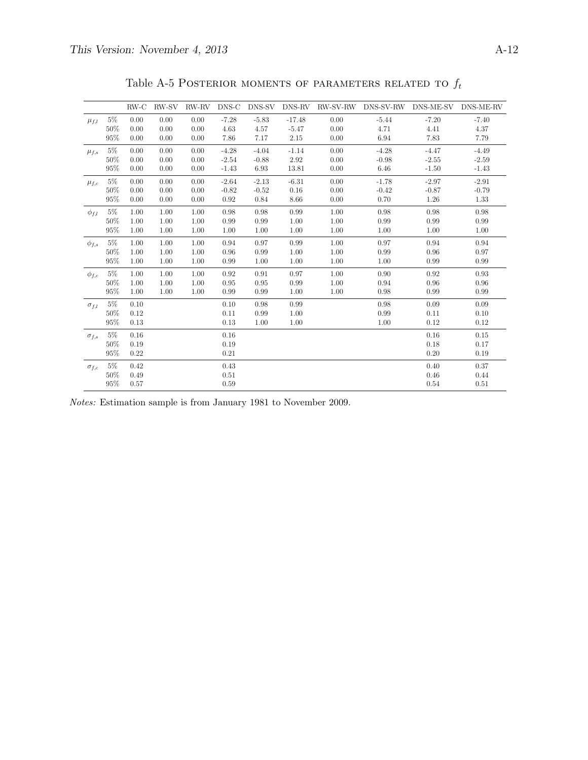Table A-5 Posterior moments of parameters related to $f_t$

| | | RW-C | RW-SV | RW-RV | DNS-C | DNS-SV | DNS-RV | RW-SV-RW | DNS-SV-RW | DNS-ME-SV | DNS-ME-RV |
|---|---|---|---|---|---|---|---|---|---|---|---|
| $\mu_{f,l}$ | 5% | 0.00 | 0.00 | 0.00 | -7.28 | -5.83 | -17.48 | 0.00 | -5.44 | -7.20 | -7.40 |
| | 50% | 0.00 | 0.00 | 0.00 | 4.63 | 4.57 | -5.47 | 0.00 | 4.71 | 4.41 | 4.37 |
| | 95% | 0.00 | 0.00 | 0.00 | 7.86 | 7.17 | 2.15 | 0.00 | 6.94 | 7.83 | 7.79 |
| $\mu_{f,s}$ | 5% | 0.00 | 0.00 | 0.00 | -4.28 | -4.04 | -1.14 | 0.00 | -4.28 | -4.47 | -4.49 |
| | 50% | 0.00 | 0.00 | 0.00 | -2.54 | -0.88 | 2.92 | 0.00 | -0.98 | -2.55 | -2.59 |
| | 95% | 0.00 | 0.00 | 0.00 | -1.43 | 6.93 | 13.81 | 0.00 | 6.46 | -1.50 | -1.43 |
| $\mu_{f,c}$ | 5% | 0.00 | 0.00 | 0.00 | -2.64 | -2.13 | -6.31 | 0.00 | -1.78 | -2.97 | -2.91 |
| | 50% | 0.00 | 0.00 | 0.00 | -0.82 | -0.52 | 0.16 | 0.00 | -0.42 | -0.87 | -0.79 |
| | 95% | 0.00 | 0.00 | 0.00 | 0.92 | 0.84 | 8.66 | 0.00 | 0.70 | 1.26 | 1.33 |
| $\phi_{f,l}$ | 5% | 1.00 | 1.00 | 1.00 | 0.98 | 0.98 | 0.99 | 1.00 | 0.98 | 0.98 | 0.98 |
| | 50% | 1.00 | 1.00 | 1.00 | 0.99 | 0.99 | 1.00 | 1.00 | 0.99 | 0.99 | 0.99 |
| | 95% | 1.00 | 1.00 | 1.00 | 1.00 | 1.00 | 1.00 | 1.00 | 1.00 | 1.00 | 1.00 |
| $\phi_{f,s}$ | 5% | 1.00 | 1.00 | 1.00 | 0.94 | 0.97 | 0.99 | 1.00 | 0.97 | 0.94 | 0.94 |
| | 50% | 1.00 | 1.00 | 1.00 | 0.96 | 0.99 | 1.00 | 1.00 | 0.99 | 0.96 | 0.97 |
| | 95% | 1.00 | 1.00 | 1.00 | 0.99 | 1.00 | 1.00 | 1.00 | 1.00 | 0.99 | 0.99 |
| $\phi_{f,c}$ | 5% | 1.00 | 1.00 | 1.00 | 0.92 | 0.91 | 0.97 | 1.00 | 0.90 | 0.92 | 0.93 |
| | 50% | 1.00 | 1.00 | 1.00 | 0.95 | 0.95 | 0.99 | 1.00 | 0.94 | 0.96 | 0.96 |
| | 95% | 1.00 | 1.00 | 1.00 | 0.99 | 0.99 | 1.00 | 1.00 | 0.98 | 0.99 | 0.99 |
| $\sigma_{f,l}$ | 5% | 0.10 | | | 0.10 | 0.98 | 0.99 | | 0.98 | 0.09 | 0.09 |
| | 50% | 0.12 | | | 0.11 | 0.99 | 1.00 | | 0.99 | 0.11 | 0.10 |
| | 95% | 0.13 | | | 0.13 | 1.00 | 1.00 | | 1.00 | 0.12 | 0.12 |
| $\sigma_{f,s}$ | 5% | 0.16 | | | 0.16 | | | | | 0.16 | 0.15 |
| | 50% | 0.19 | | | 0.19 | | | | | 0.18 | 0.17 |
| | 95% | 0.22 | | | 0.21 | | | | | 0.20 | 0.19 |
| $\sigma_{f,c}$ | 5% | 0.42 | | | 0.43 | | | | | 0.40 | 0.37 |
| | 50% | 0.49 | | | 0.51 | | | | | 0.46 | 0.44 |
| | 95% | 0.57 | | | 0.59 | | | | | 0.54 | 0.51 |

*Notes:* Estimation sample is from January 1981 to November 2009.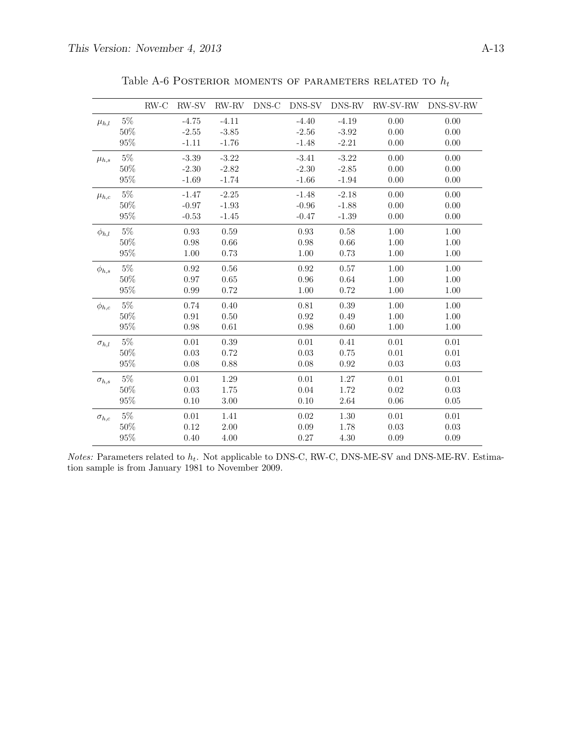Table A-6 Posterior moments of parameters related to $h_t$

| | | RW-C | RW-SV | RW-RV | DNS-C | DNS-SV | DNS-RV | RW-SV-RW | DNS-SV-RW |
|---|---|---|---|---|---|---|---|---|---|
| $\mu_{h,l}$ | 5% | | -4.75 | -4.11 | | -4.40 | -4.19 | 0.00 | 0.00 |
| | 50% | | -2.55 | -3.85 | | -2.56 | -3.92 | 0.00 | 0.00 |
| | 95% | | -1.11 | -1.76 | | -1.48 | -2.21 | 0.00 | 0.00 |
| $\mu_{h,s}$ | 5% | | -3.39 | -3.22 | | -3.41 | -3.22 | 0.00 | 0.00 |
| | 50% | | -2.30 | -2.82 | | -2.30 | -2.85 | 0.00 | 0.00 |
| | 95% | | -1.69 | -1.74 | | -1.66 | -1.94 | 0.00 | 0.00 |
| $\mu_{h,c}$ | 5% | | -1.47 | -2.25 | | -1.48 | -2.18 | 0.00 | 0.00 |
| | 50% | | -0.97 | -1.93 | | -0.96 | -1.88 | 0.00 | 0.00 |
| | 95% | | -0.53 | -1.45 | | -0.47 | -1.39 | 0.00 | 0.00 |
| $\phi_{h,l}$ | 5% | | 0.93 | 0.59 | | 0.93 | 0.58 | 1.00 | 1.00 |
| | 50% | | 0.98 | 0.66 | | 0.98 | 0.66 | 1.00 | 1.00 |
| | 95% | | 1.00 | 0.73 | | 1.00 | 0.73 | 1.00 | 1.00 |
| $\phi_{h,s}$ | 5% | | 0.92 | 0.56 | | 0.92 | 0.57 | 1.00 | 1.00 |
| | 50% | | 0.97 | 0.65 | | 0.96 | 0.64 | 1.00 | 1.00 |
| | 95% | | 0.99 | 0.72 | | 1.00 | 0.72 | 1.00 | 1.00 |
| $\phi_{h,c}$ | 5% | | 0.74 | 0.40 | | 0.81 | 0.39 | 1.00 | 1.00 |
| | 50% | | 0.91 | 0.50 | | 0.92 | 0.49 | 1.00 | 1.00 |
| | 95% | | 0.98 | 0.61 | | 0.98 | 0.60 | 1.00 | 1.00 |
| $\sigma_{h,l}$ | 5% | | 0.01 | 0.39 | | 0.01 | 0.41 | 0.01 | 0.01 |
| | 50% | | 0.03 | 0.72 | | 0.03 | 0.75 | 0.01 | 0.01 |
| | 95% | | 0.08 | 0.88 | | 0.08 | 0.92 | 0.03 | 0.03 |
| $\sigma_{h,s}$ | 5% | | 0.01 | 1.29 | | 0.01 | 1.27 | 0.01 | 0.01 |
| | 50% | | 0.03 | 1.75 | | 0.04 | 1.72 | 0.02 | 0.03 |
| | 95% | | 0.10 | 3.00 | | 0.10 | 2.64 | 0.06 | 0.05 |
| $\sigma_{h,c}$ | 5% | | 0.01 | 1.41 | | 0.02 | 1.30 | 0.01 | 0.01 |
| | 50% | | 0.12 | 2.00 | | 0.09 | 1.78 | 0.03 | 0.03 |
| | 95% | | 0.40 | 4.00 | | 0.27 | 4.30 | 0.09 | 0.09 |

*Notes:* Parameters related to $h_t$. Not applicable to DNS-C, RW-C, DNS-ME-SV and DNS-ME-RV. Estimation sample is from January 1981 to November 2009.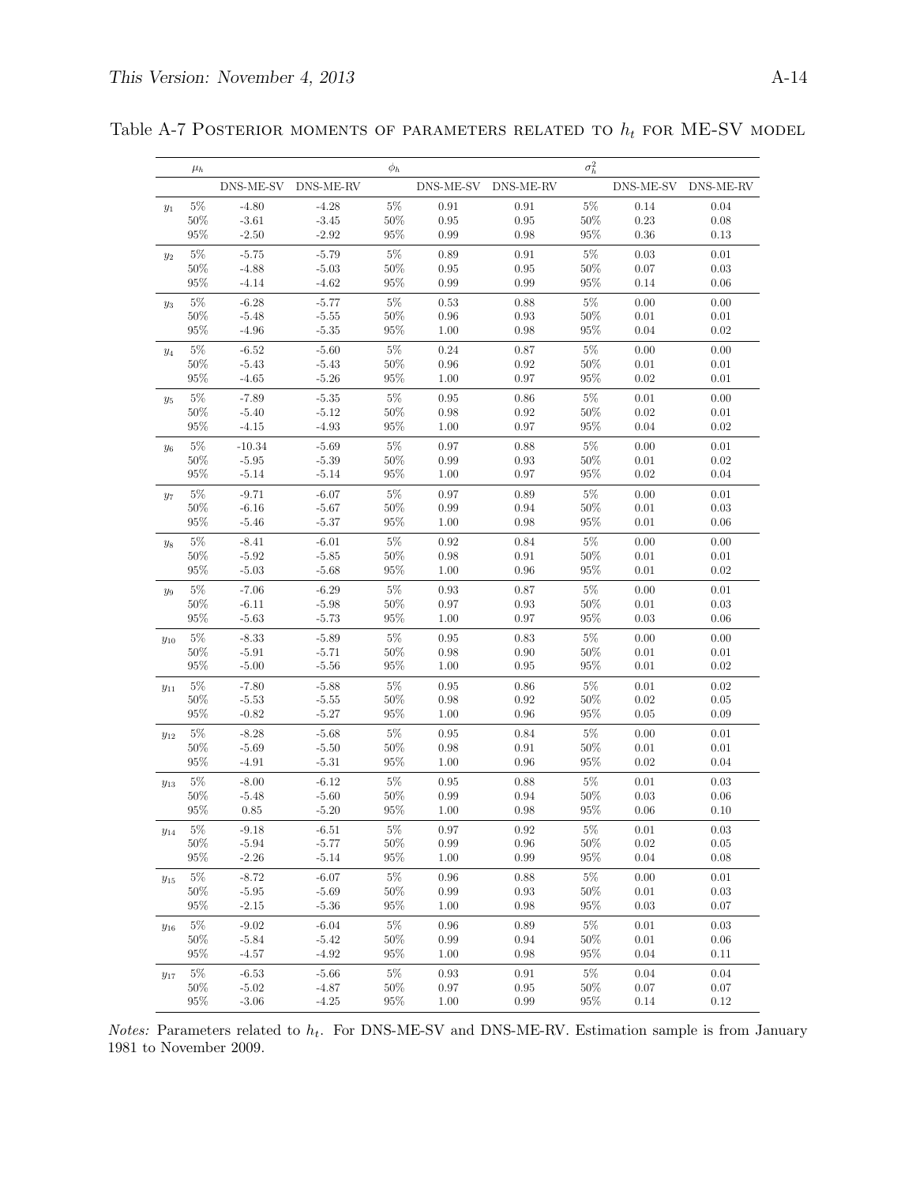Table A-7 Posterior moments of parameters related to $h_t$ for ME-SV model

| | $\mu_h$ | | | $\phi_h$ | | | $\sigma_h^2$ | | |
|---|---|---|---|---|---|---|---|---|---|
| | | DNS-ME-SV | DNS-ME-RV | | DNS-ME-SV | DNS-ME-RV | | DNS-ME-SV | DNS-ME-RV |
| $y_1$ | 5% | -4.80 | -4.28 | 5% | 0.91 | 0.91 | 5% | 0.14 | 0.04 |
| | 50% | -3.61 | -3.45 | 50% | 0.95 | 0.95 | 50% | 0.23 | 0.08 |
| | 95% | -2.50 | -2.92 | 95% | 0.99 | 0.98 | 95% | 0.36 | 0.13 |
| $y_2$ | 5% | -5.75 | -5.79 | 5% | 0.89 | 0.91 | 5% | 0.03 | 0.01 |
| | 50% | -4.88 | -5.03 | 50% | 0.95 | 0.95 | 50% | 0.07 | 0.03 |
| | 95% | -4.14 | -4.62 | 95% | 0.99 | 0.99 | 95% | 0.14 | 0.06 |
| $y_3$ | 5% | -6.28 | -5.77 | 5% | 0.53 | 0.88 | 5% | 0.00 | 0.00 |
| | 50% | -5.48 | -5.55 | 50% | 0.96 | 0.93 | 50% | 0.01 | 0.01 |
| | 95% | -4.96 | -5.35 | 95% | 1.00 | 0.98 | 95% | 0.04 | 0.02 |
| $y_4$ | 5% | -6.52 | -5.60 | 5% | 0.24 | 0.87 | 5% | 0.00 | 0.00 |
| | 50% | -5.43 | -5.43 | 50% | 0.96 | 0.92 | 50% | 0.01 | 0.01 |
| | 95% | -4.65 | -5.26 | 95% | 1.00 | 0.97 | 95% | 0.02 | 0.01 |
| $y_5$ | 5% | -7.89 | -5.35 | 5% | 0.95 | 0.86 | 5% | 0.01 | 0.00 |
| | 50% | -5.40 | -5.12 | 50% | 0.98 | 0.92 | 50% | 0.02 | 0.01 |
| | 95% | -4.15 | -4.93 | 95% | 1.00 | 0.97 | 95% | 0.04 | 0.02 |
| $y_6$ | 5% | -10.34 | -5.69 | 5% | 0.97 | 0.88 | 5% | 0.00 | 0.01 |
| | 50% | -5.95 | -5.39 | 50% | 0.99 | 0.93 | 50% | 0.01 | 0.02 |
| | 95% | -5.14 | -5.14 | 95% | 1.00 | 0.97 | 95% | 0.02 | 0.04 |
| $y_7$ | 5% | -9.71 | -6.07 | 5% | 0.97 | 0.89 | 5% | 0.00 | 0.01 |
| | 50% | -6.16 | -5.67 | 50% | 0.99 | 0.94 | 50% | 0.01 | 0.03 |
| | 95% | -5.46 | -5.37 | 95% | 1.00 | 0.98 | 95% | 0.01 | 0.06 |
| $y_8$ | 5% | -8.41 | -6.01 | 5% | 0.92 | 0.84 | 5% | 0.00 | 0.00 |
| | 50% | -5.92 | -5.85 | 50% | 0.98 | 0.91 | 50% | 0.01 | 0.01 |
| | 95% | -5.03 | -5.68 | 95% | 1.00 | 0.96 | 95% | 0.01 | 0.02 |
| $y_9$ | 5% | -7.06 | -6.29 | 5% | 0.93 | 0.87 | 5% | 0.00 | 0.01 |
| | 50% | -6.11 | -5.98 | 50% | 0.97 | 0.93 | 50% | 0.01 | 0.03 |
| | 95% | -5.63 | -5.73 | 95% | 1.00 | 0.97 | 95% | 0.03 | 0.06 |
| $y_{10}$ | 5% | -8.33 | -5.89 | 5% | 0.95 | 0.83 | 5% | 0.00 | 0.00 |
| | 50% | -5.91 | -5.71 | 50% | 0.98 | 0.90 | 50% | 0.01 | 0.01 |
| | 95% | -5.00 | -5.56 | 95% | 1.00 | 0.95 | 95% | 0.01 | 0.02 |
| $y_{11}$ | 5% | -7.80 | -5.88 | 5% | 0.95 | 0.86 | 5% | 0.01 | 0.02 |
| | 50% | -5.53 | -5.55 | 50% | 0.98 | 0.92 | 50% | 0.02 | 0.05 |
| | 95% | -0.82 | -5.27 | 95% | 1.00 | 0.96 | 95% | 0.05 | 0.09 |
| $y_{12}$ | 5% | -8.28 | -5.68 | 5% | 0.95 | 0.84 | 5% | 0.00 | 0.01 |
| | 50% | -5.69 | -5.50 | 50% | 0.98 | 0.91 | 50% | 0.01 | 0.01 |
| | 95% | -4.91 | -5.31 | 95% | 1.00 | 0.96 | 95% | 0.02 | 0.04 |
| $y_{13}$ | 5% | -8.00 | -6.12 | 5% | 0.95 | 0.88 | 5% | 0.01 | 0.03 |
| | 50% | -5.48 | -5.60 | 50% | 0.99 | 0.94 | 50% | 0.03 | 0.06 |
| | 95% | 0.85 | -5.20 | 95% | 1.00 | 0.98 | 95% | 0.06 | 0.10 |
| $y_{14}$ | 5% | -9.18 | -6.51 | 5% | 0.97 | 0.92 | 5% | 0.01 | 0.03 |
| | 50% | -5.94 | -5.77 | 50% | 0.99 | 0.96 | 50% | 0.02 | 0.05 |
| | 95% | -2.26 | -5.14 | 95% | 1.00 | 0.99 | 95% | 0.04 | 0.08 |
| $y_{15}$ | 5% | -8.72 | -6.07 | 5% | 0.96 | 0.88 | 5% | 0.00 | 0.01 |
| | 50% | -5.95 | -5.69 | 50% | 0.99 | 0.93 | 50% | 0.01 | 0.03 |
| | 95% | -2.15 | -5.36 | 95% | 1.00 | 0.98 | 95% | 0.03 | 0.07 |
| $y_{16}$ | 5% | -9.02 | -6.04 | 5% | 0.96 | 0.89 | 5% | 0.01 | 0.03 |
| | 50% | -5.84 | -5.42 | 50% | 0.99 | 0.94 | 50% | 0.01 | 0.06 |
| | 95% | -4.57 | -4.92 | 95% | 1.00 | 0.98 | 95% | 0.04 | 0.11 |
| $y_{17}$ | 5% | -6.53 | -5.66 | 5% | 0.93 | 0.91 | 5% | 0.04 | 0.04 |
| | 50% | -5.02 | -4.87 | 50% | 0.97 | 0.95 | 50% | 0.07 | 0.07 |
| | 95% | -3.06 | -4.25 | 95% | 1.00 | 0.99 | 95% | 0.14 | 0.12 |

*Notes:* Parameters related to $h_t$. For DNS-ME-SV and DNS-ME-RV. Estimation sample is from January 1981 to November 2009.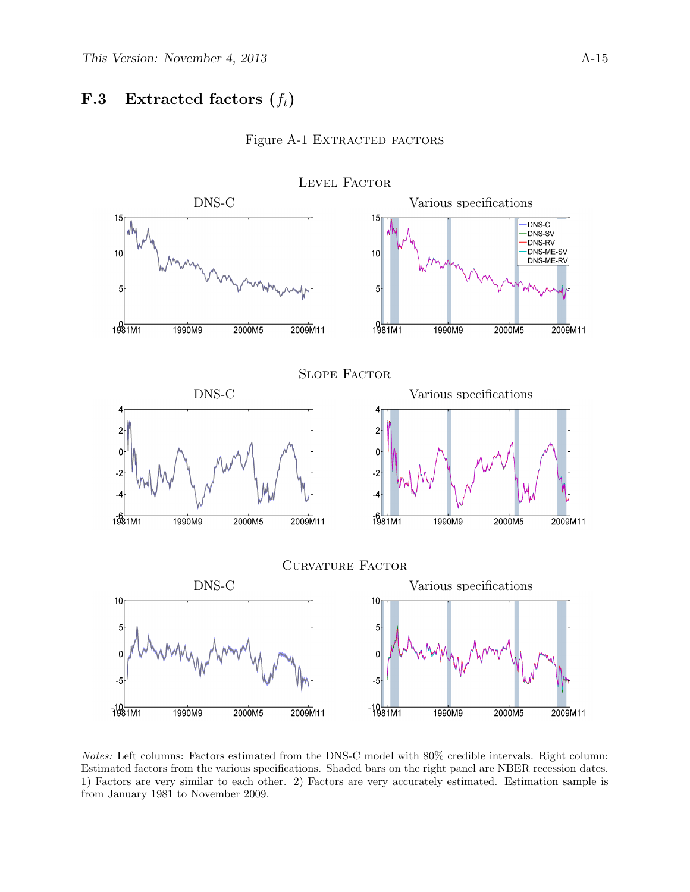## F.3 Extracted factors ($f_t$)

Figure A-1 Extracted factors

*Notes:* Left columns: Factors estimated from the DNS-C model with 80% credible intervals. Right column: Estimated factors from the various specifications. Shaded bars on the right panel are NBER recession dates. 1) Factors are very similar to each other. 2) Factors are very accurately estimated. Estimation sample is from January 1981 to November 2009.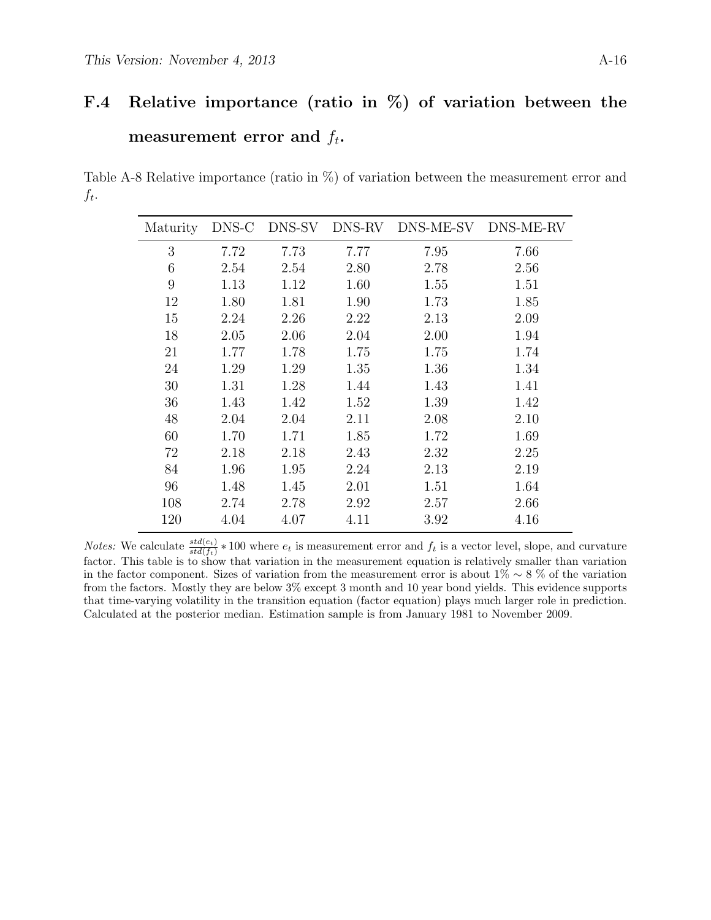## F.4 Relative importance (ratio in %) of variation between the measurement error and $f_t$.

Table A-8 Relative importance (ratio in %) of variation between the measurement error and $f_t$.

| Maturity | DNS-C | DNS-SV | DNS-RV | DNS-ME-SV | DNS-ME-RV |
|---|---|---|---|---|---|
| 3 | 7.72 | 7.73 | 7.77 | 7.95 | 7.66 |
| 6 | 2.54 | 2.54 | 2.80 | 2.78 | 2.56 |
| 9 | 1.13 | 1.12 | 1.60 | 1.55 | 1.51 |
| 12 | 1.80 | 1.81 | 1.90 | 1.73 | 1.85 |
| 15 | 2.24 | 2.26 | 2.22 | 2.13 | 2.09 |
| 18 | 2.05 | 2.06 | 2.04 | 2.00 | 1.94 |
| 21 | 1.77 | 1.78 | 1.75 | 1.75 | 1.74 |
| 24 | 1.29 | 1.29 | 1.35 | 1.36 | 1.34 |
| 30 | 1.31 | 1.28 | 1.44 | 1.43 | 1.41 |
| 36 | 1.43 | 1.42 | 1.52 | 1.39 | 1.42 |
| 48 | 2.04 | 2.04 | 2.11 | 2.08 | 2.10 |
| 60 | 1.70 | 1.71 | 1.85 | 1.72 | 1.69 |
| 72 | 2.18 | 2.18 | 2.43 | 2.32 | 2.25 |
| 84 | 1.96 | 1.95 | 2.24 | 2.13 | 2.19 |
| 96 | 1.48 | 1.45 | 2.01 | 1.51 | 1.64 |
| 108 | 2.74 | 2.78 | 2.92 | 2.57 | 2.66 |
| 120 | 4.04 | 4.07 | 4.11 | 3.92 | 4.16 |

*Notes:* We calculate $\frac{std(e_t)}{std(f_t)} * 100$ where $e_t$ is measurement error and $f_t$ is a vector level, slope, and curvature factor. This table is to show that variation in the measurement equation is relatively smaller than variation in the factor component. Sizes of variation from the measurement error is about 1% $\sim$ 8 % of the variation from the factors. Mostly they are below 3% except 3 month and 10 year bond yields. This evidence supports that time-varying volatility in the transition equation (factor equation) plays much larger role in prediction. Calculated at the posterior median. Estimation sample is from January 1981 to November 2009.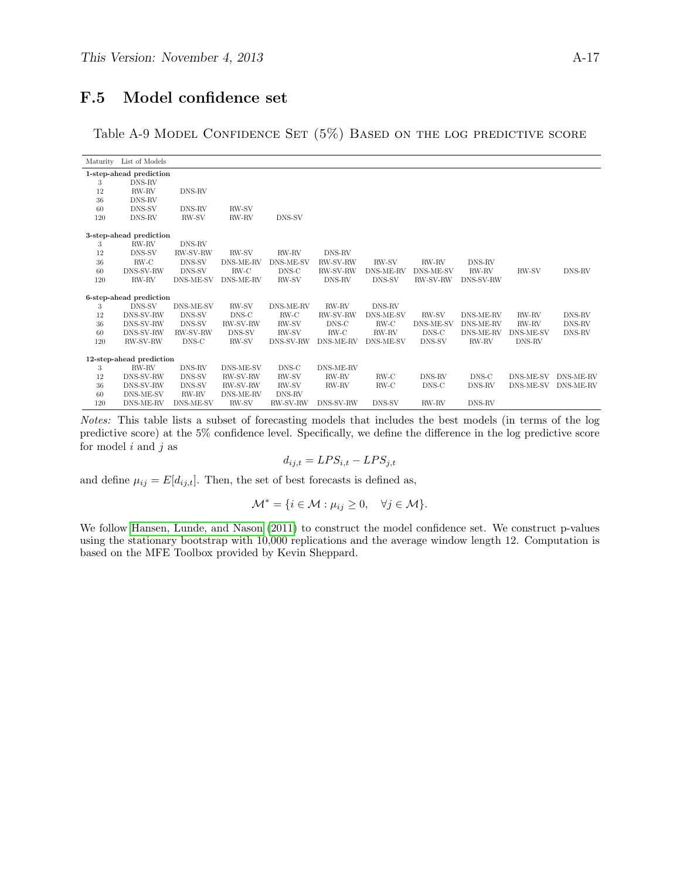## F.5 Model confidence set

Table A-9 Model Confidence Set (5%) Based on the log predictive score

| Maturity | List of Models | | | | | | | | | |
|---|---|---|---|---|---|---|---|---|---|---|
| **1-step-ahead prediction** | | | | | | | | | | |
| 3 | DNS-RV | | | | | | | | | |
| 12 | RW-RV | DNS-RV | | | | | | | | |
| 36 | DNS-RV | | | | | | | | | |
| 60 | DNS-SV | DNS-RV | RW-SV | | | | | | | |
| 120 | DNS-RV | RW-SV | RW-RV | DNS-SV | | | | | | |
| **3-step-ahead prediction** | | | | | | | | | | |
| 3 | RW-RV | DNS-RV | | | | | | | | |
| 12 | DNS-SV | RW-SV-RW | RW-SV | RW-RV | DNS-RV | | | | | |
| 36 | RW-C | DNS-SV | DNS-ME-RV | DNS-ME-SV | RW-SV-RW | RW-SV | RW-RV | DNS-RV | | |
| 60 | DNS-SV-RW | DNS-SV | RW-C | DNS-C | RW-SV-RW | DNS-ME-RV | DNS-ME-SV | RW-RV | RW-SV | DNS-RV |
| 120 | RW-RV | DNS-ME-SV | DNS-ME-RV | RW-SV | DNS-RV | DNS-SV | RW-SV-RW | DNS-SV-RW | | |
| **6-step-ahead prediction** | | | | | | | | | | |
| 3 | DNS-SV | DNS-ME-SV | RW-SV | DNS-ME-RV | RW-RV | DNS-RV | | | | |
| 12 | DNS-SV-RW | DNS-SV | DNS-C | RW-C | RW-SV-RW | DNS-ME-SV | RW-SV | DNS-ME-RV | RW-RV | DNS-RV |
| 36 | DNS-SV-RW | DNS-SV | RW-SV-RW | RW-SV | DNS-C | RW-C | DNS-ME-SV | DNS-ME-RV | RW-RV | DNS-RV |
| 60 | DNS-SV-RW | RW-SV-RW | DNS-SV | RW-SV | RW-C | RW-RV | DNS-C | DNS-ME-RV | DNS-ME-SV | DNS-RV |
| 120 | RW-SV-RW | DNS-C | RW-SV | DNS-SV-RW | DNS-ME-RV | DNS-ME-SV | DNS-SV | RW-RV | DNS-RV | |
| **12-step-ahead prediction** | | | | | | | | | | |
| 3 | RW-RV | DNS-RV | DNS-ME-SV | DNS-C | DNS-ME-RV | | | | | |
| 12 | DNS-SV-RW | DNS-SV | RW-SV-RW | RW-SV | RW-RV | RW-C | DNS-RV | DNS-C | DNS-ME-SV | DNS-ME-RV |
| 36 | DNS-SV-RW | DNS-SV | RW-SV-RW | RW-SV | RW-RV | RW-C | DNS-C | DNS-RV | DNS-ME-SV | DNS-ME-RV |
| 60 | DNS-ME-SV | RW-RV | DNS-ME-RV | DNS-RV | | | | | | |
| 120 | DNS-ME-RV | DNS-ME-SV | RW-SV | RW-SV-RW | DNS-SV-RW | DNS-SV | RW-RV | DNS-RV | | |

*Notes:* This table lists a subset of forecasting models that includes the best models (in terms of the log predictive score) at the 5% confidence level. Specifically, we define the difference in the log predictive score for model $i$ and $j$ as

$$d_{ij,t} = LPS_{i,t} - LPS_{j,t}$$

and define $\mu_{ij} = E[d_{ij,t}]$. Then, the set of best forecasts is defined as,

$$\mathcal{M}^* = \{i \in \mathcal{M} : \mu_{ij} \geq 0, \quad \forall j \in \mathcal{M}\}.$$

We follow Hansen, Lunde, and Nason (2011) to construct the model confidence set. We construct p-values using the stationary bootstrap with 10,000 replications and the average window length 12. Computation is based on the MFE Toolbox provided by Kevin Sheppard.